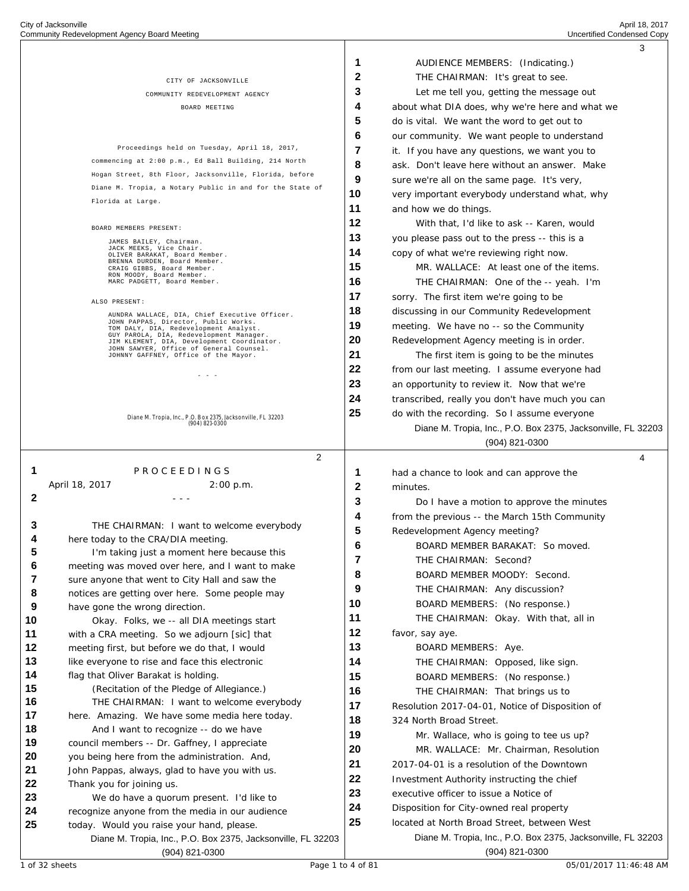CITY OF JACKSONVILLE

COMMUNITY REDEVELOPMENT AGENCY

BOARD MEETING

Proceedings held on Tuesday, April 18, 2017, commencing at 2:00 p.m., Ed Ball Building, 214 North Hogan Street, 8th Floor, Jacksonville, Florida, before Diane M. Tropia, a Notary Public in and for the State of Florida at Large.

BOARD MEMBERS PRESENT:

JAMES BAILEY, Chairman.
JACK MEEKS, Vice Chair.
OLIVER BARAKAT, Board Member.
BRENNA DURDEN, Board Member.
CRAIG GIBBS, Board Member.
RON MOODY, Board Member.
MARC PADGETT, Board Member.

ALSO PRESENT:

AUNDRA WALLACE, DIA, Chief Executive Officer.
JOHN PAPPAS, Director, Public Works.
TOM DALY, DIA, Redevelopment Analyst.
GUY PAROLA, DIA, Redevelopment Manager.
JIM KLEMENT, DIA, Development Coordinator.
JOHN SAWYER, Office of General Counsel.
JOHNNY GAFFNEY, Office of the Mayor.

\- - -

P R O C E E D I N G S

April 18, 2017 2:00 p.m.

\- - -

THE CHAIRMAN: I want to welcome everybody here today to the CRA/DIA meeting.

I'm taking just a moment here because this meeting was moved over here, and I want to make sure anyone that went to City Hall and saw the notices are getting over here. Some people may have gone the wrong direction.

Okay. Folks, we -- all DIA meetings start with a CRA meeting. So we adjourn [sic] that meeting first, but before we do that, I would like everyone to rise and face this electronic flag that Oliver Barakat is holding.

(Recitation of the Pledge of Allegiance.)

THE CHAIRMAN: I want to welcome everybody here. Amazing. We have some media here today.

And I want to recognize -- do we have council members -- Dr. Gaffney, I appreciate you being here from the administration. And, John Pappas, always, glad to have you with us. Thank you for joining us.

We do have a quorum present. I'd like to recognize anyone from the media in our audience today. Would you raise your hand, please.

AUDIENCE MEMBERS: (Indicating.)

THE CHAIRMAN: It's great to see.

Let me tell you, getting the message out about what DIA does, why we're here and what we do is vital. We want the word to get out to our community. We want people to understand it. If you have any questions, we want you to ask. Don't leave here without an answer. Make sure we're all on the same page. It's very, very important everybody understand what, why and how we do things.

With that, I'd like to ask -- Karen, would you please pass out to the press -- this is a copy of what we're reviewing right now.

MR. WALLACE: At least one of the items.

THE CHAIRMAN: One of the -- yeah. I'm sorry. The first item we're going to be discussing in our Community Redevelopment meeting. We have no -- so the Community Redevelopment Agency meeting is in order.

The first item is going to be the minutes from our last meeting. I assume everyone had an opportunity to review it. Now that we're transcribed, really you don't have much you can do with the recording. So I assume everyone had a chance to look and can approve the minutes.

Do I have a motion to approve the minutes from the previous -- the March 15th Community Redevelopment Agency meeting?

BOARD MEMBER BARAKAT: So moved.

THE CHAIRMAN: Second?

BOARD MEMBER MOODY: Second.

THE CHAIRMAN: Any discussion?

BOARD MEMBERS: (No response.)

THE CHAIRMAN: Okay. With that, all in favor, say aye.

BOARD MEMBERS: Aye.

THE CHAIRMAN: Opposed, like sign.

BOARD MEMBERS: (No response.)

THE CHAIRMAN: That brings us to Resolution 2017-04-01, Notice of Disposition of 324 North Broad Street.

Mr. Wallace, who is going to tee us up?

MR. WALLACE: Mr. Chairman, Resolution 2017-04-01 is a resolution of the Downtown Investment Authority instructing the chief executive officer to issue a Notice of Disposition for City-owned real property located at North Broad Street, between West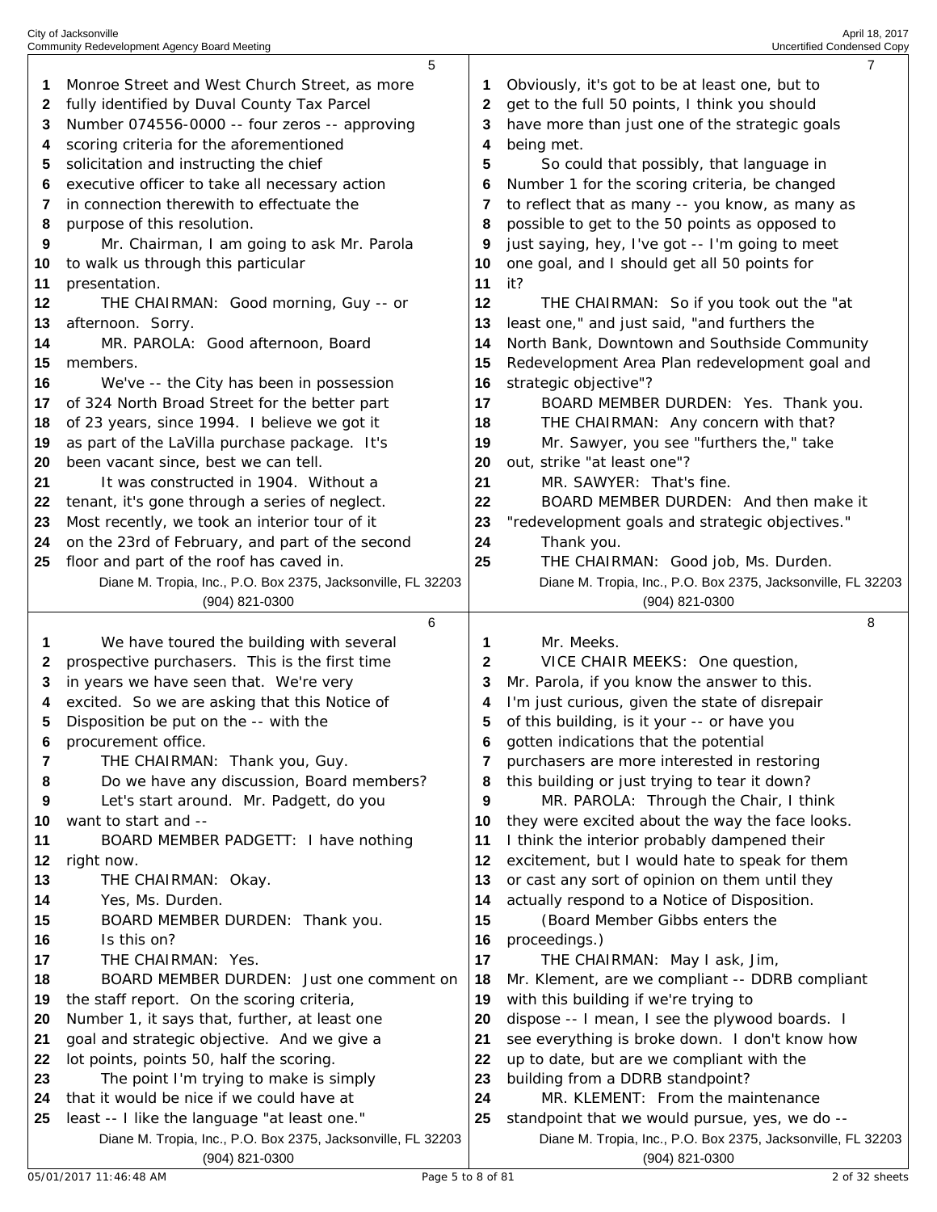Monroe Street and West Church Street, as more fully identified by Duval County Tax Parcel Number 074556-0000 -- four zeros -- approving scoring criteria for the aforementioned solicitation and instructing the chief executive officer to take all necessary action in connection therewith to effectuate the purpose of this resolution.

Mr. Chairman, I am going to ask Mr. Parola to walk us through this particular presentation.

THE CHAIRMAN: Good morning, Guy -- or afternoon. Sorry.

MR. PAROLA: Good afternoon, Board members.

We've -- the City has been in possession of 324 North Broad Street for the better part of 23 years, since 1994. I believe we got it as part of the LaVilla purchase package. It's been vacant since, best we can tell.

It was constructed in 1904. Without a tenant, it's gone through a series of neglect. Most recently, we took an interior tour of it on the 23rd of February, and part of the second floor and part of the roof has caved in.

We have toured the building with several prospective purchasers. This is the first time in years we have seen that. We're very excited. So we are asking that this Notice of Disposition be put on the -- with the procurement office.

THE CHAIRMAN: Thank you, Guy.

Do we have any discussion, Board members?

Let's start around. Mr. Padgett, do you want to start and --

BOARD MEMBER PADGETT: I have nothing right now.

THE CHAIRMAN: Okay.

Yes, Ms. Durden.

BOARD MEMBER DURDEN: Thank you.

Is this on?

THE CHAIRMAN: Yes.

BOARD MEMBER DURDEN: Just one comment on the staff report. On the scoring criteria, Number 1, it says that, further, at least one goal and strategic objective. And we give a lot points, points 50, half the scoring.

The point I'm trying to make is simply that it would be nice if we could have at least -- I like the language "at least one." Obviously, it's got to be at least one, but to get to the full 50 points, I think you should have more than just one of the strategic goals being met.

So could that possibly, that language in Number 1 for the scoring criteria, be changed to reflect that as many -- you know, as many as possible to get to the 50 points as opposed to just saying, hey, I've got -- I'm going to meet one goal, and I should get all 50 points for it?

THE CHAIRMAN: So if you took out the "at least one," and just said, "and furthers the North Bank, Downtown and Southside Community Redevelopment Area Plan redevelopment goal and strategic objective"?

BOARD MEMBER DURDEN: Yes. Thank you.

THE CHAIRMAN: Any concern with that?

Mr. Sawyer, you see "furthers the," take out, strike "at least one"?

MR. SAWYER: That's fine.

BOARD MEMBER DURDEN: And then make it "redevelopment goals and strategic objectives."

Thank you.

THE CHAIRMAN: Good job, Ms. Durden.

Mr. Meeks.

VICE CHAIR MEEKS: One question, Mr. Parola, if you know the answer to this. I'm just curious, given the state of disrepair of this building, is it your -- or have you gotten indications that the potential purchasers are more interested in restoring this building or just trying to tear it down?

MR. PAROLA: Through the Chair, I think they were excited about the way the face looks. I think the interior probably dampened their excitement, but I would hate to speak for them or cast any sort of opinion on them until they actually respond to a Notice of Disposition.

(Board Member Gibbs enters the proceedings.)

THE CHAIRMAN: May I ask, Jim, Mr. Klement, are we compliant -- DDRB compliant with this building if we're trying to dispose -- I mean, I see the plywood boards. I see everything is broke down. I don't know how up to date, but are we compliant with the building from a DDRB standpoint?

MR. KLEMENT: From the maintenance standpoint that we would pursue, yes, we do --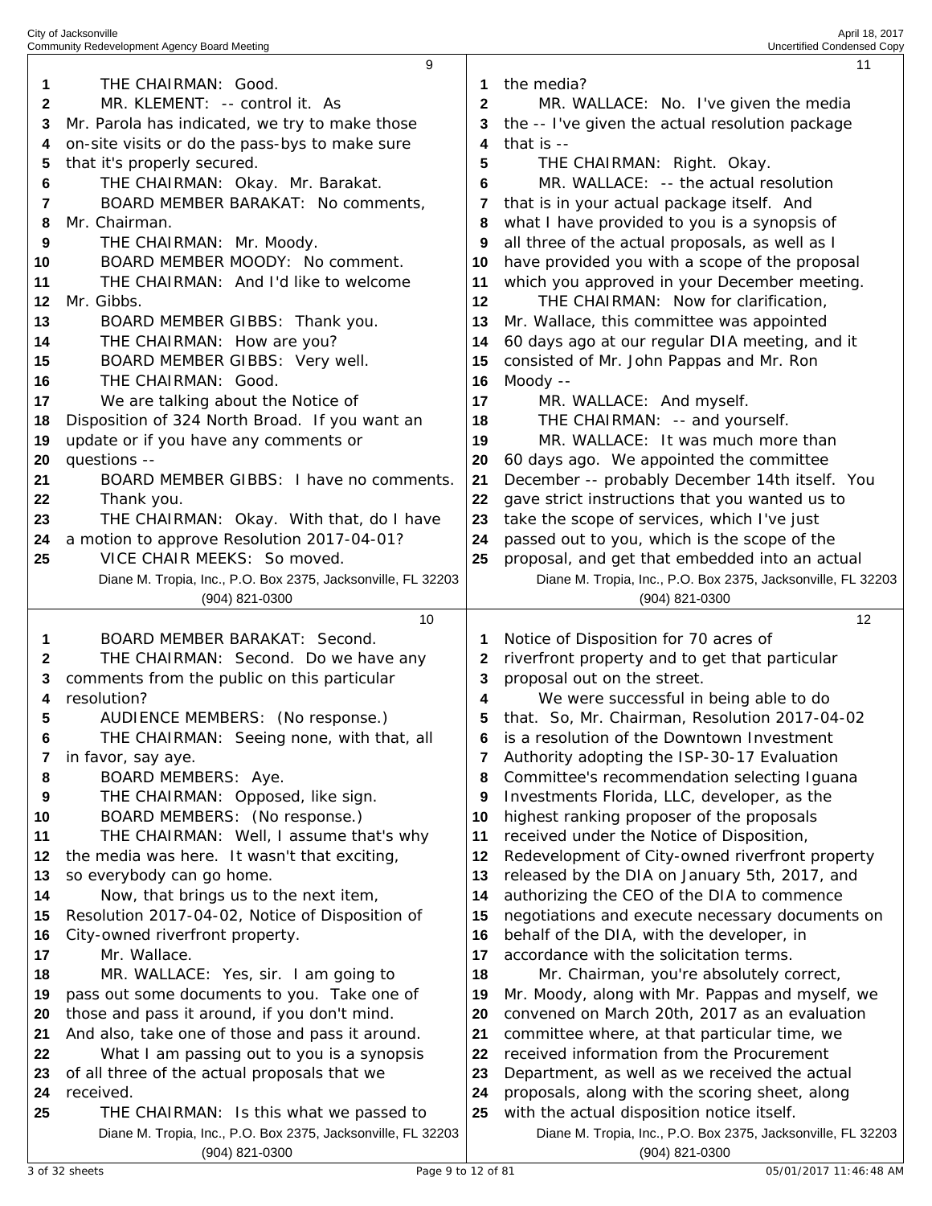THE CHAIRMAN: Good.

MR. KLEMENT: -- control it. As Mr. Parola has indicated, we try to make those on-site visits or do the pass-bys to make sure that it's properly secured.

THE CHAIRMAN: Okay. Mr. Barakat.

BOARD MEMBER BARAKAT: No comments, Mr. Chairman.

THE CHAIRMAN: Mr. Moody.

BOARD MEMBER MOODY: No comment.

THE CHAIRMAN: And I'd like to welcome Mr. Gibbs.

BOARD MEMBER GIBBS: Thank you.

THE CHAIRMAN: How are you?

BOARD MEMBER GIBBS: Very well.

THE CHAIRMAN: Good.

We are talking about the Notice of Disposition of 324 North Broad. If you want an update or if you have any comments or questions --

BOARD MEMBER GIBBS: I have no comments. Thank you.

THE CHAIRMAN: Okay. With that, do I have a motion to approve Resolution 2017-04-01?

VICE CHAIR MEEKS: So moved.

BOARD MEMBER BARAKAT: Second.

THE CHAIRMAN: Second. Do we have any comments from the public on this particular resolution?

AUDIENCE MEMBERS: (No response.)

THE CHAIRMAN: Seeing none, with that, all in favor, say aye.

BOARD MEMBERS: Aye.

THE CHAIRMAN: Opposed, like sign.

BOARD MEMBERS: (No response.)

THE CHAIRMAN: Well, I assume that's why the media was here. It wasn't that exciting, so everybody can go home.

Now, that brings us to the next item, Resolution 2017-04-02, Notice of Disposition of City-owned riverfront property.

Mr. Wallace.

MR. WALLACE: Yes, sir. I am going to pass out some documents to you. Take one of those and pass it around, if you don't mind. And also, take one of those and pass it around.

What I am passing out to you is a synopsis of all three of the actual proposals that we received.

THE CHAIRMAN: Is this what we passed to the media?

MR. WALLACE: No. I've given the media the -- I've given the actual resolution package that is --

THE CHAIRMAN: Right. Okay.

MR. WALLACE: -- the actual resolution that is in your actual package itself. And what I have provided to you is a synopsis of all three of the actual proposals, as well as I have provided you with a scope of the proposal which you approved in your December meeting.

THE CHAIRMAN: Now for clarification, Mr. Wallace, this committee was appointed 60 days ago at our regular DIA meeting, and it consisted of Mr. John Pappas and Mr. Ron Moody --

MR. WALLACE: And myself.

THE CHAIRMAN: -- and yourself.

MR. WALLACE: It was much more than 60 days ago. We appointed the committee December -- probably December 14th itself. You gave strict instructions that you wanted us to take the scope of services, which I've just passed out to you, which is the scope of the proposal, and get that embedded into an actual Notice of Disposition for 70 acres of riverfront property and to get that particular proposal out on the street.

We were successful in being able to do that. So, Mr. Chairman, Resolution 2017-04-02 is a resolution of the Downtown Investment Authority adopting the ISP-30-17 Evaluation Committee's recommendation selecting Iguana Investments Florida, LLC, developer, as the highest ranking proposer of the proposals received under the Notice of Disposition, Redevelopment of City-owned riverfront property released by the DIA on January 5th, 2017, and authorizing the CEO of the DIA to commence negotiations and execute necessary documents on behalf of the DIA, with the developer, in accordance with the solicitation terms.

Mr. Chairman, you're absolutely correct, Mr. Moody, along with Mr. Pappas and myself, we convened on March 20th, 2017 as an evaluation committee where, at that particular time, we received information from the Procurement Department, as well as we received the actual proposals, along with the scoring sheet, along with the actual disposition notice itself.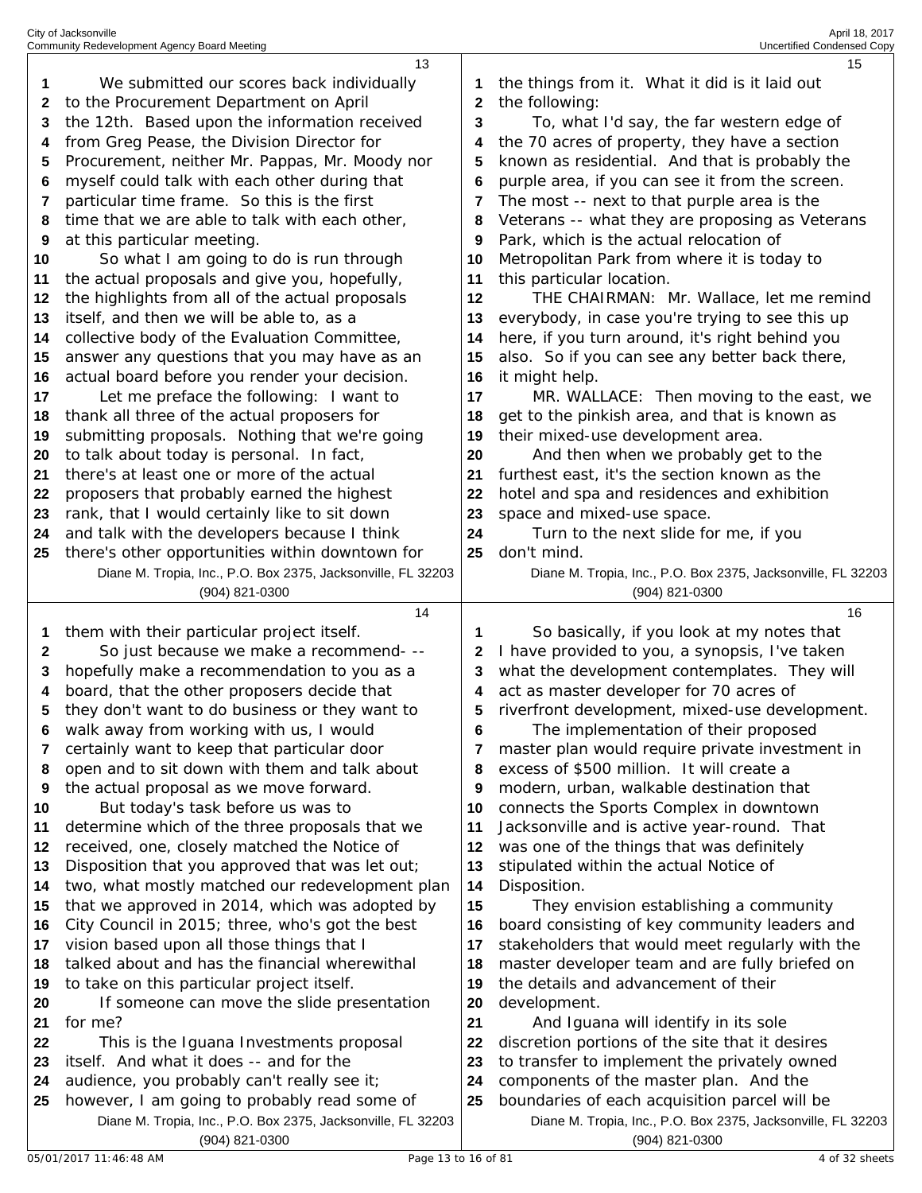**Page 13**

1 We submitted our scores back individually
2 to the Procurement Department on April
3 the 12th. Based upon the information received
4 from Greg Pease, the Division Director for
5 Procurement, neither Mr. Pappas, Mr. Moody nor
6 myself could talk with each other during that
7 particular time frame. So this is the first
8 time that we are able to talk with each other,
9 at this particular meeting.
10 So what I am going to do is run through
11 the actual proposals and give you, hopefully,
12 the highlights from all of the actual proposals
13 itself, and then we will be able to, as a
14 collective body of the Evaluation Committee,
15 answer any questions that you may have as an
16 actual board before you render your decision.
17 Let me preface the following: I want to
18 thank all three of the actual proposers for
19 submitting proposals. Nothing that we're going
20 to talk about today is personal. In fact,
21 there's at least one or more of the actual
22 proposers that probably earned the highest
23 rank, that I would certainly like to sit down
24 and talk with the developers because I think
25 there's other opportunities within downtown for

**Page 14**

1 them with their particular project itself.
2 So just because we make a recommend- --
3 hopefully make a recommendation to you as a
4 board, that the other proposers decide that
5 they don't want to do business or they want to
6 walk away from working with us, I would
7 certainly want to keep that particular door
8 open and to sit down with them and talk about
9 the actual proposal as we move forward.
10 But today's task before us was to
11 determine which of the three proposals that we
12 received, one, closely matched the Notice of
13 Disposition that you approved that was let out;
14 two, what mostly matched our redevelopment plan
15 that we approved in 2014, which was adopted by
16 City Council in 2015; three, who's got the best
17 vision based upon all those things that I
18 talked about and has the financial wherewithal
19 to take on this particular project itself.
20 If someone can move the slide presentation
21 for me?
22 This is the Iguana Investments proposal
23 itself. And what it does -- and for the
24 audience, you probably can't really see it;
25 however, I am going to probably read some of

**Page 15**

1 the things from it. What it did is it laid out
2 the following:
3 To, what I'd say, the far western edge of
4 the 70 acres of property, they have a section
5 known as residential. And that is probably the
6 purple area, if you can see it from the screen.
7 The most -- next to that purple area is the
8 Veterans -- what they are proposing as Veterans
9 Park, which is the actual relocation of
10 Metropolitan Park from where it is today to
11 this particular location.
12 THE CHAIRMAN: Mr. Wallace, let me remind
13 everybody, in case you're trying to see this up
14 here, if you turn around, it's right behind you
15 also. So if you can see any better back there,
16 it might help.
17 MR. WALLACE: Then moving to the east, we
18 get to the pinkish area, and that is known as
19 their mixed-use development area.
20 And then when we probably get to the
21 furthest east, it's the section known as the
22 hotel and spa and residences and exhibition
23 space and mixed-use space.
24 Turn to the next slide for me, if you
25 don't mind.

**Page 16**

1 So basically, if you look at my notes that
2 I have provided to you, a synopsis, I've taken
3 what the development contemplates. They will
4 act as master developer for 70 acres of
5 riverfront development, mixed-use development.
6 The implementation of their proposed
7 master plan would require private investment in
8 excess of $500 million. It will create a
9 modern, urban, walkable destination that
10 connects the Sports Complex in downtown
11 Jacksonville and is active year-round. That
12 was one of the things that was definitely
13 stipulated within the actual Notice of
14 Disposition.
15 They envision establishing a community
16 board consisting of key community leaders and
17 stakeholders that would meet regularly with the
18 master developer team and are fully briefed on
19 the details and advancement of their
20 development.
21 And Iguana will identify in its sole
22 discretion portions of the site that it desires
23 to transfer to implement the privately owned
24 components of the master plan. And the
25 boundaries of each acquisition parcel will be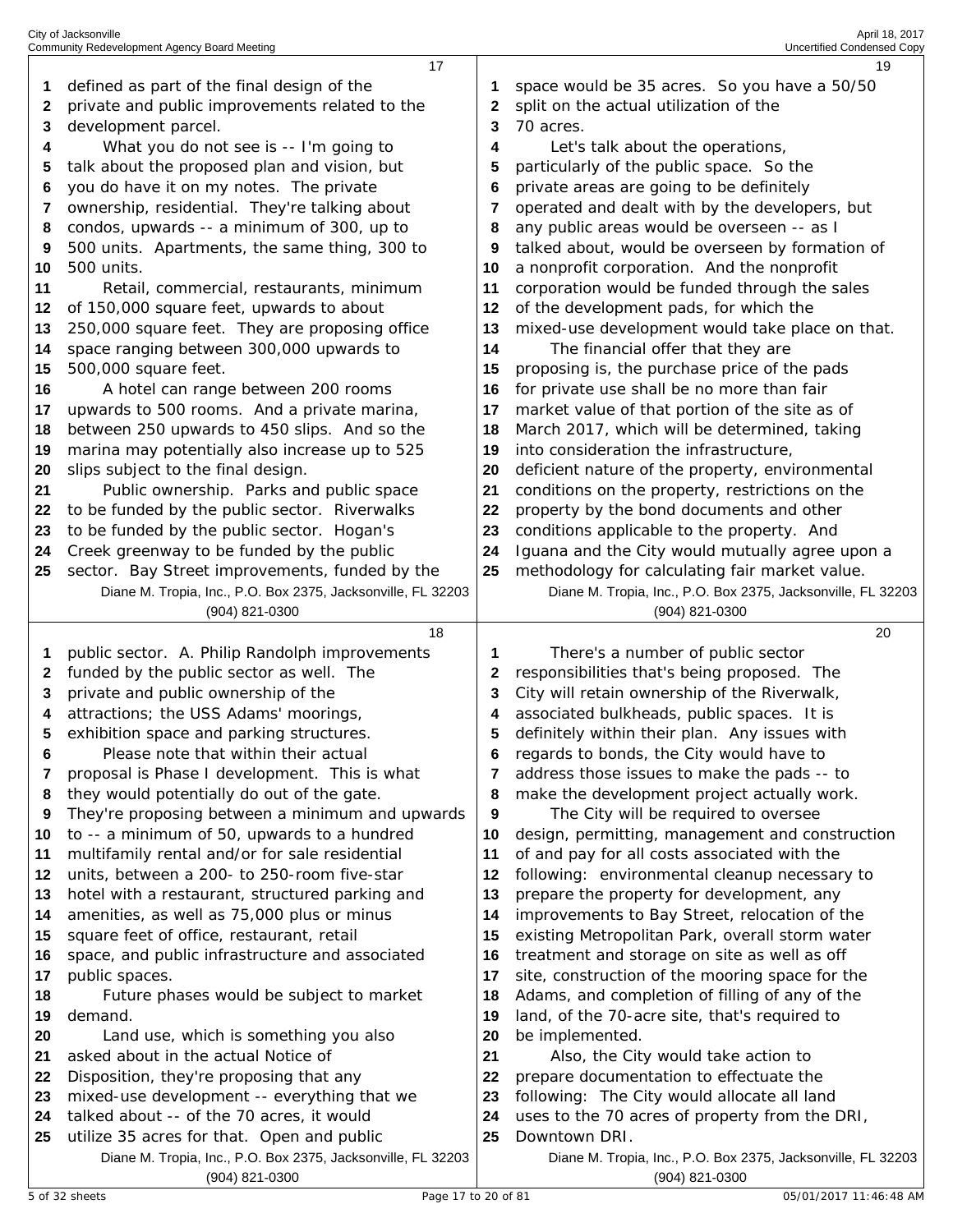defined as part of the final design of the private and public improvements related to the development parcel.

What you do not see is -- I'm going to talk about the proposed plan and vision, but you do have it on my notes. The private ownership, residential. They're talking about condos, upwards -- a minimum of 300, up to 500 units. Apartments, the same thing, 300 to 500 units.

Retail, commercial, restaurants, minimum of 150,000 square feet, upwards to about 250,000 square feet. They are proposing office space ranging between 300,000 upwards to 500,000 square feet.

A hotel can range between 200 rooms upwards to 500 rooms. And a private marina, between 250 upwards to 450 slips. And so the marina may potentially also increase up to 525 slips subject to the final design.

Public ownership. Parks and public space to be funded by the public sector. Riverwalks to be funded by the public sector. Hogan's Creek greenway to be funded by the public sector. Bay Street improvements, funded by the public sector. A. Philip Randolph improvements funded by the public sector as well. The private and public ownership of the attractions; the USS Adams' moorings, exhibition space and parking structures.

Please note that within their actual proposal is Phase I development. This is what they would potentially do out of the gate. They're proposing between a minimum and upwards to -- a minimum of 50, upwards to a hundred multifamily rental and/or for sale residential units, between a 200- to 250-room five-star hotel with a restaurant, structured parking and amenities, as well as 75,000 plus or minus square feet of office, restaurant, retail space, and public infrastructure and associated public spaces.

Future phases would be subject to market demand.

Land use, which is something you also asked about in the actual Notice of Disposition, they're proposing that any mixed-use development -- everything that we talked about -- of the 70 acres, it would utilize 35 acres for that. Open and public space would be 35 acres. So you have a 50/50 split on the actual utilization of the 70 acres.

Let's talk about the operations, particularly of the public space. So the private areas are going to be definitely operated and dealt with by the developers, but any public areas would be overseen -- as I talked about, would be overseen by formation of a nonprofit corporation. And the nonprofit corporation would be funded through the sales of the development pads, for which the mixed-use development would take place on that.

The financial offer that they are proposing is, the purchase price of the pads for private use shall be no more than fair market value of that portion of the site as of March 2017, which will be determined, taking into consideration the infrastructure, deficient nature of the property, environmental conditions on the property, restrictions on the property by the bond documents and other conditions applicable to the property. And Iguana and the City would mutually agree upon a methodology for calculating fair market value.

There's a number of public sector responsibilities that's being proposed. The City will retain ownership of the Riverwalk, associated bulkheads, public spaces. It is definitely within their plan. Any issues with regards to bonds, the City would have to address those issues to make the pads -- to make the development project actually work.

The City will be required to oversee design, permitting, management and construction of and pay for all costs associated with the following: environmental cleanup necessary to prepare the property for development, any improvements to Bay Street, relocation of the existing Metropolitan Park, overall storm water treatment and storage on site as well as off site, construction of the mooring space for the Adams, and completion of filling of any of the land, of the 70-acre site, that's required to be implemented.

Also, the City would take action to prepare documentation to effectuate the following: The City would allocate all land uses to the 70 acres of property from the DRI, Downtown DRI.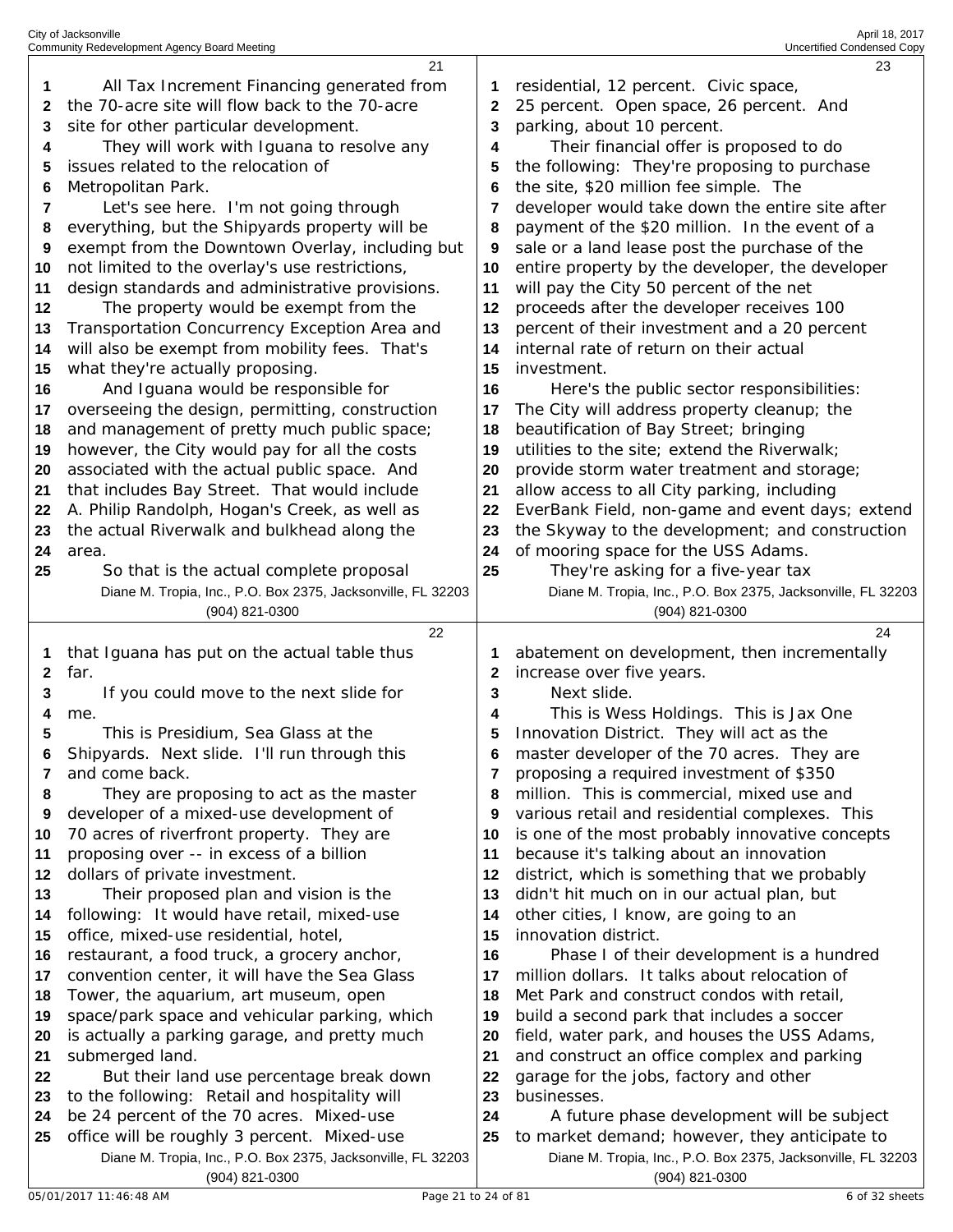All Tax Increment Financing generated from the 70-acre site will flow back to the 70-acre site for other particular development.

They will work with Iguana to resolve any issues related to the relocation of Metropolitan Park.

Let's see here. I'm not going through everything, but the Shipyards property will be exempt from the Downtown Overlay, including but not limited to the overlay's use restrictions, design standards and administrative provisions.

The property would be exempt from the Transportation Concurrency Exception Area and will also be exempt from mobility fees. That's what they're actually proposing.

And Iguana would be responsible for overseeing the design, permitting, construction and management of pretty much public space; however, the City would pay for all the costs associated with the actual public space. And that includes Bay Street. That would include A. Philip Randolph, Hogan's Creek, as well as the actual Riverwalk and bulkhead along the area.

So that is the actual complete proposal that Iguana has put on the actual table thus far.

If you could move to the next slide for me.

This is Presidium, Sea Glass at the Shipyards. Next slide. I'll run through this and come back.

They are proposing to act as the master developer of a mixed-use development of 70 acres of riverfront property. They are proposing over -- in excess of a billion dollars of private investment.

Their proposed plan and vision is the following: It would have retail, mixed-use office, mixed-use residential, hotel, restaurant, a food truck, a grocery anchor, convention center, it will have the Sea Glass Tower, the aquarium, art museum, open space/park space and vehicular parking, which is actually a parking garage, and pretty much submerged land.

But their land use percentage break down to the following: Retail and hospitality will be 24 percent of the 70 acres. Mixed-use office will be roughly 3 percent. Mixed-use residential, 12 percent. Civic space, 25 percent. Open space, 26 percent. And parking, about 10 percent.

Their financial offer is proposed to do the following: They're proposing to purchase the site, $20 million fee simple. The developer would take down the entire site after payment of the $20 million. In the event of a sale or a land lease post the purchase of the entire property by the developer, the developer will pay the City 50 percent of the net proceeds after the developer receives 100 percent of their investment and a 20 percent internal rate of return on their actual investment.

Here's the public sector responsibilities: The City will address property cleanup; the beautification of Bay Street; bringing utilities to the site; extend the Riverwalk; provide storm water treatment and storage; allow access to all City parking, including EverBank Field, non-game and event days; extend the Skyway to the development; and construction of mooring space for the USS Adams.

They're asking for a five-year tax abatement on development, then incrementally increase over five years.

Next slide.

This is Wess Holdings. This is Jax One Innovation District. They will act as the master developer of the 70 acres. They are proposing a required investment of $350 million. This is commercial, mixed use and various retail and residential complexes. This is one of the most probably innovative concepts because it's talking about an innovation district, which is something that we probably didn't hit much on in our actual plan, but other cities, I know, are going to an innovation district.

Phase I of their development is a hundred million dollars. It talks about relocation of Met Park and construct condos with retail, build a second park that includes a soccer field, water park, and houses the USS Adams, and construct an office complex and parking garage for the jobs, factory and other businesses.

A future phase development will be subject to market demand; however, they anticipate to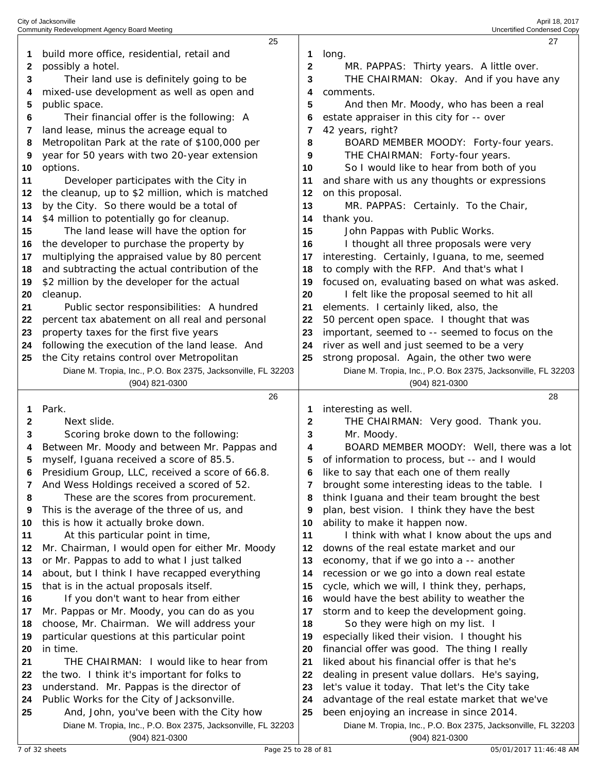build more office, residential, retail and possibly a hotel.

Their land use is definitely going to be mixed-use development as well as open and public space.

Their financial offer is the following: A land lease, minus the acreage equal to Metropolitan Park at the rate of $100,000 per year for 50 years with two 20-year extension options.

Developer participates with the City in the cleanup, up to $2 million, which is matched by the City. So there would be a total of $4 million to potentially go for cleanup.

The land lease will have the option for the developer to purchase the property by multiplying the appraised value by 80 percent and subtracting the actual contribution of the $2 million by the developer for the actual cleanup.

Public sector responsibilities: A hundred percent tax abatement on all real and personal property taxes for the first five years following the execution of the land lease. And the City retains control over Metropolitan Park.

Next slide.

Scoring broke down to the following: Between Mr. Moody and between Mr. Pappas and myself, Iguana received a score of 85.5. Presidium Group, LLC, received a score of 66.8. And Wess Holdings received a scored of 52.

These are the scores from procurement. This is the average of the three of us, and this is how it actually broke down.

At this particular point in time, Mr. Chairman, I would open for either Mr. Moody or Mr. Pappas to add to what I just talked about, but I think I have recapped everything that is in the actual proposals itself.

If you don't want to hear from either Mr. Pappas or Mr. Moody, you can do as you choose, Mr. Chairman. We will address your particular questions at this particular point in time.

THE CHAIRMAN: I would like to hear from the two. I think it's important for folks to understand. Mr. Pappas is the director of Public Works for the City of Jacksonville.

And, John, you've been with the City how long.

MR. PAPPAS: Thirty years. A little over.

THE CHAIRMAN: Okay. And if you have any comments.

And then Mr. Moody, who has been a real estate appraiser in this city for -- over 42 years, right?

BOARD MEMBER MOODY: Forty-four years.

THE CHAIRMAN: Forty-four years.

So I would like to hear from both of you and share with us any thoughts or expressions on this proposal.

MR. PAPPAS: Certainly. To the Chair, thank you.

John Pappas with Public Works.

I thought all three proposals were very interesting. Certainly, Iguana, to me, seemed to comply with the RFP. And that's what I focused on, evaluating based on what was asked.

I felt like the proposal seemed to hit all elements. I certainly liked, also, the 50 percent open space. I thought that was important, seemed to -- seemed to focus on the river as well and just seemed to be a very strong proposal. Again, the other two were interesting as well.

THE CHAIRMAN: Very good. Thank you.

Mr. Moody.

BOARD MEMBER MOODY: Well, there was a lot of information to process, but -- and I would like to say that each one of them really brought some interesting ideas to the table. I think Iguana and their team brought the best plan, best vision. I think they have the best ability to make it happen now.

I think with what I know about the ups and downs of the real estate market and our economy, that if we go into a -- another recession or we go into a down real estate cycle, which we will, I think they, perhaps, would have the best ability to weather the storm and to keep the development going.

So they were high on my list. I especially liked their vision. I thought his financial offer was good. The thing I really liked about his financial offer is that he's dealing in present value dollars. He's saying, let's value it today. That let's the City take advantage of the real estate market that we've been enjoying an increase in since 2014.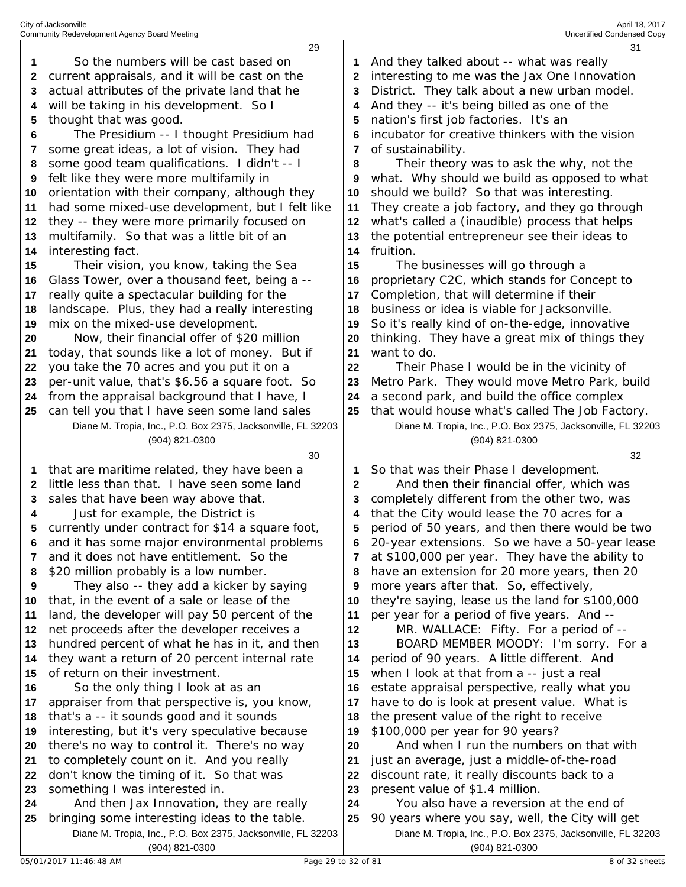So the numbers will be cast based on current appraisals, and it will be cast on the actual attributes of the private land that he will be taking in his development. So I thought that was good.

The Presidium -- I thought Presidium had some great ideas, a lot of vision. They had some good team qualifications. I didn't -- I felt like they were more multifamily in orientation with their company, although they had some mixed-use development, but I felt like they -- they were more primarily focused on multifamily. So that was a little bit of an interesting fact.

Their vision, you know, taking the Sea Glass Tower, over a thousand feet, being a -- really quite a spectacular building for the landscape. Plus, they had a really interesting mix on the mixed-use development.

Now, their financial offer of $20 million today, that sounds like a lot of money. But if you take the 70 acres and you put it on a per-unit value, that's $6.56 a square foot. So from the appraisal background that I have, I can tell you that I have seen some land sales that are maritime related, they have been a little less than that. I have seen some land sales that have been way above that.

Just for example, the District is currently under contract for $14 a square foot, and it has some major environmental problems and it does not have entitlement. So the $20 million probably is a low number.

They also -- they add a kicker by saying that, in the event of a sale or lease of the land, the developer will pay 50 percent of the net proceeds after the developer receives a hundred percent of what he has in it, and then they want a return of 20 percent internal rate of return on their investment.

So the only thing I look at as an appraiser from that perspective is, you know, that's a -- it sounds good and it sounds interesting, but it's very speculative because there's no way to control it. There's no way to completely count on it. And you really don't know the timing of it. So that was something I was interested in.

And then Jax Innovation, they are really bringing some interesting ideas to the table. And they talked about -- what was really interesting to me was the Jax One Innovation District. They talk about a new urban model. And they -- it's being billed as one of the nation's first job factories. It's an incubator for creative thinkers with the vision of sustainability.

Their theory was to ask the why, not the what. Why should we build as opposed to what should we build? So that was interesting. They create a job factory, and they go through what's called a (inaudible) process that helps the potential entrepreneur see their ideas to fruition.

The businesses will go through a proprietary C2C, which stands for Concept to Completion, that will determine if their business or idea is viable for Jacksonville. So it's really kind of on-the-edge, innovative thinking. They have a great mix of things they want to do.

Their Phase I would be in the vicinity of Metro Park. They would move Metro Park, build a second park, and build the office complex that would house what's called The Job Factory. So that was their Phase I development.

And then their financial offer, which was completely different from the other two, was that the City would lease the 70 acres for a period of 50 years, and then there would be two 20-year extensions. So we have a 50-year lease at $100,000 per year. They have the ability to have an extension for 20 more years, then 20 more years after that. So, effectively, they're saying, lease us the land for $100,000 per year for a period of five years. And --

MR. WALLACE: Fifty. For a period of --

BOARD MEMBER MOODY: I'm sorry. For a period of 90 years. A little different. And when I look at that from a -- just a real estate appraisal perspective, really what you have to do is look at present value. What is the present value of the right to receive $100,000 per year for 90 years?

And when I run the numbers on that with just an average, just a middle-of-the-road discount rate, it really discounts back to a present value of $1.4 million.

You also have a reversion at the end of 90 years where you say, well, the City will get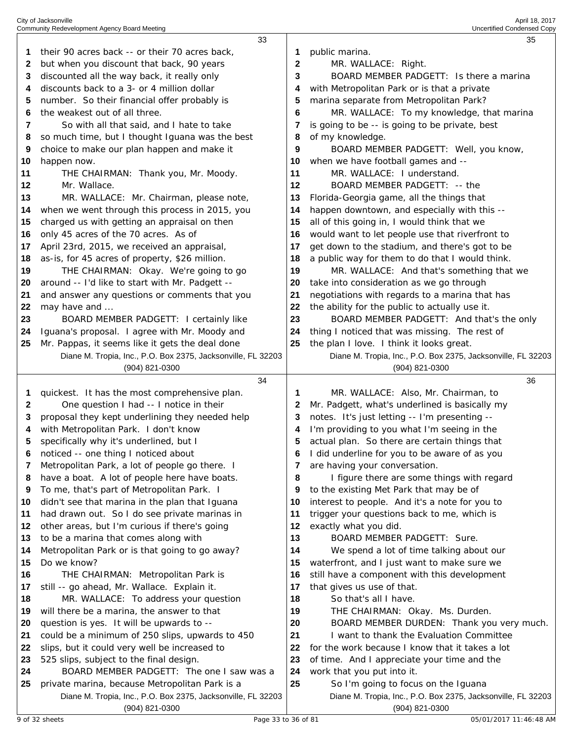their 90 acres back -- or their 70 acres back, but when you discount that back, 90 years discounted all the way back, it really only discounts back to a 3- or 4 million dollar number. So their financial offer probably is the weakest out of all three.

So with all that said, and I hate to take so much time, but I thought Iguana was the best choice to make our plan happen and make it happen now.

THE CHAIRMAN: Thank you, Mr. Moody. Mr. Wallace.

MR. WALLACE: Mr. Chairman, please note, when we went through this process in 2015, you charged us with getting an appraisal on then only 45 acres of the 70 acres. As of April 23rd, 2015, we received an appraisal, as-is, for 45 acres of property, $26 million.

THE CHAIRMAN: Okay. We're going to go around -- I'd like to start with Mr. Padgett -- and answer any questions or comments that you may have and ...

BOARD MEMBER PADGETT: I certainly like Iguana's proposal. I agree with Mr. Moody and Mr. Pappas, it seems like it gets the deal done quickest. It has the most comprehensive plan.

One question I had -- I notice in their proposal they kept underlining they needed help with Metropolitan Park. I don't know specifically why it's underlined, but I noticed -- one thing I noticed about Metropolitan Park, a lot of people go there. I have a boat. A lot of people here have boats. To me, that's part of Metropolitan Park. I didn't see that marina in the plan that Iguana had drawn out. So I do see private marinas in other areas, but I'm curious if there's going to be a marina that comes along with Metropolitan Park or is that going to go away? Do we know?

THE CHAIRMAN: Metropolitan Park is still -- go ahead, Mr. Wallace. Explain it.

MR. WALLACE: To address your question will there be a marina, the answer to that question is yes. It will be upwards to -- could be a minimum of 250 slips, upwards to 450 slips, but it could very well be increased to 525 slips, subject to the final design.

BOARD MEMBER PADGETT: The one I saw was a private marina, because Metropolitan Park is a public marina.

MR. WALLACE: Right.

BOARD MEMBER PADGETT: Is there a marina with Metropolitan Park or is that a private marina separate from Metropolitan Park?

MR. WALLACE: To my knowledge, that marina is going to be -- is going to be private, best of my knowledge.

BOARD MEMBER PADGETT: Well, you know, when we have football games and --

MR. WALLACE: I understand.

BOARD MEMBER PADGETT: -- the Florida-Georgia game, all the things that happen downtown, and especially with this -- all of this going in, I would think that we would want to let people use that riverfront to get down to the stadium, and there's got to be a public way for them to do that I would think.

MR. WALLACE: And that's something that we take into consideration as we go through negotiations with regards to a marina that has the ability for the public to actually use it.

BOARD MEMBER PADGETT: And that's the only thing I noticed that was missing. The rest of the plan I love. I think it looks great.

MR. WALLACE: Also, Mr. Chairman, to Mr. Padgett, what's underlined is basically my notes. It's just letting -- I'm presenting -- I'm providing to you what I'm seeing in the actual plan. So there are certain things that I did underline for you to be aware of as you are having your conversation.

I figure there are some things with regard to the existing Met Park that may be of interest to people. And it's a note for you to trigger your questions back to me, which is exactly what you did.

BOARD MEMBER PADGETT: Sure.

We spend a lot of time talking about our waterfront, and I just want to make sure we still have a component with this development that gives us use of that.

So that's all I have.

THE CHAIRMAN: Okay. Ms. Durden.

BOARD MEMBER DURDEN: Thank you very much.

I want to thank the Evaluation Committee for the work because I know that it takes a lot of time. And I appreciate your time and the work that you put into it.

So I'm going to focus on the Iguana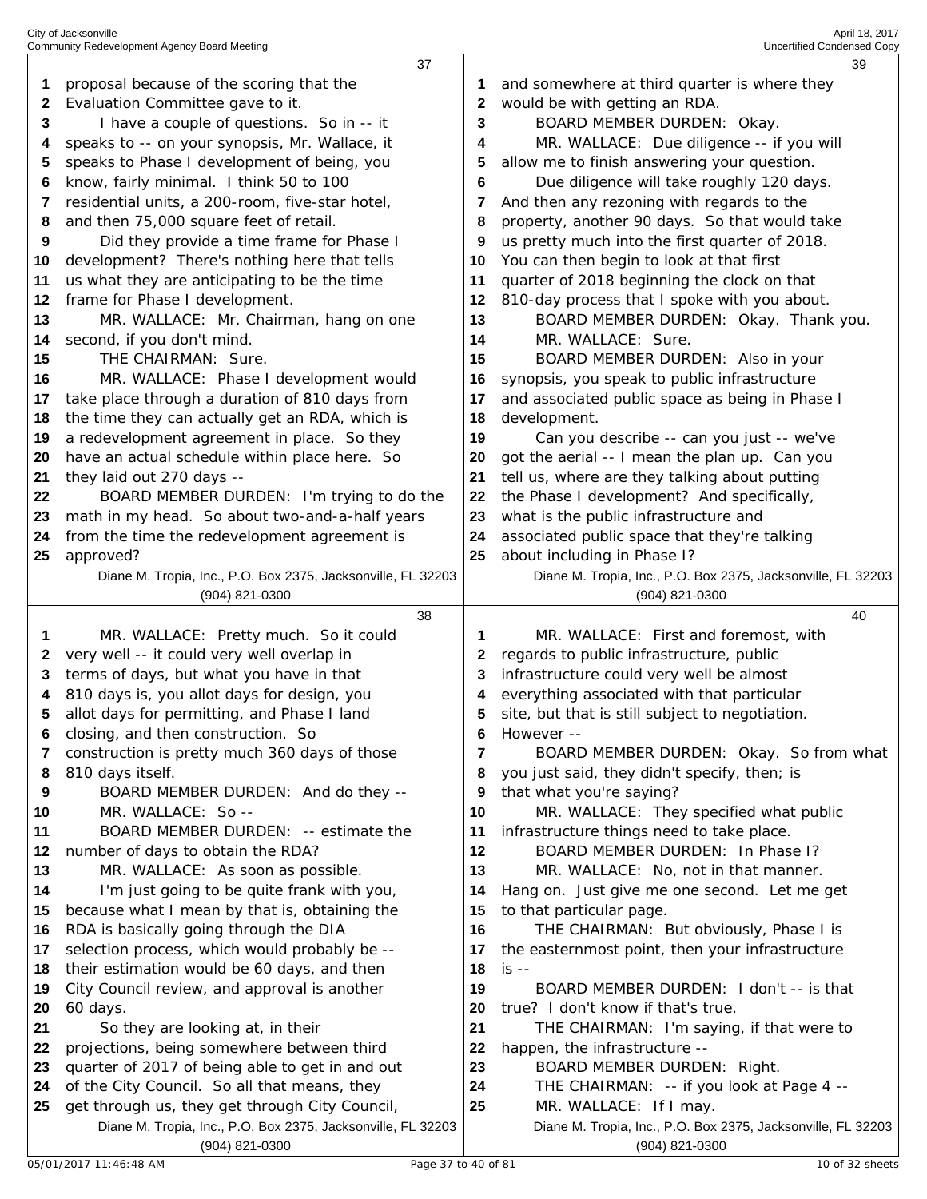proposal because of the scoring that the Evaluation Committee gave to it.

I have a couple of questions. So in -- it speaks to -- on your synopsis, Mr. Wallace, it speaks to Phase I development of being, you know, fairly minimal. I think 50 to 100 residential units, a 200-room, five-star hotel, and then 75,000 square feet of retail.

Did they provide a time frame for Phase I development? There's nothing here that tells us what they are anticipating to be the time frame for Phase I development.

MR. WALLACE: Mr. Chairman, hang on one second, if you don't mind.

THE CHAIRMAN: Sure.

MR. WALLACE: Phase I development would take place through a duration of 810 days from the time they can actually get an RDA, which is a redevelopment agreement in place. So they have an actual schedule within place here. So they laid out 270 days --

BOARD MEMBER DURDEN: I'm trying to do the math in my head. So about two-and-a-half years from the time the redevelopment agreement is approved?

MR. WALLACE: Pretty much. So it could very well -- it could very well overlap in terms of days, but what you have in that 810 days is, you allot days for design, you allot days for permitting, and Phase I land closing, and then construction. So construction is pretty much 360 days of those 810 days itself.

BOARD MEMBER DURDEN: And do they --

MR. WALLACE: So --

BOARD MEMBER DURDEN: -- estimate the number of days to obtain the RDA?

MR. WALLACE: As soon as possible.

I'm just going to be quite frank with you, because what I mean by that is, obtaining the RDA is basically going through the DIA selection process, which would probably be -- their estimation would be 60 days, and then City Council review, and approval is another 60 days.

So they are looking at, in their projections, being somewhere between third quarter of 2017 of being able to get in and out of the City Council. So all that means, they get through us, they get through City Council, and somewhere at third quarter is where they would be with getting an RDA.

BOARD MEMBER DURDEN: Okay.

MR. WALLACE: Due diligence -- if you will allow me to finish answering your question.

Due diligence will take roughly 120 days. And then any rezoning with regards to the property, another 90 days. So that would take us pretty much into the first quarter of 2018. You can then begin to look at that first quarter of 2018 beginning the clock on that 810-day process that I spoke with you about.

BOARD MEMBER DURDEN: Okay. Thank you.

MR. WALLACE: Sure.

BOARD MEMBER DURDEN: Also in your synopsis, you speak to public infrastructure and associated public space as being in Phase I development.

Can you describe -- can you just -- we've got the aerial -- I mean the plan up. Can you tell us, where are they talking about putting the Phase I development? And specifically, what is the public infrastructure and associated public space that they're talking about including in Phase I?

MR. WALLACE: First and foremost, with regards to public infrastructure, public infrastructure could very well be almost everything associated with that particular site, but that is still subject to negotiation. However --

BOARD MEMBER DURDEN: Okay. So from what you just said, they didn't specify, then; is that what you're saying?

MR. WALLACE: They specified what public infrastructure things need to take place.

BOARD MEMBER DURDEN: In Phase I?

MR. WALLACE: No, not in that manner. Hang on. Just give me one second. Let me get to that particular page.

THE CHAIRMAN: But obviously, Phase I is the easternmost point, then your infrastructure is --

BOARD MEMBER DURDEN: I don't -- is that true? I don't know if that's true.

THE CHAIRMAN: I'm saying, if that were to happen, the infrastructure --

BOARD MEMBER DURDEN: Right.

THE CHAIRMAN: -- if you look at Page 4 --

MR. WALLACE: If I may.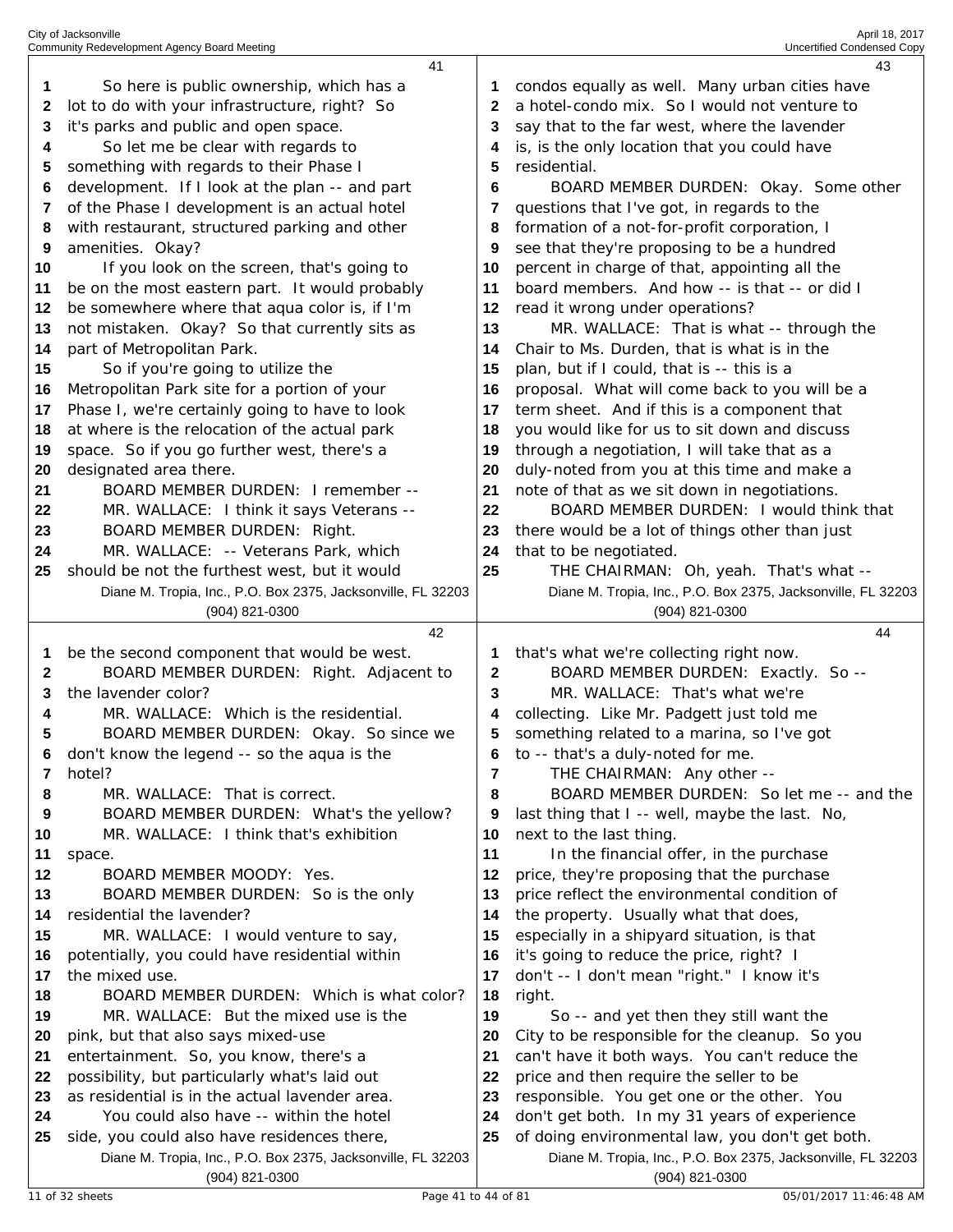So here is public ownership, which has a lot to do with your infrastructure, right? So it's parks and public and open space.

So let me be clear with regards to something with regards to their Phase I development. If I look at the plan -- and part of the Phase I development is an actual hotel with restaurant, structured parking and other amenities. Okay?

If you look on the screen, that's going to be on the most eastern part. It would probably be somewhere where that aqua color is, if I'm not mistaken. Okay? So that currently sits as part of Metropolitan Park.

So if you're going to utilize the Metropolitan Park site for a portion of your Phase I, we're certainly going to have to look at where is the relocation of the actual park space. So if you go further west, there's a designated area there.

BOARD MEMBER DURDEN: I remember --

MR. WALLACE: I think it says Veterans --

BOARD MEMBER DURDEN: Right.

MR. WALLACE: -- Veterans Park, which should be not the furthest west, but it would be the second component that would be west.

BOARD MEMBER DURDEN: Right. Adjacent to the lavender color?

MR. WALLACE: Which is the residential.

BOARD MEMBER DURDEN: Okay. So since we don't know the legend -- so the aqua is the hotel?

MR. WALLACE: That is correct.

BOARD MEMBER DURDEN: What's the yellow?

MR. WALLACE: I think that's exhibition space.

BOARD MEMBER MOODY: Yes.

BOARD MEMBER DURDEN: So is the only residential the lavender?

MR. WALLACE: I would venture to say, potentially, you could have residential within the mixed use.

BOARD MEMBER DURDEN: Which is what color?

MR. WALLACE: But the mixed use is the pink, but that also says mixed-use entertainment. So, you know, there's a possibility, but particularly what's laid out as residential is in the actual lavender area.

You could also have -- within the hotel side, you could also have residences there, condos equally as well. Many urban cities have a hotel-condo mix. So I would not venture to say that to the far west, where the lavender is, is the only location that you could have residential.

BOARD MEMBER DURDEN: Okay. Some other questions that I've got, in regards to the formation of a not-for-profit corporation, I see that they're proposing to be a hundred percent in charge of that, appointing all the board members. And how -- is that -- or did I read it wrong under operations?

MR. WALLACE: That is what -- through the Chair to Ms. Durden, that is what is in the plan, but if I could, that is -- this is a proposal. What will come back to you will be a term sheet. And if this is a component that you would like for us to sit down and discuss through a negotiation, I will take that as a duly-noted from you at this time and make a note of that as we sit down in negotiations.

BOARD MEMBER DURDEN: I would think that there would be a lot of things other than just that to be negotiated.

THE CHAIRMAN: Oh, yeah. That's what -- that's what we're collecting right now.

BOARD MEMBER DURDEN: Exactly. So --

MR. WALLACE: That's what we're collecting. Like Mr. Padgett just told me something related to a marina, so I've got to -- that's a duly-noted for me.

THE CHAIRMAN: Any other --

BOARD MEMBER DURDEN: So let me -- and the last thing that I -- well, maybe the last. No, next to the last thing.

In the financial offer, in the purchase price, they're proposing that the purchase price reflect the environmental condition of the property. Usually what that does, especially in a shipyard situation, is that it's going to reduce the price, right? I don't -- I don't mean "right." I know it's right.

So -- and yet then they still want the City to be responsible for the cleanup. So you can't have it both ways. You can't reduce the price and then require the seller to be responsible. You get one or the other. You don't get both. In my 31 years of experience of doing environmental law, you don't get both.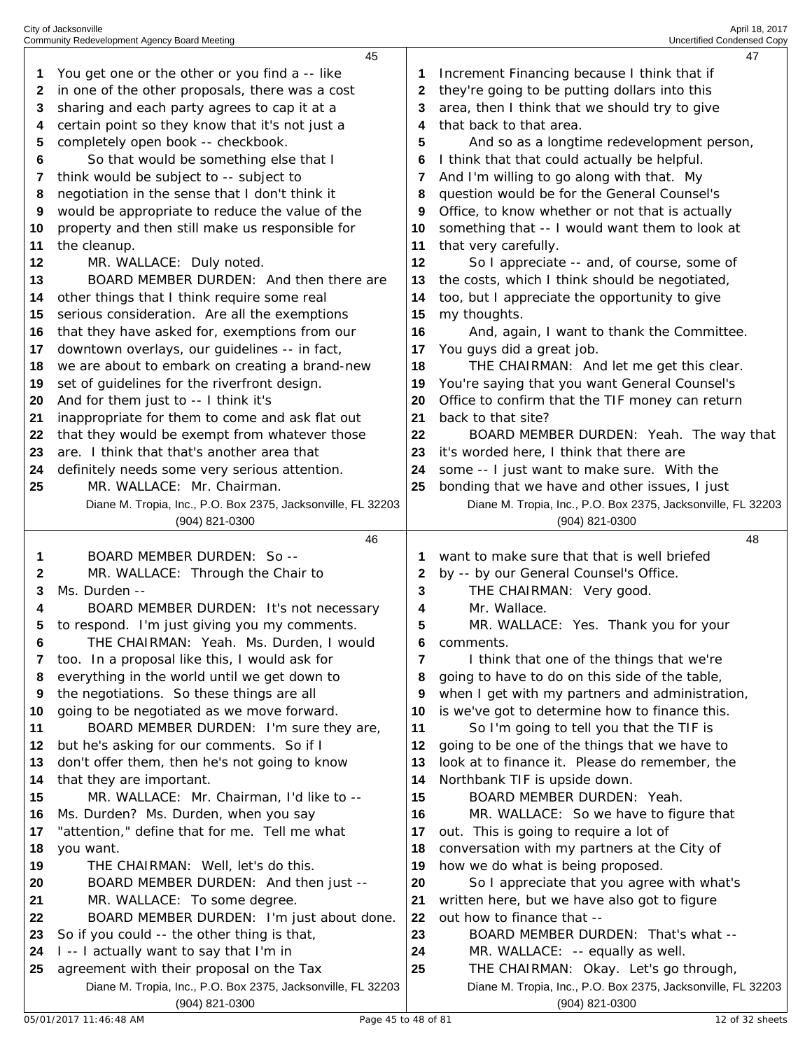You get one or the other or you find a -- like in one of the other proposals, there was a cost sharing and each party agrees to cap it at a certain point so they know that it's not just a completely open book -- checkbook.

So that would be something else that I think would be subject to -- subject to negotiation in the sense that I don't think it would be appropriate to reduce the value of the property and then still make us responsible for the cleanup.

MR. WALLACE: Duly noted.

BOARD MEMBER DURDEN: And then there are other things that I think require some real serious consideration. Are all the exemptions that they have asked for, exemptions from our downtown overlays, our guidelines -- in fact, we are about to embark on creating a brand-new set of guidelines for the riverfront design. And for them just to -- I think it's inappropriate for them to come and ask flat out that they would be exempt from whatever those are. I think that that's another area that definitely needs some very serious attention.

MR. WALLACE: Mr. Chairman.

BOARD MEMBER DURDEN: So --

MR. WALLACE: Through the Chair to Ms. Durden --

BOARD MEMBER DURDEN: It's not necessary to respond. I'm just giving you my comments.

THE CHAIRMAN: Yeah. Ms. Durden, I would too. In a proposal like this, I would ask for everything in the world until we get down to the negotiations. So these things are all going to be negotiated as we move forward.

BOARD MEMBER DURDEN: I'm sure they are, but he's asking for our comments. So if I don't offer them, then he's not going to know that they are important.

MR. WALLACE: Mr. Chairman, I'd like to -- Ms. Durden? Ms. Durden, when you say "attention," define that for me. Tell me what you want.

THE CHAIRMAN: Well, let's do this.

BOARD MEMBER DURDEN: And then just --

MR. WALLACE: To some degree.

BOARD MEMBER DURDEN: I'm just about done. So if you could -- the other thing is that, I -- I actually want to say that I'm in agreement with their proposal on the Tax Increment Financing because I think that if they're going to be putting dollars into this area, then I think that we should try to give that back to that area.

And so as a longtime redevelopment person, I think that that could actually be helpful. And I'm willing to go along with that. My question would be for the General Counsel's Office, to know whether or not that is actually something that -- I would want them to look at that very carefully.

So I appreciate -- and, of course, some of the costs, which I think should be negotiated, too, but I appreciate the opportunity to give my thoughts.

And, again, I want to thank the Committee. You guys did a great job.

THE CHAIRMAN: And let me get this clear. You're saying that you want General Counsel's Office to confirm that the TIF money can return back to that site?

BOARD MEMBER DURDEN: Yeah. The way that it's worded here, I think that there are some -- I just want to make sure. With the bonding that we have and other issues, I just want to make sure that that is well briefed by -- by our General Counsel's Office.

THE CHAIRMAN: Very good. Mr. Wallace.

MR. WALLACE: Yes. Thank you for your comments.

I think that one of the things that we're going to have to do on this side of the table, when I get with my partners and administration, is we've got to determine how to finance this.

So I'm going to tell you that the TIF is going to be one of the things that we have to look at to finance it. Please do remember, the Northbank TIF is upside down.

BOARD MEMBER DURDEN: Yeah.

MR. WALLACE: So we have to figure that out. This is going to require a lot of conversation with my partners at the City of how we do what is being proposed.

So I appreciate that you agree with what's written here, but we have also got to figure out how to finance that --

BOARD MEMBER DURDEN: That's what --

MR. WALLACE: -- equally as well.

THE CHAIRMAN: Okay. Let's go through,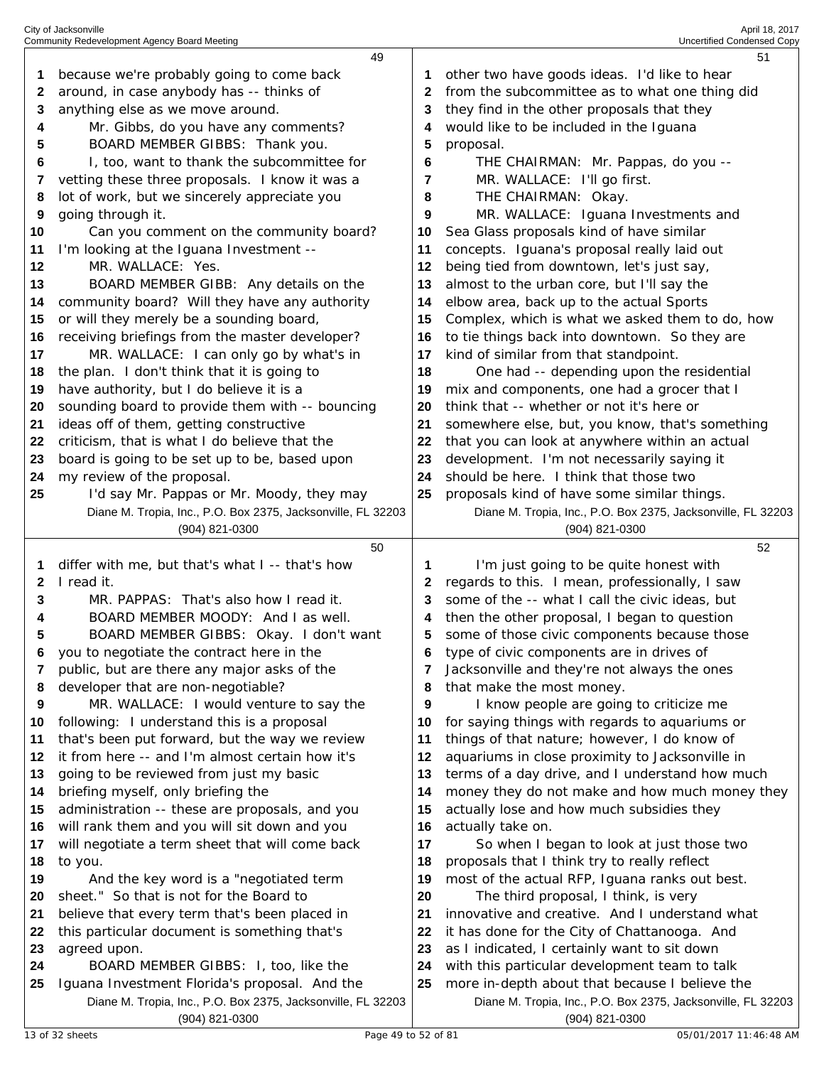because we're probably going to come back around, in case anybody has -- thinks of anything else as we move around.

Mr. Gibbs, do you have any comments?

BOARD MEMBER GIBBS: Thank you.

I, too, want to thank the subcommittee for vetting these three proposals. I know it was a lot of work, but we sincerely appreciate you going through it.

Can you comment on the community board? I'm looking at the Iguana Investment --

MR. WALLACE: Yes.

BOARD MEMBER GIBB: Any details on the community board? Will they have any authority or will they merely be a sounding board, receiving briefings from the master developer?

MR. WALLACE: I can only go by what's in the plan. I don't think that it is going to have authority, but I do believe it is a sounding board to provide them with -- bouncing ideas off of them, getting constructive criticism, that is what I do believe that the board is going to be set up to be, based upon my review of the proposal.

I'd say Mr. Pappas or Mr. Moody, they may differ with me, but that's what I -- that's how I read it.

MR. PAPPAS: That's also how I read it.

BOARD MEMBER MOODY: And I as well.

BOARD MEMBER GIBBS: Okay. I don't want you to negotiate the contract here in the public, but are there any major asks of the developer that are non-negotiable?

MR. WALLACE: I would venture to say the following: I understand this is a proposal that's been put forward, but the way we review it from here -- and I'm almost certain how it's going to be reviewed from just my basic briefing myself, only briefing the administration -- these are proposals, and you will rank them and you will sit down and you will negotiate a term sheet that will come back to you.

And the key word is a "negotiated term sheet." So that is not for the Board to believe that every term that's been placed in this particular document is something that's agreed upon.

BOARD MEMBER GIBBS: I, too, like the Iguana Investment Florida's proposal. And the other two have goods ideas. I'd like to hear from the subcommittee as to what one thing did they find in the other proposals that they would like to be included in the Iguana proposal.

THE CHAIRMAN: Mr. Pappas, do you --

MR. WALLACE: I'll go first.

THE CHAIRMAN: Okay.

MR. WALLACE: Iguana Investments and Sea Glass proposals kind of have similar concepts. Iguana's proposal really laid out being tied from downtown, let's just say, almost to the urban core, but I'll say the elbow area, back up to the actual Sports Complex, which is what we asked them to do, how to tie things back into downtown. So they are kind of similar from that standpoint.

One had -- depending upon the residential mix and components, one had a grocer that I think that -- whether or not it's here or somewhere else, but, you know, that's something that you can look at anywhere within an actual development. I'm not necessarily saying it should be here. I think that those two proposals kind of have some similar things.

I'm just going to be quite honest with regards to this. I mean, professionally, I saw some of the -- what I call the civic ideas, but then the other proposal, I began to question some of those civic components because those type of civic components are in drives of Jacksonville and they're not always the ones that make the most money.

I know people are going to criticize me for saying things with regards to aquariums or things of that nature; however, I do know of aquariums in close proximity to Jacksonville in terms of a day drive, and I understand how much money they do not make and how much money they actually lose and how much subsidies they actually take on.

So when I began to look at just those two proposals that I think try to really reflect most of the actual RFP, Iguana ranks out best.

The third proposal, I think, is very innovative and creative. And I understand what it has done for the City of Chattanooga. And as I indicated, I certainly want to sit down with this particular development team to talk more in-depth about that because I believe the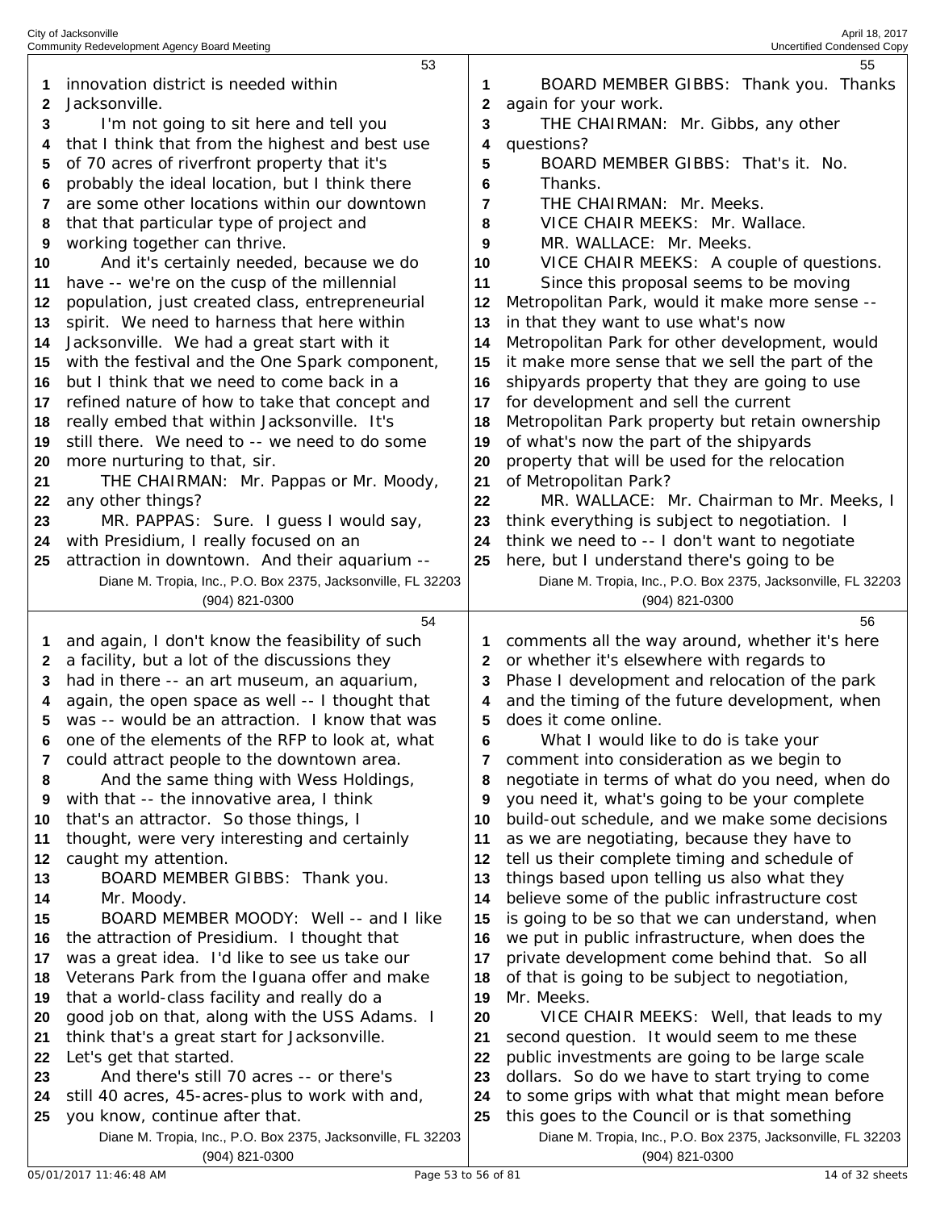innovation district is needed within Jacksonville.

I'm not going to sit here and tell you that I think that from the highest and best use of 70 acres of riverfront property that it's probably the ideal location, but I think there are some other locations within our downtown that that particular type of project and working together can thrive.

And it's certainly needed, because we do have -- we're on the cusp of the millennial population, just created class, entrepreneurial spirit. We need to harness that here within Jacksonville. We had a great start with it with the festival and the One Spark component, but I think that we need to come back in a refined nature of how to take that concept and really embed that within Jacksonville. It's still there. We need to -- we need to do some more nurturing to that, sir.

THE CHAIRMAN: Mr. Pappas or Mr. Moody, any other things?

MR. PAPPAS: Sure. I guess I would say, with Presidium, I really focused on an attraction in downtown. And their aquarium -- and again, I don't know the feasibility of such a facility, but a lot of the discussions they had in there -- an art museum, an aquarium, again, the open space as well -- I thought that was -- would be an attraction. I know that was one of the elements of the RFP to look at, what could attract people to the downtown area.

And the same thing with Wess Holdings, with that -- the innovative area, I think that's an attractor. So those things, I thought, were very interesting and certainly caught my attention.

BOARD MEMBER GIBBS: Thank you. Mr. Moody.

BOARD MEMBER MOODY: Well -- and I like the attraction of Presidium. I thought that was a great idea. I'd like to see us take our Veterans Park from the Iguana offer and make that a world-class facility and really do a good job on that, along with the USS Adams. I think that's a great start for Jacksonville. Let's get that started.

And there's still 70 acres -- or there's still 40 acres, 45-acres-plus to work with and, you know, continue after that.

BOARD MEMBER GIBBS: Thank you. Thanks again for your work.

THE CHAIRMAN: Mr. Gibbs, any other questions?

BOARD MEMBER GIBBS: That's it. No. Thanks.

THE CHAIRMAN: Mr. Meeks.

VICE CHAIR MEEKS: Mr. Wallace.

MR. WALLACE: Mr. Meeks.

VICE CHAIR MEEKS: A couple of questions.

Since this proposal seems to be moving Metropolitan Park, would it make more sense -- in that they want to use what's now Metropolitan Park for other development, would it make more sense that we sell the part of the shipyards property that they are going to use for development and sell the current Metropolitan Park property but retain ownership of what's now the part of the shipyards property that will be used for the relocation of Metropolitan Park?

MR. WALLACE: Mr. Chairman to Mr. Meeks, I think everything is subject to negotiation. I think we need to -- I don't want to negotiate here, but I understand there's going to be comments all the way around, whether it's here or whether it's elsewhere with regards to Phase I development and relocation of the park and the timing of the future development, when does it come online.

What I would like to do is take your comment into consideration as we begin to negotiate in terms of what do you need, when do you need it, what's going to be your complete build-out schedule, and we make some decisions as we are negotiating, because they have to tell us their complete timing and schedule of things based upon telling us also what they believe some of the public infrastructure cost is going to be so that we can understand, when we put in public infrastructure, when does the private development come behind that. So all of that is going to be subject to negotiation, Mr. Meeks.

VICE CHAIR MEEKS: Well, that leads to my second question. It would seem to me these public investments are going to be large scale dollars. So do we have to start trying to come to some grips with what that might mean before this goes to the Council or is that something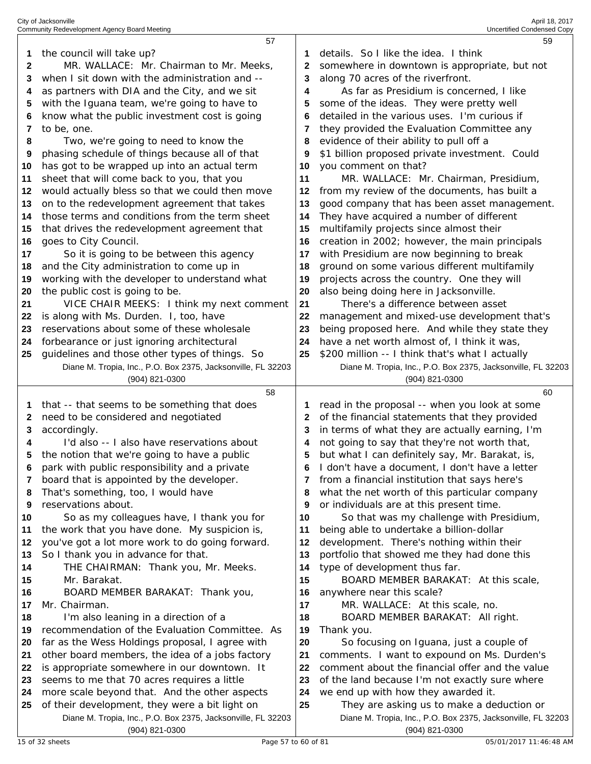the council will take up?

MR. WALLACE: Mr. Chairman to Mr. Meeks, when I sit down with the administration and -- as partners with DIA and the City, and we sit with the Iguana team, we're going to have to know what the public investment cost is going to be, one.

Two, we're going to need to know the phasing schedule of things because all of that has got to be wrapped up into an actual term sheet that will come back to you, that you would actually bless so that we could then move on to the redevelopment agreement that takes those terms and conditions from the term sheet that drives the redevelopment agreement that goes to City Council.

So it is going to be between this agency and the City administration to come up in working with the developer to understand what the public cost is going to be.

VICE CHAIR MEEKS: I think my next comment is along with Ms. Durden. I, too, have reservations about some of these wholesale forbearance or just ignoring architectural guidelines and those other types of things. So that -- that seems to be something that does need to be considered and negotiated accordingly.

I'd also -- I also have reservations about the notion that we're going to have a public park with public responsibility and a private board that is appointed by the developer. That's something, too, I would have reservations about.

So as my colleagues have, I thank you for the work that you have done. My suspicion is, you've got a lot more work to do going forward. So I thank you in advance for that.

THE CHAIRMAN: Thank you, Mr. Meeks. Mr. Barakat.

BOARD MEMBER BARAKAT: Thank you, Mr. Chairman.

I'm also leaning in a direction of a recommendation of the Evaluation Committee. As far as the Wess Holdings proposal, I agree with other board members, the idea of a jobs factory is appropriate somewhere in our downtown. It seems to me that 70 acres requires a little more scale beyond that. And the other aspects of their development, they were a bit light on details. So I like the idea. I think somewhere in downtown is appropriate, but not along 70 acres of the riverfront.

As far as Presidium is concerned, I like some of the ideas. They were pretty well detailed in the various uses. I'm curious if they provided the Evaluation Committee any evidence of their ability to pull off a $1 billion proposed private investment. Could you comment on that?

MR. WALLACE: Mr. Chairman, Presidium, from my review of the documents, has built a good company that has been asset management. They have acquired a number of different multifamily projects since almost their creation in 2002; however, the main principals with Presidium are now beginning to break ground on some various different multifamily projects across the country. One they will also being doing here in Jacksonville.

There's a difference between asset management and mixed-use development that's being proposed here. And while they state they have a net worth almost of, I think it was, $200 million -- I think that's what I actually read in the proposal -- when you look at some of the financial statements that they provided in terms of what they are actually earning, I'm not going to say that they're not worth that, but what I can definitely say, Mr. Barakat, is, I don't have a document, I don't have a letter from a financial institution that says here's what the net worth of this particular company or individuals are at this present time.

So that was my challenge with Presidium, being able to undertake a billion-dollar development. There's nothing within their portfolio that showed me they had done this type of development thus far.

BOARD MEMBER BARAKAT: At this scale, anywhere near this scale?

MR. WALLACE: At this scale, no.

BOARD MEMBER BARAKAT: All right. Thank you.

So focusing on Iguana, just a couple of comments. I want to expound on Ms. Durden's comment about the financial offer and the value of the land because I'm not exactly sure where we end up with how they awarded it.

They are asking us to make a deduction or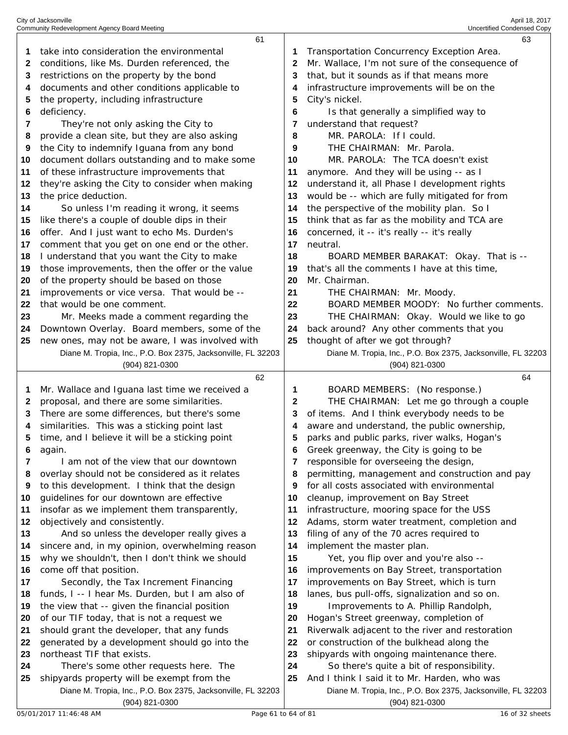take into consideration the environmental conditions, like Ms. Durden referenced, the restrictions on the property by the bond documents and other conditions applicable to the property, including infrastructure deficiency.

They're not only asking the City to provide a clean site, but they are also asking the City to indemnify Iguana from any bond document dollars outstanding and to make some of these infrastructure improvements that they're asking the City to consider when making the price deduction.

So unless I'm reading it wrong, it seems like there's a couple of double dips in their offer. And I just want to echo Ms. Durden's comment that you get on one end or the other. I understand that you want the City to make those improvements, then the offer or the value of the property should be based on those improvements or vice versa. That would be -- that would be one comment.

Mr. Meeks made a comment regarding the Downtown Overlay. Board members, some of the new ones, may not be aware, I was involved with Mr. Wallace and Iguana last time we received a proposal, and there are some similarities. There are some differences, but there's some similarities. This was a sticking point last time, and I believe it will be a sticking point again.

I am not of the view that our downtown overlay should not be considered as it relates to this development. I think that the design guidelines for our downtown are effective insofar as we implement them transparently, objectively and consistently.

And so unless the developer really gives a sincere and, in my opinion, overwhelming reason why we shouldn't, then I don't think we should come off that position.

Secondly, the Tax Increment Financing funds, I -- I hear Ms. Durden, but I am also of the view that -- given the financial position of our TIF today, that is not a request we should grant the developer, that any funds generated by a development should go into the northeast TIF that exists.

There's some other requests here. The shipyards property will be exempt from the Transportation Concurrency Exception Area. Mr. Wallace, I'm not sure of the consequence of that, but it sounds as if that means more infrastructure improvements will be on the City's nickel.

Is that generally a simplified way to understand that request?

MR. PAROLA: If I could.

THE CHAIRMAN: Mr. Parola.

MR. PAROLA: The TCA doesn't exist anymore. And they will be using -- as I understand it, all Phase I development rights would be -- which are fully mitigated for from the perspective of the mobility plan. So I think that as far as the mobility and TCA are concerned, it -- it's really -- it's really neutral.

BOARD MEMBER BARAKAT: Okay. That is -- that's all the comments I have at this time, Mr. Chairman.

THE CHAIRMAN: Mr. Moody.

BOARD MEMBER MOODY: No further comments.

THE CHAIRMAN: Okay. Would we like to go back around? Any other comments that you thought of after we got through?

BOARD MEMBERS: (No response.)

THE CHAIRMAN: Let me go through a couple of items. And I think everybody needs to be aware and understand, the public ownership, parks and public parks, river walks, Hogan's Greek greenway, the City is going to be responsible for overseeing the design, permitting, management and construction and pay for all costs associated with environmental cleanup, improvement on Bay Street infrastructure, mooring space for the USS Adams, storm water treatment, completion and filing of any of the 70 acres required to implement the master plan.

Yet, you flip over and you're also -- improvements on Bay Street, transportation improvements on Bay Street, which is turn lanes, bus pull-offs, signalization and so on.

Improvements to A. Phillip Randolph, Hogan's Street greenway, completion of Riverwalk adjacent to the river and restoration or construction of the bulkhead along the shipyards with ongoing maintenance there.

So there's quite a bit of responsibility. And I think I said it to Mr. Harden, who was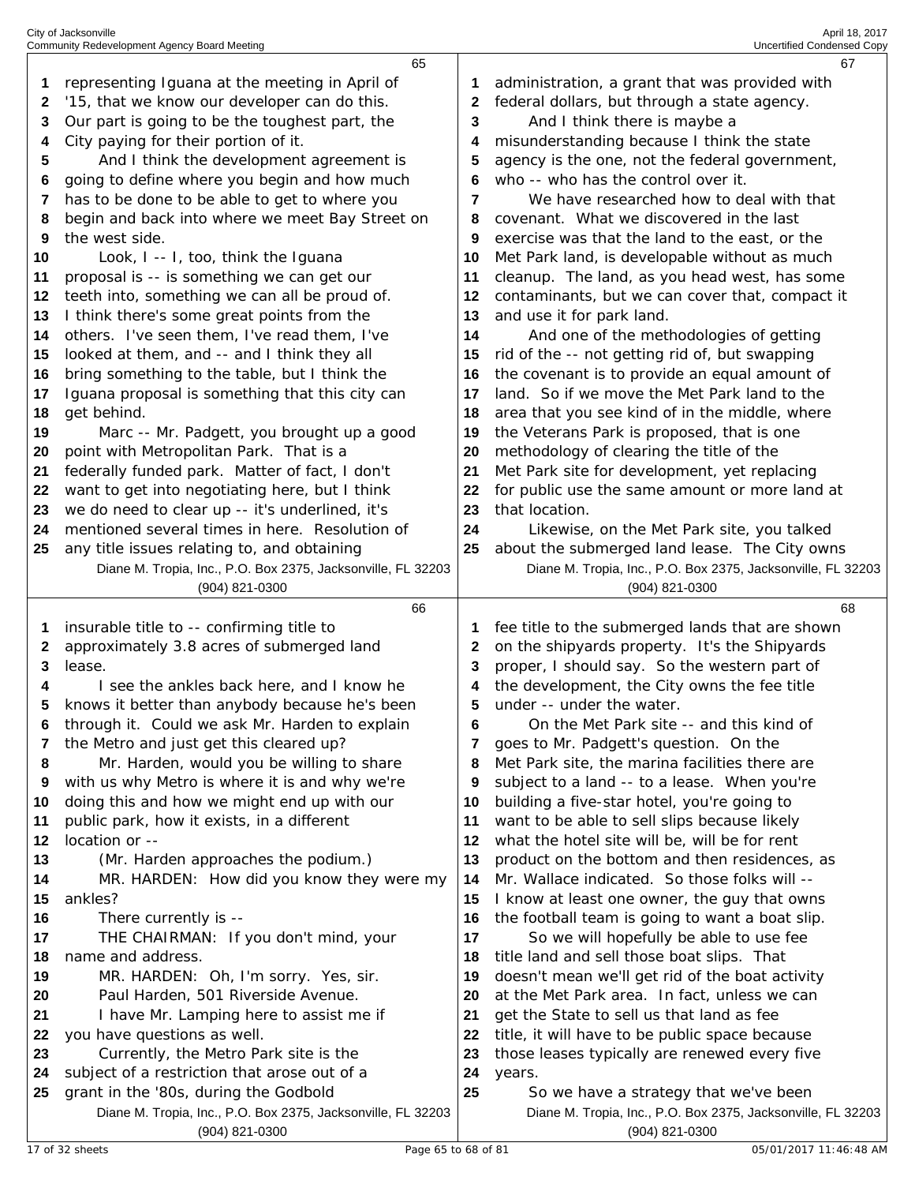representing Iguana at the meeting in April of '15, that we know our developer can do this. Our part is going to be the toughest part, the City paying for their portion of it.

And I think the development agreement is going to define where you begin and how much has to be done to be able to get to where you begin and back into where we meet Bay Street on the west side.

Look, I -- I, too, think the Iguana proposal is -- is something we can get our teeth into, something we can all be proud of. I think there's some great points from the others. I've seen them, I've read them, I've looked at them, and -- and I think they all bring something to the table, but I think the Iguana proposal is something that this city can get behind.

Marc -- Mr. Padgett, you brought up a good point with Metropolitan Park. That is a federally funded park. Matter of fact, I don't want to get into negotiating here, but I think we do need to clear up -- it's underlined, it's mentioned several times in here. Resolution of any title issues relating to, and obtaining insurable title to -- confirming title to approximately 3.8 acres of submerged land lease.

I see the ankles back here, and I know he knows it better than anybody because he's been through it. Could we ask Mr. Harden to explain the Metro and just get this cleared up?

Mr. Harden, would you be willing to share with us why Metro is where it is and why we're doing this and how we might end up with our public park, how it exists, in a different location or --

(Mr. Harden approaches the podium.)

MR. HARDEN: How did you know they were my ankles?

There currently is --

THE CHAIRMAN: If you don't mind, your name and address.

MR. HARDEN: Oh, I'm sorry. Yes, sir.

Paul Harden, 501 Riverside Avenue.

I have Mr. Lamping here to assist me if you have questions as well.

Currently, the Metro Park site is the subject of a restriction that arose out of a grant in the '80s, during the Godbold administration, a grant that was provided with federal dollars, but through a state agency.

And I think there is maybe a misunderstanding because I think the state agency is the one, not the federal government, who -- who has the control over it.

We have researched how to deal with that covenant. What we discovered in the last exercise was that the land to the east, or the Met Park land, is developable without as much cleanup. The land, as you head west, has some contaminants, but we can cover that, compact it and use it for park land.

And one of the methodologies of getting rid of the -- not getting rid of, but swapping the covenant is to provide an equal amount of land. So if we move the Met Park land to the area that you see kind of in the middle, where the Veterans Park is proposed, that is one methodology of clearing the title of the Met Park site for development, yet replacing for public use the same amount or more land at that location.

Likewise, on the Met Park site, you talked about the submerged land lease. The City owns fee title to the submerged lands that are shown on the shipyards property. It's the Shipyards proper, I should say. So the western part of the development, the City owns the fee title under -- under the water.

On the Met Park site -- and this kind of goes to Mr. Padgett's question. On the Met Park site, the marina facilities there are subject to a land -- to a lease. When you're building a five-star hotel, you're going to want to be able to sell slips because likely what the hotel site will be, will be for rent product on the bottom and then residences, as Mr. Wallace indicated. So those folks will -- I know at least one owner, the guy that owns the football team is going to want a boat slip.

So we will hopefully be able to use fee title land and sell those boat slips. That doesn't mean we'll get rid of the boat activity at the Met Park area. In fact, unless we can get the State to sell us that land as fee title, it will have to be public space because those leases typically are renewed every five years.

So we have a strategy that we've been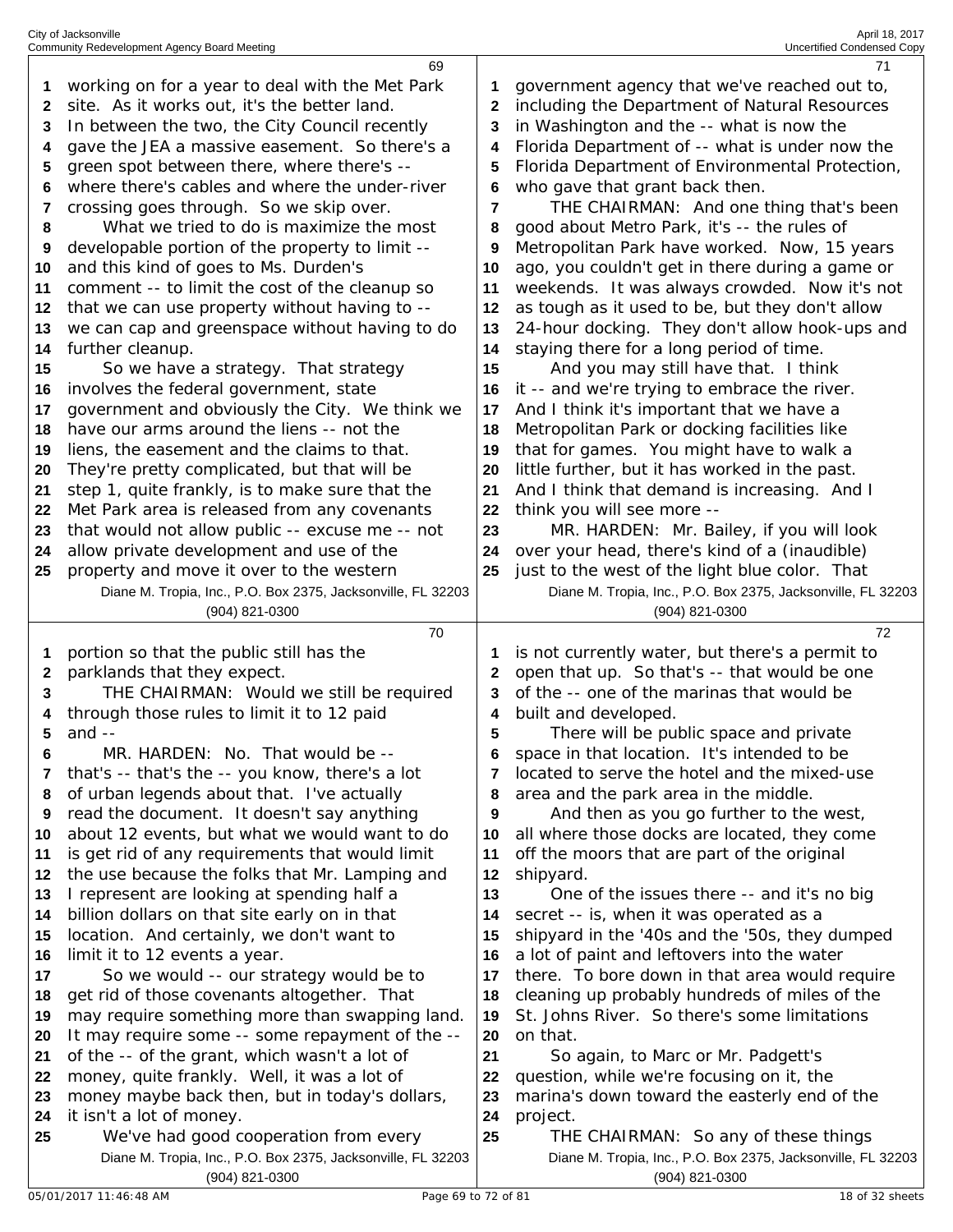working on for a year to deal with the Met Park site. As it works out, it's the better land. In between the two, the City Council recently gave the JEA a massive easement. So there's a green spot between there, where there's -- where there's cables and where the under-river crossing goes through. So we skip over.

What we tried to do is maximize the most developable portion of the property to limit -- and this kind of goes to Ms. Durden's comment -- to limit the cost of the cleanup so that we can use property without having to -- we can cap and greenspace without having to do further cleanup.

So we have a strategy. That strategy involves the federal government, state government and obviously the City. We think we have our arms around the liens -- not the liens, the easement and the claims to that. They're pretty complicated, but that will be step 1, quite frankly, is to make sure that the Met Park area is released from any covenants that would not allow public -- excuse me -- not allow private development and use of the property and move it over to the western portion so that the public still has the parklands that they expect.

THE CHAIRMAN: Would we still be required through those rules to limit it to 12 paid and --

MR. HARDEN: No. That would be -- that's -- that's the -- you know, there's a lot of urban legends about that. I've actually read the document. It doesn't say anything about 12 events, but what we would want to do is get rid of any requirements that would limit the use because the folks that Mr. Lamping and I represent are looking at spending half a billion dollars on that site early on in that location. And certainly, we don't want to limit it to 12 events a year.

So we would -- our strategy would be to get rid of those covenants altogether. That may require something more than swapping land. It may require some -- some repayment of the -- of the -- of the grant, which wasn't a lot of money, quite frankly. Well, it was a lot of money maybe back then, but in today's dollars, it isn't a lot of money.

We've had good cooperation from every government agency that we've reached out to, including the Department of Natural Resources in Washington and the -- what is now the Florida Department of -- what is under now the Florida Department of Environmental Protection, who gave that grant back then.

THE CHAIRMAN: And one thing that's been good about Metro Park, it's -- the rules of Metropolitan Park have worked. Now, 15 years ago, you couldn't get in there during a game or weekends. It was always crowded. Now it's not as tough as it used to be, but they don't allow 24-hour docking. They don't allow hook-ups and staying there for a long period of time.

And you may still have that. I think it -- and we're trying to embrace the river. And I think it's important that we have a Metropolitan Park or docking facilities like that for games. You might have to walk a little further, but it has worked in the past. And I think that demand is increasing. And I think you will see more --

MR. HARDEN: Mr. Bailey, if you will look over your head, there's kind of a (inaudible) just to the west of the light blue color. That is not currently water, but there's a permit to open that up. So that's -- that would be one of the -- one of the marinas that would be built and developed.

There will be public space and private space in that location. It's intended to be located to serve the hotel and the mixed-use area and the park area in the middle.

And then as you go further to the west, all where those docks are located, they come off the moors that are part of the original shipyard.

One of the issues there -- and it's no big secret -- is, when it was operated as a shipyard in the '40s and the '50s, they dumped a lot of paint and leftovers into the water there. To bore down in that area would require cleaning up probably hundreds of miles of the St. Johns River. So there's some limitations on that.

So again, to Marc or Mr. Padgett's question, while we're focusing on it, the marina's down toward the easterly end of the project.

THE CHAIRMAN: So any of these things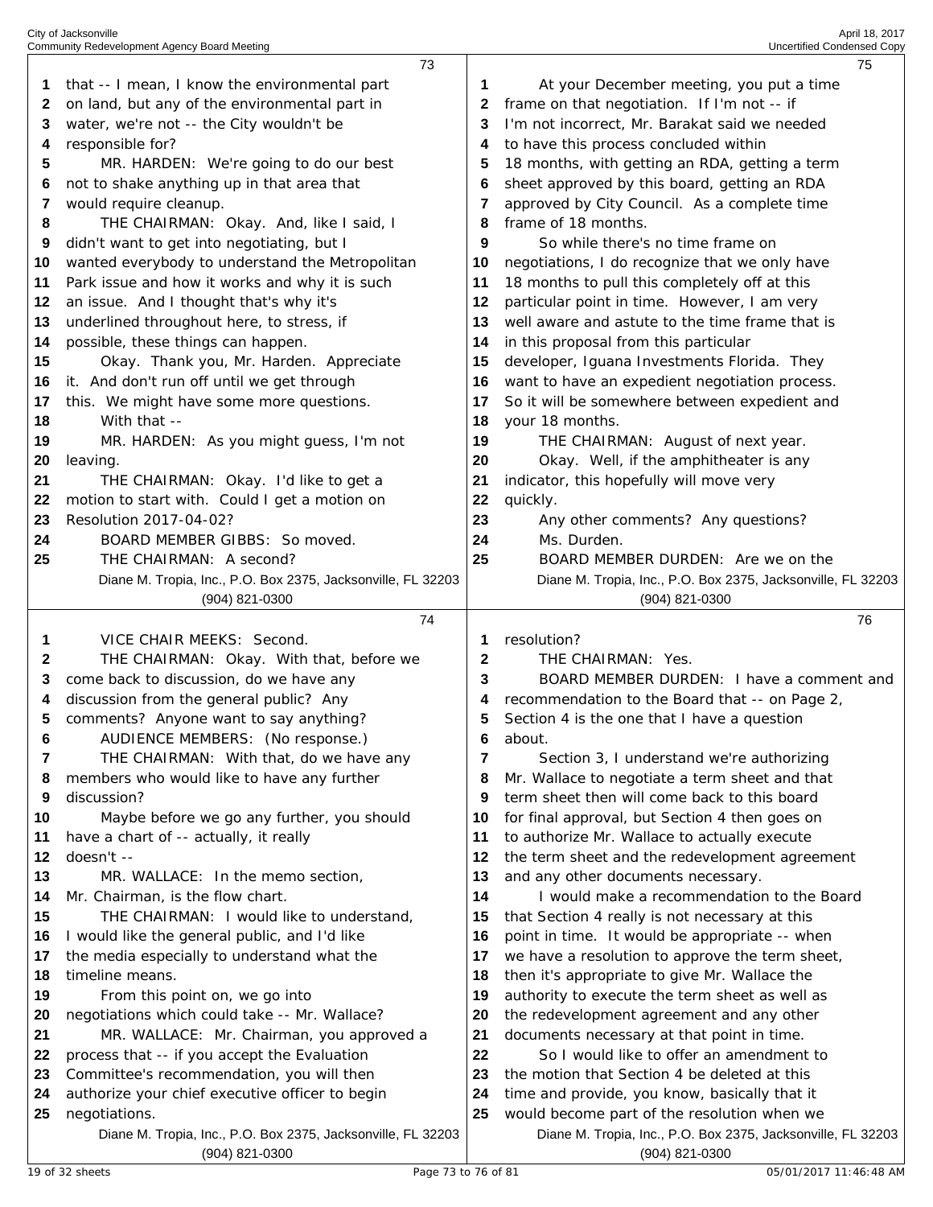that -- I mean, I know the environmental part on land, but any of the environmental part in water, we're not -- the City wouldn't be responsible for?

MR. HARDEN: We're going to do our best not to shake anything up in that area that would require cleanup.

THE CHAIRMAN: Okay. And, like I said, I didn't want to get into negotiating, but I wanted everybody to understand the Metropolitan Park issue and how it works and why it is such an issue. And I thought that's why it's underlined throughout here, to stress, if possible, these things can happen.

Okay. Thank you, Mr. Harden. Appreciate it. And don't run off until we get through this. We might have some more questions.

With that --

MR. HARDEN: As you might guess, I'm not leaving.

THE CHAIRMAN: Okay. I'd like to get a motion to start with. Could I get a motion on Resolution 2017-04-02?

BOARD MEMBER GIBBS: So moved.

THE CHAIRMAN: A second?

VICE CHAIR MEEKS: Second.

THE CHAIRMAN: Okay. With that, before we come back to discussion, do we have any discussion from the general public? Any comments? Anyone want to say anything?

AUDIENCE MEMBERS: (No response.)

THE CHAIRMAN: With that, do we have any members who would like to have any further discussion?

Maybe before we go any further, you should have a chart of -- actually, it really doesn't --

MR. WALLACE: In the memo section, Mr. Chairman, is the flow chart.

THE CHAIRMAN: I would like to understand, I would like the general public, and I'd like the media especially to understand what the timeline means.

From this point on, we go into negotiations which could take -- Mr. Wallace?

MR. WALLACE: Mr. Chairman, you approved a process that -- if you accept the Evaluation Committee's recommendation, you will then authorize your chief executive officer to begin negotiations.

At your December meeting, you put a time frame on that negotiation. If I'm not -- if I'm not incorrect, Mr. Barakat said we needed to have this process concluded within 18 months, with getting an RDA, getting a term sheet approved by this board, getting an RDA approved by City Council. As a complete time frame of 18 months.

So while there's no time frame on negotiations, I do recognize that we only have 18 months to pull this completely off at this particular point in time. However, I am very well aware and astute to the time frame that is in this proposal from this particular developer, Iguana Investments Florida. They want to have an expedient negotiation process. So it will be somewhere between expedient and your 18 months.

THE CHAIRMAN: August of next year.

Okay. Well, if the amphitheater is any indicator, this hopefully will move very quickly.

Any other comments? Any questions?

Ms. Durden.

BOARD MEMBER DURDEN: Are we on the resolution?

THE CHAIRMAN: Yes.

BOARD MEMBER DURDEN: I have a comment and recommendation to the Board that -- on Page 2, Section 4 is the one that I have a question about.

Section 3, I understand we're authorizing Mr. Wallace to negotiate a term sheet and that term sheet then will come back to this board for final approval, but Section 4 then goes on to authorize Mr. Wallace to actually execute the term sheet and the redevelopment agreement and any other documents necessary.

I would make a recommendation to the Board that Section 4 really is not necessary at this point in time. It would be appropriate -- when we have a resolution to approve the term sheet, then it's appropriate to give Mr. Wallace the authority to execute the term sheet as well as the redevelopment agreement and any other documents necessary at that point in time.

So I would like to offer an amendment to the motion that Section 4 be deleted at this time and provide, you know, basically that it would become part of the resolution when we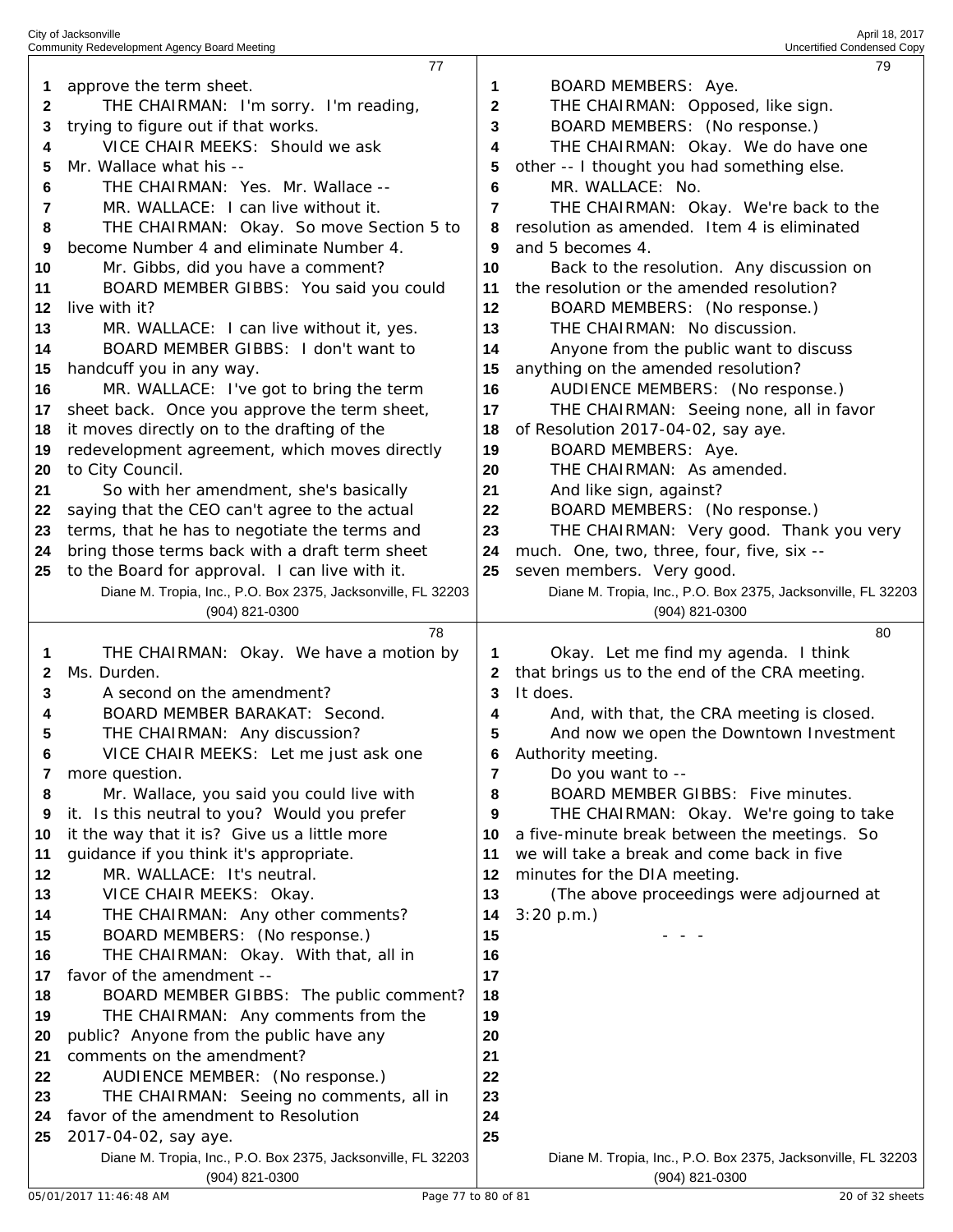approve the term sheet.

THE CHAIRMAN: I'm sorry. I'm reading, trying to figure out if that works.

VICE CHAIR MEEKS: Should we ask Mr. Wallace what his --

THE CHAIRMAN: Yes. Mr. Wallace --

MR. WALLACE: I can live without it.

THE CHAIRMAN: Okay. So move Section 5 to become Number 4 and eliminate Number 4.

Mr. Gibbs, did you have a comment?

BOARD MEMBER GIBBS: You said you could live with it?

MR. WALLACE: I can live without it, yes.

BOARD MEMBER GIBBS: I don't want to handcuff you in any way.

MR. WALLACE: I've got to bring the term sheet back. Once you approve the term sheet, it moves directly on to the drafting of the redevelopment agreement, which moves directly to City Council.

So with her amendment, she's basically saying that the CEO can't agree to the actual terms, that he has to negotiate the terms and bring those terms back with a draft term sheet to the Board for approval. I can live with it.

THE CHAIRMAN: Okay. We have a motion by Ms. Durden.

A second on the amendment?

BOARD MEMBER BARAKAT: Second.

THE CHAIRMAN: Any discussion?

VICE CHAIR MEEKS: Let me just ask one more question.

Mr. Wallace, you said you could live with it. Is this neutral to you? Would you prefer it the way that it is? Give us a little more guidance if you think it's appropriate.

MR. WALLACE: It's neutral.

VICE CHAIR MEEKS: Okay.

THE CHAIRMAN: Any other comments?

BOARD MEMBERS: (No response.)

THE CHAIRMAN: Okay. With that, all in favor of the amendment --

BOARD MEMBER GIBBS: The public comment?

THE CHAIRMAN: Any comments from the public? Anyone from the public have any comments on the amendment?

AUDIENCE MEMBER: (No response.)

THE CHAIRMAN: Seeing no comments, all in favor of the amendment to Resolution 2017-04-02, say aye.

BOARD MEMBERS: Aye.

THE CHAIRMAN: Opposed, like sign.

BOARD MEMBERS: (No response.)

THE CHAIRMAN: Okay. We do have one other -- I thought you had something else.

MR. WALLACE: No.

THE CHAIRMAN: Okay. We're back to the resolution as amended. Item 4 is eliminated and 5 becomes 4.

Back to the resolution. Any discussion on the resolution or the amended resolution?

BOARD MEMBERS: (No response.)

THE CHAIRMAN: No discussion.

Anyone from the public want to discuss anything on the amended resolution?

AUDIENCE MEMBERS: (No response.)

THE CHAIRMAN: Seeing none, all in favor of Resolution 2017-04-02, say aye.

BOARD MEMBERS: Aye.

THE CHAIRMAN: As amended.

And like sign, against?

BOARD MEMBERS: (No response.)

THE CHAIRMAN: Very good. Thank you very much. One, two, three, four, five, six -- seven members. Very good.

Okay. Let me find my agenda. I think that brings us to the end of the CRA meeting. It does.

And, with that, the CRA meeting is closed.

And now we open the Downtown Investment Authority meeting.

Do you want to --

BOARD MEMBER GIBBS: Five minutes.

THE CHAIRMAN: Okay. We're going to take a five-minute break between the meetings. So we will take a break and come back in five minutes for the DIA meeting.

(The above proceedings were adjourned at 3:20 p.m.)

\- - -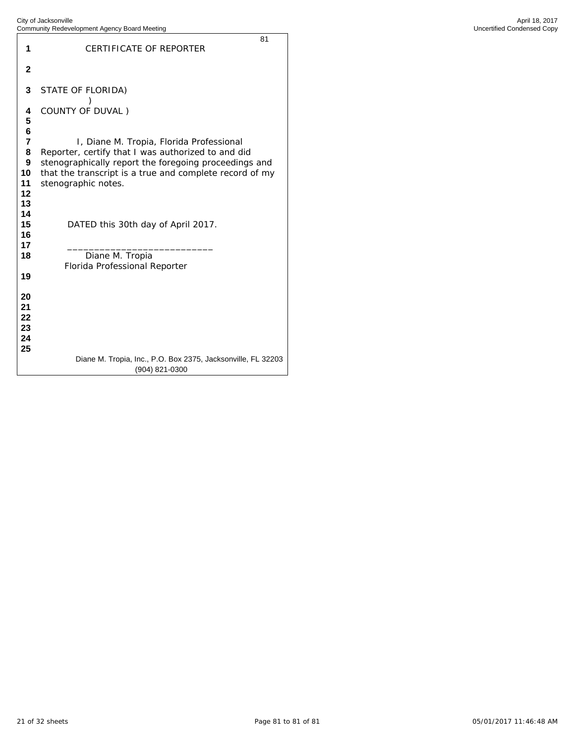# CERTIFICATE OF REPORTER

STATE OF FLORIDA)
)
COUNTY OF DUVAL )

I, Diane M. Tropia, Florida Professional Reporter, certify that I was authorized to and did stenographically report the foregoing proceedings and that the transcript is a true and complete record of my stenographic notes.

DATED this 30th day of April 2017.

___________________________
Diane M. Tropia
Florida Professional Reporter

Diane M. Tropia, Inc., P.O. Box 2375, Jacksonville, FL 32203
(904) 821-0300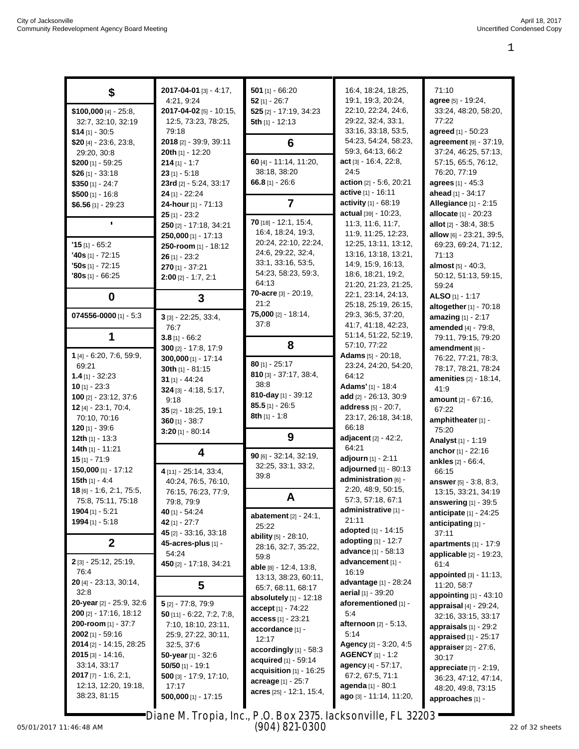## $

**$100,000** [4] - 25:8, 32:7, 32:10, 32:19
**$14** [1] - 30:5
**$20** [4] - 23:6, 23:8, 29:20, 30:8
**$200** [1] - 59:25
**$26** [1] - 33:18
**$350** [1] - 24:7
**$500** [1] - 16:8
**$6.56** [1] - 29:23

## '

**'15** [1] - 65:2
**'40s** [1] - 72:15
**'50s** [1] - 72:15
**'80s** [1] - 66:25

## 0

**074556-0000** [1] - 5:3

## 1

**1** [4] - 6:20, 7:6, 59:9, 69:21
**1.4** [1] - 32:23
**10** [1] - 23:3
**100** [2] - 23:12, 37:6
**12** [4] - 23:1, 70:4, 70:10, 70:16
**120** [1] - 39:6
**12th** [1] - 13:3
**14th** [1] - 11:21
**15** [1] - 71:9
**150,000** [1] - 17:12
**15th** [1] - 4:4
**18** [6] - 1:6, 2:1, 75:5, 75:8, 75:11, 75:18
**1904** [1] - 5:21
**1994** [1] - 5:18

## 2

**2** [3] - 25:12, 25:19, 76:4
**20** [4] - 23:13, 30:14, 32:8
**20-year** [2] - 25:9, 32:6
**200** [2] - 17:16, 18:12
**200-room** [1] - 37:7
**2002** [1] - 59:16
**2014** [2] - 14:15, 28:25
**2015** [3] - 14:16, 33:14, 33:17
**2017** [7] - 1:6, 2:1, 12:13, 12:20, 19:18, 38:23, 81:15
**2017-04-01** [3] - 4:17, 4:21, 9:24
**2017-04-02** [5] - 10:15, 12:5, 73:23, 78:25, 79:18
**2018** [2] - 39:9, 39:11
**20th** [1] - 12:20
**214** [1] - 1:7
**23** [1] - 5:18
**23rd** [2] - 5:24, 33:17
**24** [1] - 22:24
**24-hour** [1] - 71:13
**25** [1] - 23:2
**250** [2] - 17:18, 34:21
**250,000** [1] - 17:13
**250-room** [1] - 18:12
**26** [1] - 23:2
**270** [1] - 37:21
**2:00** [2] - 1:7, 2:1

## 3

**3** [3] - 22:25, 33:4, 76:7
**3.8** [1] - 66:2
**300** [2] - 17:8, 17:9
**300,000** [1] - 17:14
**30th** [1] - 81:15
**31** [1] - 44:24
**324** [3] - 4:18, 5:17, 9:18
**35** [2] - 18:25, 19:1
**360** [1] - 38:7
**3:20** [1] - 80:14

## 4

**4** [11] - 25:14, 33:4, 40:24, 76:5, 76:10, 76:15, 76:23, 77:9, 79:8, 79:9
**40** [1] - 54:24
**42** [1] - 27:7
**45** [2] - 33:16, 33:18
**45-acres-plus** [1] - 54:24
**450** [2] - 17:18, 34:21

## 5

**5** [2] - 77:8, 79:9
**50** [11] - 6:22, 7:2, 7:8, 7:10, 18:10, 23:11, 25:9, 27:22, 30:11, 32:5, 37:6
**50-year** [1] - 32:6
**50/50** [1] - 19:1
**500** [3] - 17:9, 17:10, 17:17
**500,000** [1] - 17:15
**501** [1] - 66:20
**52** [1] - 26:7
**525** [2] - 17:19, 34:23
**5th** [1] - 12:13

## 6

**60** [4] - 11:14, 11:20, 38:18, 38:20
**66.8** [1] - 26:6

## 7

**70** [18] - 12:1, 15:4, 16:4, 18:24, 19:3, 20:24, 22:10, 22:24, 24:6, 29:22, 32:4, 33:1, 33:16, 53:5, 54:23, 58:23, 59:3, 64:13
**70-acre** [3] - 20:19, 21:2
**75,000** [2] - 18:14, 37:8

## 8

**80** [1] - 25:17
**810** [3] - 37:17, 38:4, 38:8
**810-day** [1] - 39:12
**85.5** [1] - 26:5
**8th** [1] - 1:8

## 9

**90** [6] - 32:14, 32:19, 32:25, 33:1, 33:2, 39:8

## A

**abatement** [2] - 24:1, 25:22
**ability** [5] - 28:10, 28:16, 32:7, 35:22, 59:8
**able** [8] - 12:4, 13:8, 13:13, 38:23, 60:11, 65:7, 68:11, 68:17
**absolutely** [1] - 12:18
**accept** [1] - 74:22
**access** [1] - 23:21
**accordance** [1] - 12:17
**accordingly** [1] - 58:3
**acquired** [1] - 59:14
**acquisition** [1] - 16:25
**acreage** [1] - 25:7
**acres** [25] - 12:1, 15:4, 16:4, 18:24, 18:25, 19:1, 19:3, 20:24, 22:10, 22:24, 24:6, 29:22, 32:4, 33:1, 33:16, 33:18, 53:5, 54:23, 54:24, 58:23, 59:3, 64:13, 66:2
**act** [3] - 16:4, 22:8, 24:5
**action** [2] - 5:6, 20:21
**active** [1] - 16:11
**activity** [1] - 68:19
**actual** [39] - 10:23, 11:3, 11:6, 11:7, 11:9, 11:25, 12:23, 12:25, 13:11, 13:12, 13:16, 13:18, 13:21, 14:9, 15:9, 16:13, 18:6, 18:21, 19:2, 21:20, 21:23, 21:25, 22:1, 23:14, 24:13, 25:18, 25:19, 26:15, 29:3, 36:5, 37:20, 41:7, 41:18, 42:23, 51:14, 51:22, 52:19, 57:10, 77:22
**Adams** [5] - 20:18, 23:24, 24:20, 54:20, 64:12
**Adams'** [1] - 18:4
**add** [2] - 26:13, 30:9
**address** [5] - 20:7, 23:17, 26:18, 34:18, 66:18
**adjacent** [2] - 42:2, 64:21
**adjourn** [1] - 2:11
**adjourned** [1] - 80:13
**administration** [6] - 2:20, 48:9, 50:15, 57:3, 57:18, 67:1
**administrative** [1] - 21:11
**adopted** [1] - 14:15
**adopting** [1] - 12:7
**advance** [1] - 58:13
**advancement** [1] - 16:19
**advantage** [1] - 28:24
**aerial** [1] - 39:20
**aforementioned** [1] - 5:4
**afternoon** [2] - 5:13, 5:14
**Agency** [2] - 3:20, 4:5
**AGENCY** [1] - 1:2
**agency** [4] - 57:17, 67:2, 67:5, 71:1
**agenda** [1] - 80:1
**ago** [3] - 11:14, 11:20, 71:10
**agree** [5] - 19:24, 33:24, 48:20, 58:20, 77:22
**agreed** [1] - 50:23
**agreement** [9] - 37:19, 37:24, 46:25, 57:13, 57:15, 65:5, 76:12, 76:20, 77:19
**agrees** [1] - 45:3
**ahead** [1] - 34:17
**Allegiance** [1] - 2:15
**allocate** [1] - 20:23
**allot** [2] - 38:4, 38:5
**allow** [6] - 23:21, 39:5, 69:23, 69:24, 71:12, 71:13
**almost** [5] - 40:3, 50:12, 51:13, 59:15, 59:24
**ALSO** [1] - 1:17
**altogether** [1] - 70:18
**amazing** [1] - 2:17
**amended** [4] - 79:8, 79:11, 79:15, 79:20
**amendment** [6] - 76:22, 77:21, 78:3, 78:17, 78:21, 78:24
**amenities** [2] - 18:14, 41:9
**amount** [2] - 67:16, 67:22
**amphitheater** [1] - 75:20
**Analyst** [1] - 1:19
**anchor** [1] - 22:16
**ankles** [2] - 66:4, 66:15
**answer** [5] - 3:8, 8:3, 13:15, 33:21, 34:19
**answering** [1] - 39:5
**anticipate** [1] - 24:25
**anticipating** [1] - 37:11
**apartments** [1] - 17:9
**applicable** [2] - 19:23, 61:4
**appointed** [3] - 11:13, 11:20, 58:7
**appointing** [1] - 43:10
**appraisal** [4] - 29:24, 32:16, 33:15, 33:17
**appraisals** [1] - 29:2
**appraised** [1] - 25:17
**appraiser** [2] - 27:6, 30:17
**appreciate** [7] - 2:19, 36:23, 47:12, 47:14, 48:20, 49:8, 73:15
**approaches** [1] -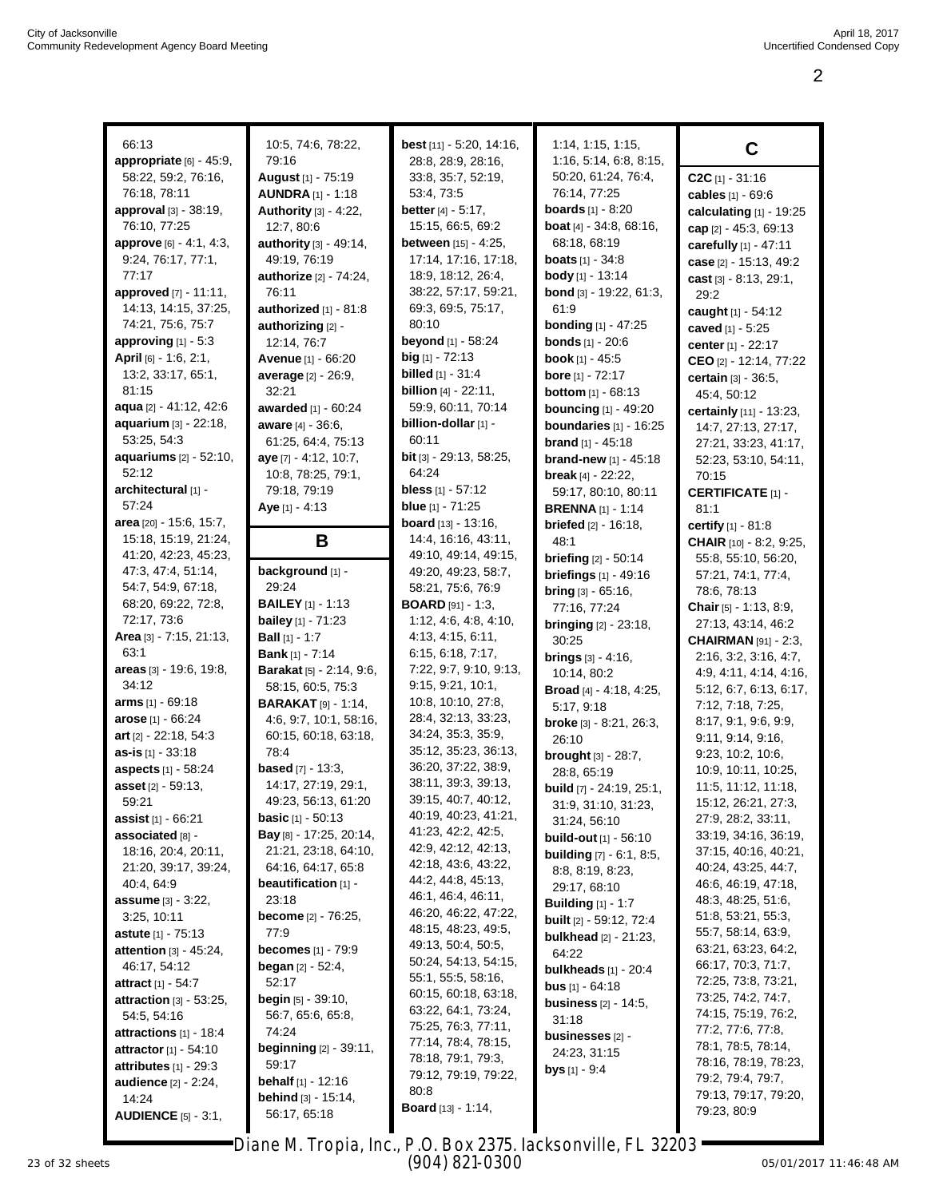66:13
**appropriate** [6] - 45:9, 58:22, 59:2, 76:16, 76:18, 78:11
**approval** [3] - 38:19, 76:10, 77:25
**approve** [6] - 4:1, 4:3, 9:24, 76:17, 77:1, 77:17
**approved** [7] - 11:11, 14:13, 14:15, 37:25, 74:21, 75:6, 75:7
**approving** [1] - 5:3
**April** [6] - 1:6, 2:1, 13:2, 33:17, 65:1, 81:15
**aqua** [2] - 41:12, 42:6
**aquarium** [3] - 22:18, 53:25, 54:3
**aquariums** [2] - 52:10, 52:12
**architectural** [1] - 57:24
**area** [20] - 15:6, 15:7, 15:18, 15:19, 21:24, 41:20, 42:23, 45:23, 47:3, 47:4, 51:14, 54:7, 54:9, 67:18, 68:20, 69:22, 72:8, 72:17, 73:6
**Area** [3] - 7:15, 21:13, 63:1
**areas** [3] - 19:6, 19:8, 34:12
**arms** [1] - 69:18
**arose** [1] - 66:24
**art** [2] - 22:18, 54:3
**as-is** [1] - 33:18
**aspects** [1] - 58:24
**asset** [2] - 59:13, 59:21
**assist** [1] - 66:21
**associated** [8] - 18:16, 20:4, 20:11, 21:20, 39:17, 39:24, 40:4, 64:9
**assume** [3] - 3:22, 3:25, 10:11
**astute** [1] - 75:13
**attention** [3] - 45:24, 46:17, 54:12
**attract** [1] - 54:7
**attraction** [3] - 53:25, 54:5, 54:16
**attractions** [1] - 18:4
**attractor** [1] - 54:10
**attributes** [1] - 29:3
**audience** [2] - 2:24, 14:24
**AUDIENCE** [5] - 3:1, 10:5, 74:6, 78:22, 79:16
**August** [1] - 75:19
**AUNDRA** [1] - 1:18
**Authority** [3] - 4:22, 12:7, 80:6
**authority** [3] - 49:14, 49:19, 76:19
**authorize** [2] - 74:24, 76:11
**authorized** [1] - 81:8
**authorizing** [2] - 12:14, 76:7
**Avenue** [1] - 66:20
**average** [2] - 26:9, 32:21
**awarded** [1] - 60:24
**aware** [4] - 36:6, 61:25, 64:4, 75:13
**aye** [7] - 4:12, 10:7, 10:8, 78:25, 79:1, 79:18, 79:19
**Aye** [1] - 4:13

## B

**background** [1] - 29:24
**BAILEY** [1] - 1:13
**bailey** [1] - 71:23
**Ball** [1] - 1:7
**Bank** [1] - 7:14
**Barakat** [5] - 2:14, 9:6, 58:15, 60:5, 75:3
**BARAKAT** [9] - 1:14, 4:6, 9:7, 10:1, 58:16, 60:15, 60:18, 63:18, 78:4
**based** [7] - 13:3, 14:17, 27:19, 29:1, 49:23, 56:13, 61:20
**basic** [1] - 50:13
**Bay** [8] - 17:25, 20:14, 21:21, 23:18, 64:10, 64:16, 64:17, 65:8
**beautification** [1] - 23:18
**become** [2] - 76:25, 77:9
**becomes** [1] - 79:9
**began** [2] - 52:4, 52:17
**begin** [5] - 39:10, 56:7, 65:6, 65:8, 74:24
**beginning** [2] - 39:11, 59:17
**behalf** [1] - 12:16
**behind** [3] - 15:14, 56:17, 65:18
**best** [11] - 5:20, 14:16, 28:8, 28:9, 28:16, 33:8, 35:7, 52:19, 53:4, 73:5
**better** [4] - 5:17, 15:15, 66:5, 69:2
**between** [15] - 4:25, 17:14, 17:16, 17:18, 18:9, 18:12, 26:4, 38:22, 57:17, 59:21, 69:3, 69:5, 75:17, 80:10
**beyond** [1] - 58:24
**big** [1] - 72:13
**billed** [1] - 31:4
**billion** [4] - 22:11, 59:9, 60:11, 70:14
**billion-dollar** [1] - 60:11
**bit** [3] - 29:13, 58:25, 64:24
**bless** [1] - 57:12
**blue** [1] - 71:25
**board** [13] - 13:16, 14:4, 16:16, 43:11, 49:10, 49:14, 49:15, 49:20, 49:23, 58:7, 58:21, 75:6, 76:9
**BOARD** [91] - 1:3, 1:12, 4:6, 4:8, 4:10, 4:13, 4:15, 6:11, 6:15, 6:18, 7:17, 7:22, 9:7, 9:10, 9:13, 9:15, 9:21, 10:1, 10:8, 10:10, 27:8, 28:4, 32:13, 33:23, 34:24, 35:3, 35:9, 35:12, 35:23, 36:13, 36:20, 37:22, 38:9, 38:11, 39:3, 39:13, 39:15, 40:7, 40:12, 40:19, 40:23, 41:21, 41:23, 42:2, 42:5, 42:9, 42:12, 42:13, 42:18, 43:6, 43:22, 44:2, 44:8, 45:13, 46:1, 46:4, 46:11, 46:20, 46:22, 47:22, 48:15, 48:23, 49:5, 49:13, 50:4, 50:5, 50:24, 54:13, 54:15, 55:1, 55:5, 58:16, 60:15, 60:18, 63:18, 63:22, 64:1, 73:24, 75:25, 76:3, 77:11, 77:14, 78:4, 78:15, 78:18, 79:1, 79:3, 79:12, 79:19, 79:22, 80:8
**Board** [13] - 1:14, 1:14, 1:15, 1:15, 1:16, 5:14, 6:8, 8:15, 50:20, 61:24, 76:4, 76:14, 77:25
**boards** [1] - 8:20
**boat** [4] - 34:8, 68:16, 68:18, 68:19
**boats** [1] - 34:8
**body** [1] - 13:14
**bond** [3] - 19:22, 61:3, 61:9
**bonding** [1] - 47:25
**bonds** [1] - 20:6
**book** [1] - 45:5
**bore** [1] - 72:17
**bottom** [1] - 68:13
**bouncing** [1] - 49:20
**boundaries** [1] - 16:25
**brand** [1] - 45:18
**brand-new** [1] - 45:18
**break** [4] - 22:22, 59:17, 80:10, 80:11
**BRENNA** [1] - 1:14
**briefed** [2] - 16:18, 48:1
**briefing** [2] - 50:14
**briefings** [1] - 49:16
**bring** [3] - 65:16, 77:16, 77:24
**bringing** [2] - 23:18, 30:25
**brings** [3] - 4:16, 10:14, 80:2
**Broad** [4] - 4:18, 4:25, 5:17, 9:18
**broke** [3] - 8:21, 26:3, 26:10
**brought** [3] - 28:7, 28:8, 65:19
**build** [7] - 24:19, 25:1, 31:9, 31:10, 31:23, 31:24, 56:10
**build-out** [1] - 56:10
**building** [7] - 6:1, 8:5, 8:8, 8:19, 8:23, 29:17, 68:10
**Building** [1] - 1:7
**built** [2] - 59:12, 72:4
**bulkhead** [2] - 21:23, 64:22
**bulkheads** [1] - 20:4
**bus** [1] - 64:18
**business** [2] - 14:5, 31:18
**businesses** [2] - 24:23, 31:15
**bys** [1] - 9:4

## C

**C2C** [1] - 31:16
**cables** [1] - 69:6
**calculating** [1] - 19:25
**cap** [2] - 45:3, 69:13
**carefully** [1] - 47:11
**case** [2] - 15:13, 49:2
**cast** [3] - 8:13, 29:1, 29:2
**caught** [1] - 54:12
**caved** [1] - 5:25
**center** [1] - 22:17
**CEO** [2] - 12:14, 77:22
**certain** [3] - 36:5, 45:4, 50:12
**certainly** [11] - 13:23, 14:7, 27:13, 27:17, 27:21, 33:23, 41:17, 52:23, 53:10, 54:11, 70:15
**CERTIFICATE** [1] - 81:1
**certify** [1] - 81:8
**CHAIR** [10] - 8:2, 9:25, 55:8, 55:10, 56:20, 57:21, 74:1, 77:4, 78:6, 78:13
**Chair** [5] - 1:13, 8:9, 27:13, 43:14, 46:2
**CHAIRMAN** [91] - 2:3, 2:16, 3:2, 3:16, 4:7, 4:9, 4:11, 4:14, 4:16, 5:12, 6:7, 6:13, 6:17, 7:12, 7:18, 7:25, 8:17, 9:1, 9:6, 9:9, 9:11, 9:14, 9:16, 9:23, 10:2, 10:6, 10:9, 10:11, 10:25, 11:5, 11:12, 11:18, 15:12, 26:21, 27:3, 27:9, 28:2, 33:11, 33:19, 34:16, 36:19, 37:15, 40:16, 40:21, 40:24, 43:25, 44:7, 46:6, 46:19, 47:18, 48:3, 48:25, 51:6, 51:8, 53:21, 55:3, 55:7, 58:14, 63:9, 63:21, 63:23, 64:2, 66:17, 70:3, 71:7, 72:25, 73:8, 73:21, 73:25, 74:2, 74:7, 74:15, 75:19, 76:2, 77:2, 77:6, 77:8, 78:1, 78:5, 78:14, 78:16, 78:19, 78:23, 79:2, 79:4, 79:7, 79:13, 79:17, 79:20, 79:23, 80:9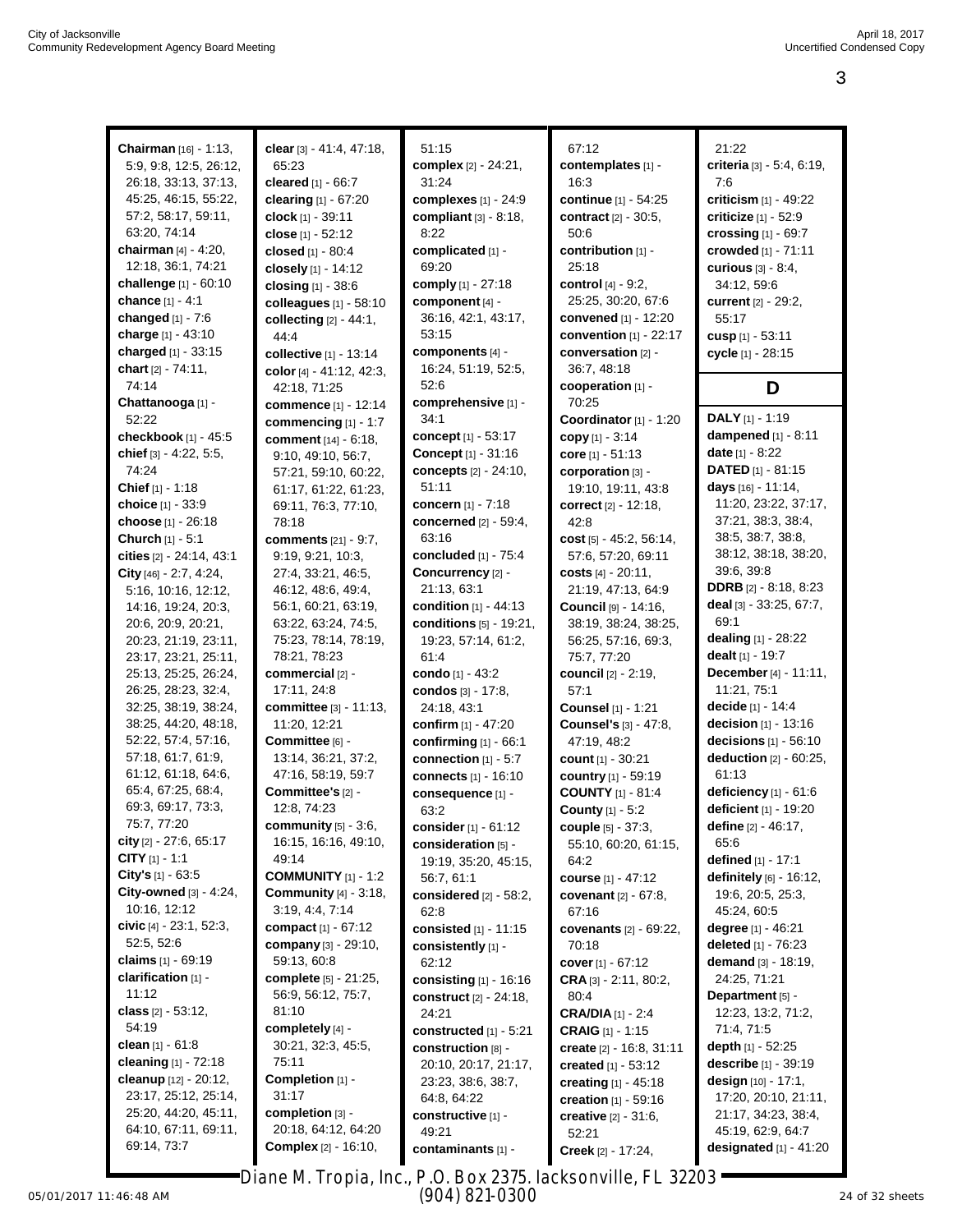**Chairman** [16] - 1:13, 5:9, 9:8, 12:5, 26:12, 26:18, 33:13, 37:13, 45:25, 46:15, 55:22, 57:2, 58:17, 59:11, 63:20, 74:14
**chairman** [4] - 4:20, 12:18, 36:1, 74:21
**challenge** [1] - 60:10
**chance** [1] - 4:1
**changed** [1] - 7:6
**charge** [1] - 43:10
**charged** [1] - 33:15
**chart** [2] - 74:11, 74:14
**Chattanooga** [1] - 52:22
**checkbook** [1] - 45:5
**chief** [3] - 4:22, 5:5, 74:24
**Chief** [1] - 1:18
**choice** [1] - 33:9
**choose** [1] - 26:18
**Church** [1] - 5:1
**cities** [2] - 24:14, 43:1
**City** [46] - 2:7, 4:24, 5:16, 10:16, 12:12, 14:16, 19:24, 20:3, 20:6, 20:9, 20:21, 20:23, 21:19, 23:11, 23:17, 23:21, 25:11, 25:13, 25:25, 26:24, 26:25, 28:23, 32:4, 32:25, 38:19, 38:24, 38:25, 44:20, 48:18, 52:22, 57:4, 57:16, 57:18, 61:7, 61:9, 61:12, 61:18, 64:6, 65:4, 67:25, 68:4, 69:3, 69:17, 73:3, 75:7, 77:20
**city** [2] - 27:6, 65:17
**CITY** [1] - 1:1
**City's** [1] - 63:5
**City-owned** [3] - 4:24, 10:16, 12:12
**civic** [4] - 23:1, 52:3, 52:5, 52:6
**claims** [1] - 69:19
**clarification** [1] - 11:12
**class** [2] - 53:12, 54:19
**clean** [1] - 61:8
**cleaning** [1] - 72:18
**cleanup** [12] - 20:12, 23:17, 25:12, 25:14, 25:20, 44:20, 45:11, 64:10, 67:11, 69:11, 69:14, 73:7
**clear** [3] - 41:4, 47:18, 65:23
**cleared** [1] - 66:7
**clearing** [1] - 67:20
**clock** [1] - 39:11
**close** [1] - 52:12
**closed** [1] - 80:4
**closely** [1] - 14:12
**closing** [1] - 38:6
**colleagues** [1] - 58:10
**collecting** [2] - 44:1, 44:4
**collective** [1] - 13:14
**color** [4] - 41:12, 42:3, 42:18, 71:25
**commence** [1] - 12:14
**commencing** [1] - 1:7
**comment** [14] - 6:18, 9:10, 49:10, 56:7, 57:21, 59:10, 60:22, 61:17, 61:22, 61:23, 69:11, 76:3, 77:10, 78:18
**comments** [21] - 9:7, 9:19, 9:21, 10:3, 27:4, 33:21, 46:5, 46:12, 48:6, 49:4, 56:1, 60:21, 63:19, 63:22, 63:24, 74:5, 75:23, 78:14, 78:19, 78:21, 78:23
**commercial** [2] - 17:11, 24:8
**committee** [3] - 11:13, 11:20, 12:21
**Committee** [6] - 13:14, 36:21, 37:2, 47:16, 58:19, 59:7
**Committee's** [2] - 12:8, 74:23
**community** [5] - 3:6, 16:15, 16:16, 49:10, 49:14
**COMMUNITY** [1] - 1:2
**Community** [4] - 3:18, 3:19, 4:4, 7:14
**compact** [1] - 67:12
**company** [3] - 29:10, 59:13, 60:8
**complete** [5] - 21:25, 56:9, 56:12, 75:7, 81:10
**completely** [4] - 30:21, 32:3, 45:5, 75:11
**Completion** [1] - 31:17
**completion** [3] - 20:18, 64:12, 64:20
**Complex** [2] - 16:10, 51:15
**complex** [2] - 24:21, 31:24
**complexes** [1] - 24:9
**compliant** [3] - 8:18, 8:22
**complicated** [1] - 69:20
**comply** [1] - 27:18
**component** [4] - 36:16, 42:1, 43:17, 53:15
**components** [4] - 16:24, 51:19, 52:5, 52:6
**comprehensive** [1] - 34:1
**concept** [1] - 53:17
**Concept** [1] - 31:16
**concepts** [2] - 24:10, 51:11
**concern** [1] - 7:18
**concerned** [2] - 59:4, 63:16
**concluded** [1] - 75:4
**Concurrency** [2] - 21:13, 63:1
**condition** [1] - 44:13
**conditions** [5] - 19:21, 19:23, 57:14, 61:2, 61:4
**condo** [1] - 43:2
**condos** [3] - 17:8, 24:18, 43:1
**confirm** [1] - 47:20
**confirming** [1] - 66:1
**connection** [1] - 5:7
**connects** [1] - 16:10
**consequence** [1] - 63:2
**consider** [1] - 61:12
**consideration** [5] - 19:19, 35:20, 45:15, 56:7, 61:1
**considered** [2] - 58:2, 62:8
**consisted** [1] - 11:15
**consistently** [1] - 62:12
**consisting** [1] - 16:16
**construct** [2] - 24:18, 24:21
**constructed** [1] - 5:21
**construction** [8] - 20:10, 20:17, 21:17, 23:23, 38:6, 38:7, 64:8, 64:22
**constructive** [1] - 49:21
**contaminants** [1] - 67:12
**contemplates** [1] - 16:3
**continue** [1] - 54:25
**contract** [2] - 30:5, 50:6
**contribution** [1] - 25:18
**control** [4] - 9:2, 25:25, 30:20, 67:6
**convened** [1] - 12:20
**convention** [1] - 22:17
**conversation** [2] - 36:7, 48:18
**cooperation** [1] - 70:25
**Coordinator** [1] - 1:20
**copy** [1] - 3:14
**core** [1] - 51:13
**corporation** [3] - 19:10, 19:11, 43:8
**correct** [2] - 12:18, 42:8
**cost** [5] - 45:2, 56:14, 57:6, 57:20, 69:11
**costs** [4] - 20:11, 21:19, 47:13, 64:9
**Council** [9] - 14:16, 38:19, 38:24, 38:25, 56:25, 57:16, 69:3, 75:7, 77:20
**council** [2] - 2:19, 57:1
**Counsel** [1] - 1:21
**Counsel's** [3] - 47:8, 47:19, 48:2
**count** [1] - 30:21
**country** [1] - 59:19
**COUNTY** [1] - 81:4
**County** [1] - 5:2
**couple** [5] - 37:3, 55:10, 60:20, 61:15, 64:2
**course** [1] - 47:12
**covenant** [2] - 67:8, 67:16
**covenants** [2] - 69:22, 70:18
**cover** [1] - 67:12
**CRA** [3] - 2:11, 80:2, 80:4
**CRA/DIA** [1] - 2:4
**CRAIG** [1] - 1:15
**create** [2] - 16:8, 31:11
**created** [1] - 53:12
**creating** [1] - 45:18
**creation** [1] - 59:16
**creative** [2] - 31:6, 52:21
**Creek** [2] - 17:24, 21:22
**criteria** [3] - 5:4, 6:19, 7:6
**criticism** [1] - 49:22
**criticize** [1] - 52:9
**crossing** [1] - 69:7
**crowded** [1] - 71:11
**curious** [3] - 8:4, 34:12, 59:6
**current** [2] - 29:2, 55:17
**cusp** [1] - 53:11
**cycle** [1] - 28:15

## D

**DALY** [1] - 1:19
**dampened** [1] - 8:11
**date** [1] - 8:22
**DATED** [1] - 81:15
**days** [16] - 11:14, 11:20, 23:22, 37:17, 37:21, 38:3, 38:4, 38:5, 38:7, 38:8, 38:12, 38:18, 38:20, 39:6, 39:8
**DDRB** [2] - 8:18, 8:23
**deal** [3] - 33:25, 67:7, 69:1
**dealing** [1] - 28:22
**dealt** [1] - 19:7
**December** [4] - 11:11, 11:21, 75:1
**decide** [1] - 14:4
**decision** [1] - 13:16
**decisions** [1] - 56:10
**deduction** [2] - 60:25, 61:13
**deficiency** [1] - 61:6
**deficient** [1] - 19:20
**define** [2] - 46:17, 65:6
**defined** [1] - 17:1
**definitely** [6] - 16:12, 19:6, 20:5, 25:3, 45:24, 60:5
**degree** [1] - 46:21
**deleted** [1] - 76:23
**demand** [3] - 18:19, 24:25, 71:21
**Department** [5] - 12:23, 13:2, 71:2, 71:4, 71:5
**depth** [1] - 52:25
**describe** [1] - 39:19
**design** [10] - 17:1, 17:20, 20:10, 21:11, 21:17, 34:23, 38:4, 45:19, 62:9, 64:7
**designated** [1] - 41:20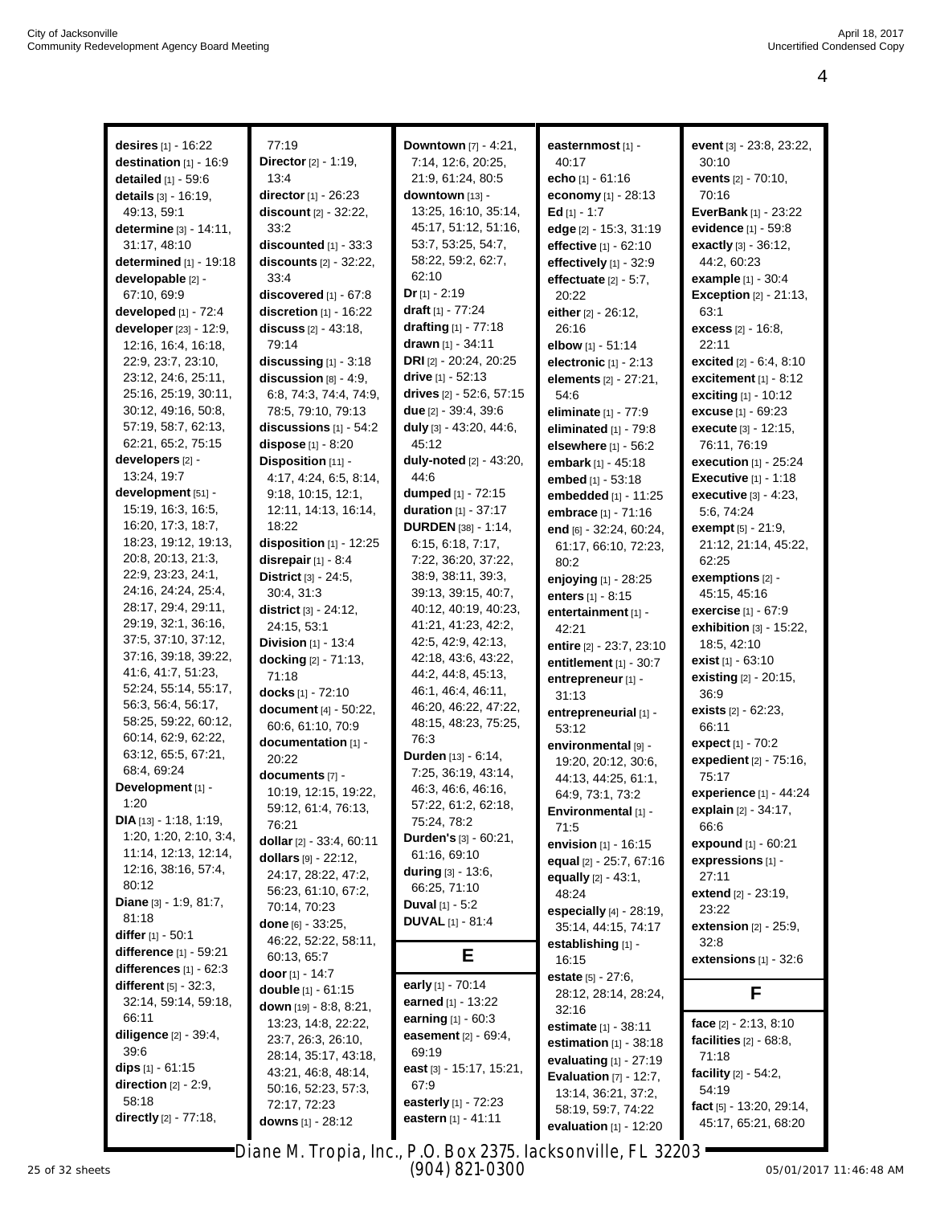**desires** [1] - 16:22
**destination** [1] - 16:9
**detailed** [1] - 59:6
**details** [3] - 16:19, 49:13, 59:1
**determine** [3] - 14:11, 31:17, 48:10
**determined** [1] - 19:18
**developable** [2] - 67:10, 69:9
**developed** [1] - 72:4
**developer** [23] - 12:9, 12:16, 16:4, 16:18, 22:9, 23:7, 23:10, 23:12, 24:6, 25:11, 25:16, 25:19, 30:11, 30:12, 49:16, 50:8, 57:19, 58:7, 62:13, 62:21, 65:2, 75:15
**developers** [2] - 13:24, 19:7
**development** [51] - 15:19, 16:3, 16:5, 16:20, 17:3, 18:7, 18:23, 19:12, 19:13, 20:8, 20:13, 21:3, 22:9, 23:23, 24:1, 24:16, 24:24, 25:4, 28:17, 29:4, 29:11, 29:19, 32:1, 36:16, 37:5, 37:10, 37:12, 37:16, 39:18, 39:22, 41:6, 41:7, 51:23, 52:24, 55:14, 55:17, 56:3, 56:4, 56:17, 58:25, 59:22, 60:12, 60:14, 62:9, 62:22, 63:12, 65:5, 67:21, 68:4, 69:24
**Development** [1] - 1:20
**DIA** [13] - 1:18, 1:19, 1:20, 1:20, 2:10, 3:4, 11:14, 12:13, 12:14, 12:16, 38:16, 57:4, 80:12
**Diane** [3] - 1:9, 81:7, 81:18
**differ** [1] - 50:1
**difference** [1] - 59:21
**differences** [1] - 62:3
**different** [5] - 32:3, 32:14, 59:14, 59:18, 66:11
**diligence** [2] - 39:4, 39:6
**dips** [1] - 61:15
**direction** [2] - 2:9, 58:18
**directly** [2] - 77:18, 77:19
**Director** [2] - 1:19, 13:4
**director** [1] - 26:23
**discount** [2] - 32:22, 33:2
**discounted** [1] - 33:3
**discounts** [2] - 32:22, 33:4
**discovered** [1] - 67:8
**discretion** [1] - 16:22
**discuss** [2] - 43:18, 79:14
**discussing** [1] - 3:18
**discussion** [8] - 4:9, 6:8, 74:3, 74:4, 74:9, 78:5, 79:10, 79:13
**discussions** [1] - 54:2
**dispose** [1] - 8:20
**Disposition** [11] - 4:17, 4:24, 6:5, 8:14, 9:18, 10:15, 12:1, 12:11, 14:13, 16:14, 18:22
**disposition** [1] - 12:25
**disrepair** [1] - 8:4
**District** [3] - 24:5, 30:4, 31:3
**district** [3] - 24:12, 24:15, 53:1
**Division** [1] - 13:4
**docking** [2] - 71:13, 71:18
**docks** [1] - 72:10
**document** [4] - 50:22, 60:6, 61:10, 70:9
**documentation** [1] - 20:22
**documents** [7] - 10:19, 12:15, 19:22, 59:12, 61:4, 76:13, 76:21
**dollar** [2] - 33:4, 60:11
**dollars** [9] - 22:12, 24:17, 28:22, 47:2, 56:23, 61:10, 67:2, 70:14, 70:23
**done** [6] - 33:25, 46:22, 52:22, 58:11, 60:13, 65:7
**door** [1] - 14:7
**double** [1] - 61:15
**down** [19] - 8:8, 8:21, 13:23, 14:8, 22:22, 23:7, 26:3, 26:10, 28:14, 35:17, 43:18, 43:21, 46:8, 48:14, 50:16, 52:23, 57:3, 72:17, 72:23
**downs** [1] - 28:12
**Downtown** [7] - 4:21, 7:14, 12:6, 20:25, 21:9, 61:24, 80:5
**downtown** [13] - 13:25, 16:10, 35:14, 45:17, 51:12, 51:16, 53:7, 53:25, 54:7, 58:22, 59:2, 62:7, 62:10
**Dr** [1] - 2:19
**draft** [1] - 77:24
**drafting** [1] - 77:18
**drawn** [1] - 34:11
**DRI** [2] - 20:24, 20:25
**drive** [1] - 52:13
**drives** [2] - 52:6, 57:15
**due** [2] - 39:4, 39:6
**duly** [3] - 43:20, 44:6, 45:12
**duly-noted** [2] - 43:20, 44:6
**dumped** [1] - 72:15
**duration** [1] - 37:17
**DURDEN** [38] - 1:14, 6:15, 6:18, 7:17, 7:22, 36:20, 37:22, 38:9, 38:11, 39:3, 39:13, 39:15, 40:7, 40:12, 40:19, 40:23, 41:21, 41:23, 42:2, 42:5, 42:9, 42:13, 42:18, 43:6, 43:22, 44:2, 44:8, 45:13, 46:1, 46:4, 46:11, 46:20, 46:22, 47:22, 48:15, 48:23, 75:25, 76:3
**Durden** [13] - 6:14, 7:25, 36:19, 43:14, 46:3, 46:6, 46:16, 57:22, 61:2, 62:18, 75:24, 78:2
**Durden's** [3] - 60:21, 61:16, 69:10
**during** [3] - 13:6, 66:25, 71:10
**Duval** [1] - 5:2
**DUVAL** [1] - 81:4

## E

**early** [1] - 70:14
**earned** [1] - 13:22
**earning** [1] - 60:3
**easement** [2] - 69:4, 69:19
**east** [3] - 15:17, 15:21, 67:9
**easterly** [1] - 72:23
**eastern** [1] - 41:11
**easternmost** [1] - 40:17
**echo** [1] - 61:16
**economy** [1] - 28:13
**Ed** [1] - 1:7
**edge** [2] - 15:3, 31:19
**effective** [1] - 62:10
**effectively** [1] - 32:9
**effectuate** [2] - 5:7, 20:22
**either** [2] - 26:12, 26:16
**elbow** [1] - 51:14
**electronic** [1] - 2:13
**elements** [2] - 27:21, 54:6
**eliminate** [1] - 77:9
**eliminated** [1] - 79:8
**elsewhere** [1] - 56:2
**embark** [1] - 45:18
**embed** [1] - 53:18
**embedded** [1] - 11:25
**embrace** [1] - 71:16
**end** [6] - 32:24, 60:24, 61:17, 66:10, 72:23, 80:2
**enjoying** [1] - 28:25
**enters** [1] - 8:15
**entertainment** [1] - 42:21
**entire** [2] - 23:7, 23:10
**entitlement** [1] - 30:7
**entrepreneur** [1] - 31:13
**entrepreneurial** [1] - 53:12
**environmental** [9] - 19:20, 20:12, 30:6, 44:13, 44:25, 61:1, 64:9, 73:1, 73:2
**Environmental** [1] - 71:5
**envision** [1] - 16:15
**equal** [2] - 25:7, 67:16
**equally** [2] - 43:1, 48:24
**especially** [4] - 28:19, 35:14, 44:15, 74:17
**establishing** [1] - 16:15
**estate** [5] - 27:6, 28:12, 28:14, 28:24, 32:16
**estimate** [1] - 38:11
**estimation** [1] - 38:18
**evaluating** [1] - 27:19
**Evaluation** [7] - 12:7, 13:14, 36:21, 37:2, 58:19, 59:7, 74:22
**evaluation** [1] - 12:20
**event** [3] - 23:8, 23:22, 30:10
**events** [2] - 70:10, 70:16
**EverBank** [1] - 23:22
**evidence** [1] - 59:8
**exactly** [3] - 36:12, 44:2, 60:23
**example** [1] - 30:4
**Exception** [2] - 21:13, 63:1
**excess** [2] - 16:8, 22:11
**excited** [2] - 6:4, 8:10
**excitement** [1] - 8:12
**exciting** [1] - 10:12
**excuse** [1] - 69:23
**execute** [3] - 12:15, 76:11, 76:19
**execution** [1] - 25:24
**Executive** [1] - 1:18
**executive** [3] - 4:23, 5:6, 74:24
**exempt** [5] - 21:9, 21:12, 21:14, 45:22, 62:25
**exemptions** [2] - 45:15, 45:16
**exercise** [1] - 67:9
**exhibition** [3] - 15:22, 18:5, 42:10
**exist** [1] - 63:10
**existing** [2] - 20:15, 36:9
**exists** [2] - 62:23, 66:11
**expect** [1] - 70:2
**expedient** [2] - 75:16, 75:17
**experience** [1] - 44:24
**explain** [2] - 34:17, 66:6
**expound** [1] - 60:21
**expressions** [1] - 27:11
**extend** [2] - 23:19, 23:22
**extension** [2] - 25:9, 32:8
**extensions** [1] - 32:6

## F

**face** [2] - 2:13, 8:10
**facilities** [2] - 68:8, 71:18
**facility** [2] - 54:2, 54:19
**fact** [5] - 13:20, 29:14, 45:17, 65:21, 68:20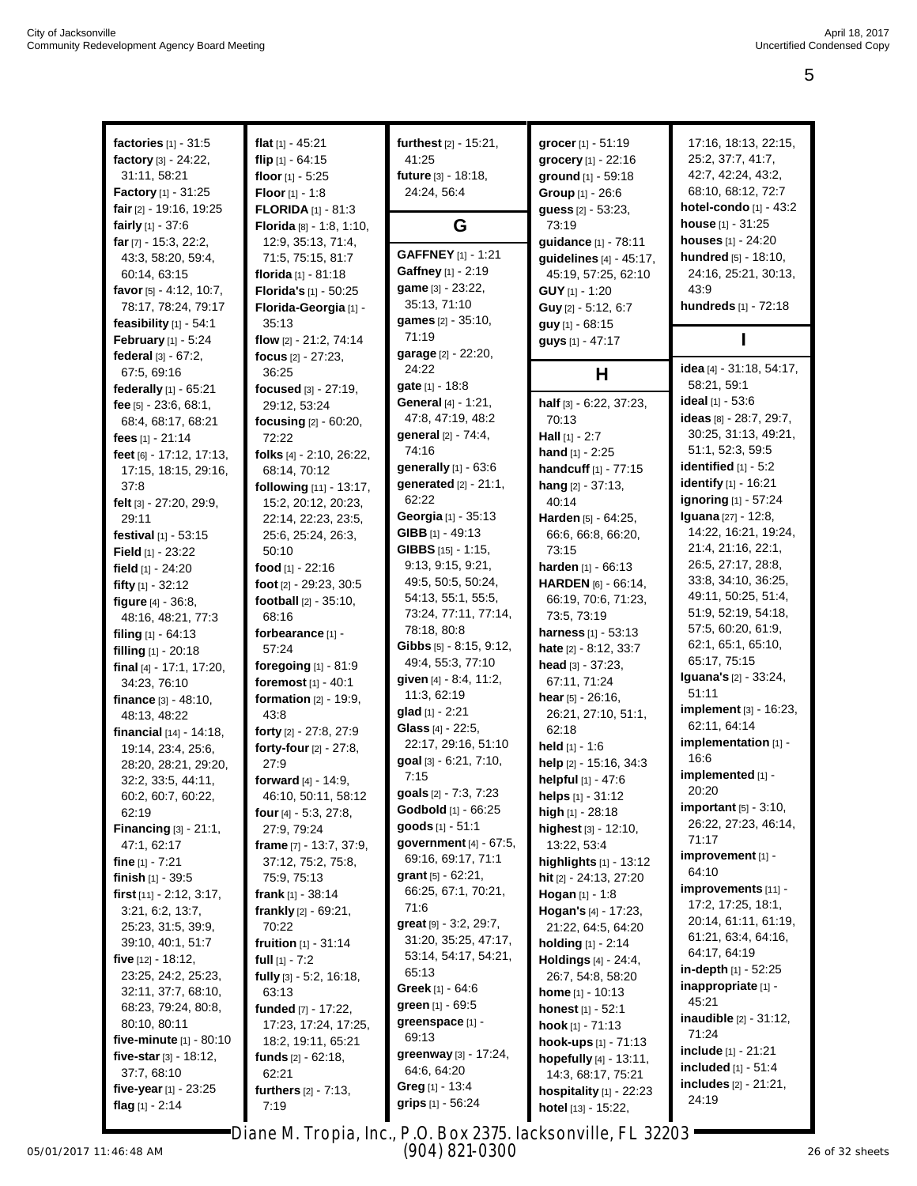**factories** [1] - 31:5
**factory** [3] - 24:22, 31:11, 58:21
**Factory** [1] - 31:25
**fair** [2] - 19:16, 19:25
**fairly** [1] - 37:6
**far** [7] - 15:3, 22:2, 43:3, 58:20, 59:4, 60:14, 63:15
**favor** [5] - 4:12, 10:7, 78:17, 78:24, 79:17
**feasibility** [1] - 54:1
**February** [1] - 5:24
**federal** [3] - 67:2, 67:5, 69:16
**federally** [1] - 65:21
**fee** [5] - 23:6, 68:1, 68:4, 68:17, 68:21
**fees** [1] - 21:14
**feet** [6] - 17:12, 17:13, 17:15, 18:15, 29:16, 37:8
**felt** [3] - 27:20, 29:9, 29:11
**festival** [1] - 53:15
**Field** [1] - 23:22
**field** [1] - 24:20
**fifty** [1] - 32:12
**figure** [4] - 36:8, 48:16, 48:21, 77:3
**filing** [1] - 64:13
**filling** [1] - 20:18
**final** [4] - 17:1, 17:20, 34:23, 76:10
**finance** [3] - 48:10, 48:13, 48:22
**financial** [14] - 14:18, 19:14, 23:4, 25:6, 28:20, 28:21, 29:20, 32:2, 33:5, 44:11, 60:2, 60:7, 60:22, 62:19
**Financing** [3] - 21:1, 47:1, 62:17
**fine** [1] - 7:21
**finish** [1] - 39:5
**first** [11] - 2:12, 3:17, 3:21, 6:2, 13:7, 25:23, 31:5, 39:9, 39:10, 40:1, 51:7
**five** [12] - 18:12, 23:25, 24:2, 25:23, 32:11, 37:7, 68:10, 68:23, 79:24, 80:8, 80:10, 80:11
**five-minute** [1] - 80:10
**five-star** [3] - 18:12, 37:7, 68:10
**five-year** [1] - 23:25
**flag** [1] - 2:14
**flat** [1] - 45:21
**flip** [1] - 64:15
**floor** [1] - 5:25
**Floor** [1] - 1:8
**FLORIDA** [1] - 81:3
**Florida** [8] - 1:8, 1:10, 12:9, 35:13, 71:4, 71:5, 75:15, 81:7
**florida** [1] - 81:18
**Florida's** [1] - 50:25
**Florida-Georgia** [1] - 35:13
**flow** [2] - 21:2, 74:14
**focus** [2] - 27:23, 36:25
**focused** [3] - 27:19, 29:12, 53:24
**focusing** [2] - 60:20, 72:22
**folks** [4] - 2:10, 26:22, 68:14, 70:12
**following** [11] - 13:17, 15:2, 20:12, 20:23, 22:14, 22:23, 23:5, 25:6, 25:24, 26:3, 50:10
**food** [1] - 22:16
**foot** [2] - 29:23, 30:5
**football** [2] - 35:10, 68:16
**forbearance** [1] - 57:24
**foregoing** [1] - 81:9
**foremost** [1] - 40:1
**formation** [2] - 19:9, 43:8
**forty** [2] - 27:8, 27:9
**forty-four** [2] - 27:8, 27:9
**forward** [4] - 14:9, 46:10, 50:11, 58:12
**four** [4] - 5:3, 27:8, 27:9, 79:24
**frame** [7] - 13:7, 37:9, 37:12, 75:2, 75:8, 75:9, 75:13
**frank** [1] - 38:14
**frankly** [2] - 69:21, 70:22
**fruition** [1] - 31:14
**full** [1] - 7:2
**fully** [3] - 5:2, 16:18, 63:13
**funded** [7] - 17:22, 17:23, 17:24, 17:25, 18:2, 19:11, 65:21
**funds** [2] - 62:18, 62:21
**furthers** [2] - 7:13, 7:19
**furthest** [2] - 15:21, 41:25
**future** [3] - 18:18, 24:24, 56:4

## G

**GAFFNEY** [1] - 1:21
**Gaffney** [1] - 2:19
**game** [3] - 23:22, 35:13, 71:10
**games** [2] - 35:10, 71:19
**garage** [2] - 22:20, 24:22
**gate** [1] - 18:8
**General** [4] - 1:21, 47:8, 47:19, 48:2
**general** [2] - 74:4, 74:16
**generally** [1] - 63:6
**generated** [2] - 21:1, 62:22
**Georgia** [1] - 35:13
**GIBB** [1] - 49:13
**GIBBS** [15] - 1:15, 9:13, 9:15, 9:21, 49:5, 50:5, 50:24, 54:13, 55:1, 55:5, 73:24, 77:11, 77:14, 78:18, 80:8
**Gibbs** [5] - 8:15, 9:12, 49:4, 55:3, 77:10
**given** [4] - 8:4, 11:2, 11:3, 62:19
**glad** [1] - 2:21
**Glass** [4] - 22:5, 22:17, 29:16, 51:10
**goal** [3] - 6:21, 7:10, 7:15
**goals** [2] - 7:3, 7:23
**Godbold** [1] - 66:25
**goods** [1] - 51:1
**government** [4] - 67:5, 69:16, 69:17, 71:1
**grant** [5] - 62:21, 66:25, 67:1, 70:21, 71:6
**great** [9] - 3:2, 29:7, 31:20, 35:25, 47:17, 53:14, 54:17, 54:21, 65:13
**Greek** [1] - 64:6
**green** [1] - 69:5
**greenspace** [1] - 69:13
**greenway** [3] - 17:24, 64:6, 64:20
**Greg** [1] - 13:4
**grips** [1] - 56:24
**grocer** [1] - 51:19
**grocery** [1] - 22:16
**ground** [1] - 59:18
**Group** [1] - 26:6
**guess** [2] - 53:23, 73:19
**guidance** [1] - 78:11
**guidelines** [4] - 45:17, 45:19, 57:25, 62:10
**GUY** [1] - 1:20
**Guy** [2] - 5:12, 6:7
**guy** [1] - 68:15
**guys** [1] - 47:17

## H

**half** [3] - 6:22, 37:23, 70:13
**Hall** [1] - 2:7
**hand** [1] - 2:25
**handcuff** [1] - 77:15
**hang** [2] - 37:13, 40:14
**Harden** [5] - 64:25, 66:6, 66:8, 66:20, 73:15
**harden** [1] - 66:13
**HARDEN** [6] - 66:14, 66:19, 70:6, 71:23, 73:5, 73:19
**harness** [1] - 53:13
**hate** [2] - 8:12, 33:7
**head** [3] - 37:23, 67:11, 71:24
**hear** [5] - 26:16, 26:21, 27:10, 51:1, 62:18
**held** [1] - 1:6
**help** [2] - 15:16, 34:3
**helpful** [1] - 47:6
**helps** [1] - 31:12
**high** [1] - 28:18
**highest** [3] - 12:10, 13:22, 53:4
**highlights** [1] - 13:12
**hit** [2] - 24:13, 27:20
**Hogan** [1] - 1:8
**Hogan's** [4] - 17:23, 21:22, 64:5, 64:20
**holding** [1] - 2:14
**Holdings** [4] - 24:4, 26:7, 54:8, 58:20
**home** [1] - 10:13
**honest** [1] - 52:1
**hook** [1] - 71:13
**hook-ups** [1] - 71:13
**hopefully** [4] - 13:11, 14:3, 68:17, 75:21
**hospitality** [1] - 22:23
**hotel** [13] - 15:22, 17:16, 18:13, 22:15, 25:2, 37:7, 41:7, 42:7, 42:24, 43:2, 68:10, 68:12, 72:7
**hotel-condo** [1] - 43:2
**house** [1] - 31:25
**houses** [1] - 24:20
**hundred** [5] - 18:10, 24:16, 25:21, 30:13, 43:9
**hundreds** [1] - 72:18

## I

**idea** [4] - 31:18, 54:17, 58:21, 59:1
**ideal** [1] - 53:6
**ideas** [8] - 28:7, 29:7, 30:25, 31:13, 49:21, 51:1, 52:3, 59:5
**identified** [1] - 5:2
**identify** [1] - 16:21
**ignoring** [1] - 57:24
**Iguana** [27] - 12:8, 14:22, 16:21, 19:24, 21:4, 21:16, 22:1, 26:5, 27:17, 28:8, 33:8, 34:10, 36:25, 49:11, 50:25, 51:4, 51:9, 52:19, 54:18, 57:5, 60:20, 61:9, 62:1, 65:1, 65:10, 65:17, 75:15
**Iguana's** [2] - 33:24, 51:11
**implement** [3] - 16:23, 62:11, 64:14
**implementation** [1] - 16:6
**implemented** [1] - 20:20
**important** [5] - 3:10, 26:22, 27:23, 46:14, 71:17
**improvement** [1] - 64:10
**improvements** [11] - 17:2, 17:25, 18:1, 20:14, 61:11, 61:19, 61:21, 63:4, 64:16, 64:17, 64:19
**in-depth** [1] - 52:25
**inappropriate** [1] - 45:21
**inaudible** [2] - 31:12, 71:24
**include** [1] - 21:21
**included** [1] - 51:4
**includes** [2] - 21:21, 24:19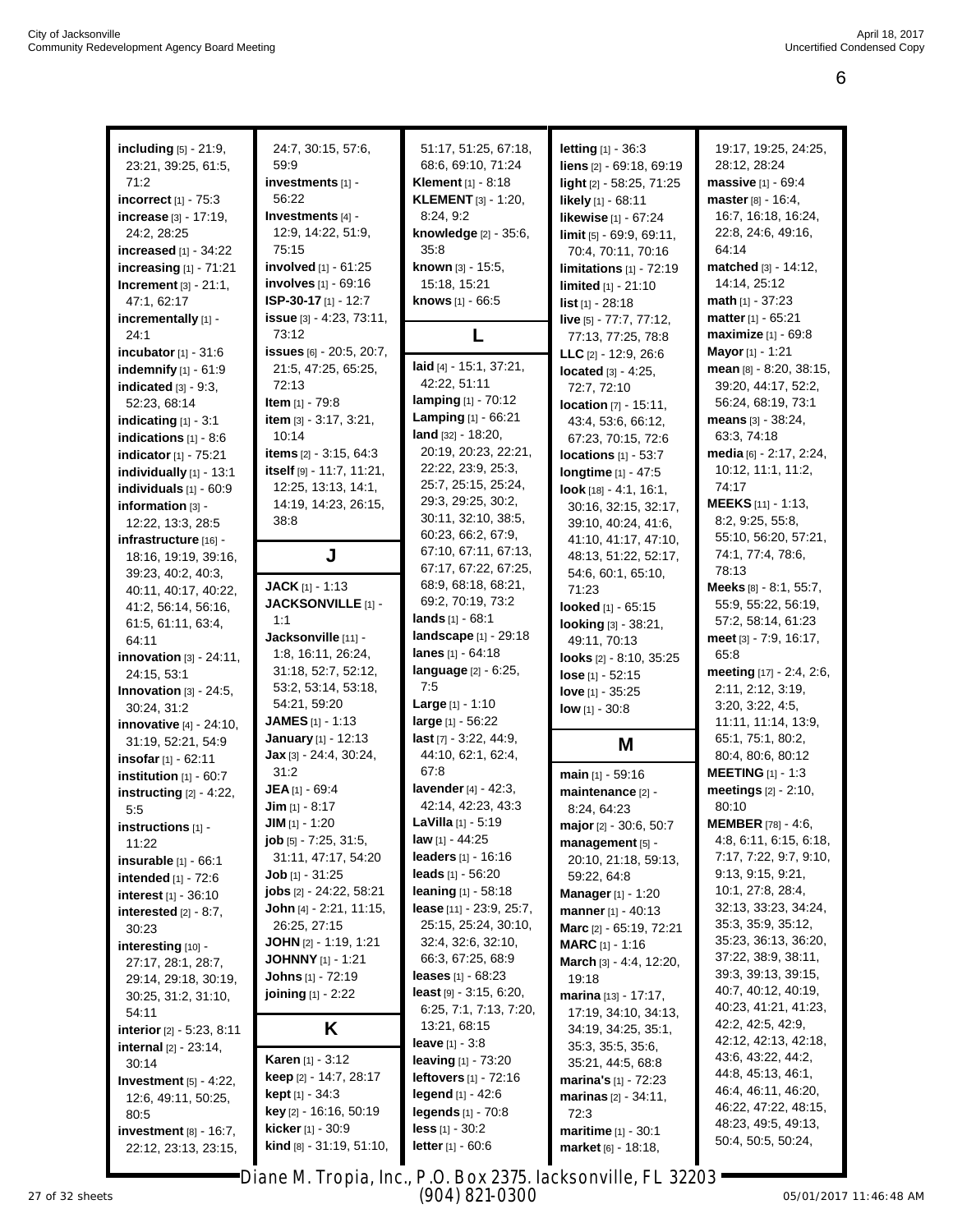**including** [5] - 21:9, 23:21, 39:25, 61:5, 71:2
**incorrect** [1] - 75:3
**increase** [3] - 17:19, 24:2, 28:25
**increased** [1] - 34:22
**increasing** [1] - 71:21
**Increment** [3] - 21:1, 47:1, 62:17
**incrementally** [1] - 24:1
**incubator** [1] - 31:6
**indemnify** [1] - 61:9
**indicated** [3] - 9:3, 52:23, 68:14
**indicating** [1] - 3:1
**indications** [1] - 8:6
**indicator** [1] - 75:21
**individually** [1] - 13:1
**individuals** [1] - 60:9
**information** [3] - 12:22, 13:3, 28:5
**infrastructure** [16] - 18:16, 19:19, 39:16, 39:23, 40:2, 40:3, 40:11, 40:17, 40:22, 41:2, 56:14, 56:16, 61:5, 61:11, 63:4, 64:11
**innovation** [3] - 24:11, 24:15, 53:1
**Innovation** [3] - 24:5, 30:24, 31:2
**innovative** [4] - 24:10, 31:19, 52:21, 54:9
**insofar** [1] - 62:11
**institution** [1] - 60:7
**instructing** [2] - 4:22, 5:5
**instructions** [1] - 11:22
**insurable** [1] - 66:1
**intended** [1] - 72:6
**interest** [1] - 36:10
**interested** [2] - 8:7, 30:23
**interesting** [10] - 27:17, 28:1, 28:7, 29:14, 29:18, 30:19, 30:25, 31:2, 31:10, 54:11
**interior** [2] - 5:23, 8:11
**internal** [2] - 23:14, 30:14
**Investment** [5] - 4:22, 12:6, 49:11, 50:25, 80:5
**investment** [8] - 16:7, 22:12, 23:13, 23:15, 24:7, 30:15, 57:6, 59:9
**investments** [1] - 56:22
**Investments** [4] - 12:9, 14:22, 51:9, 75:15
**involved** [1] - 61:25
**involves** [1] - 69:16
**ISP-30-17** [1] - 12:7
**issue** [3] - 4:23, 73:11, 73:12
**issues** [6] - 20:5, 20:7, 21:5, 47:25, 65:25, 72:13
**Item** [1] - 79:8
**item** [3] - 3:17, 3:21, 10:14
**items** [2] - 3:15, 64:3
**itself** [9] - 11:7, 11:21, 12:25, 13:13, 14:1, 14:19, 14:23, 26:15, 38:8

## J

**JACK** [1] - 1:13
**JACKSONVILLE** [1] - 1:1
**Jacksonville** [11] - 1:8, 16:11, 26:24, 31:18, 52:7, 52:12, 53:2, 53:14, 53:18, 54:21, 59:20
**JAMES** [1] - 1:13
**January** [1] - 12:13
**Jax** [3] - 24:4, 30:24, 31:2
**JEA** [1] - 69:4
**Jim** [1] - 8:17
**JIM** [1] - 1:20
**job** [5] - 7:25, 31:5, 31:11, 47:17, 54:20
**Job** [1] - 31:25
**jobs** [2] - 24:22, 58:21
**John** [4] - 2:21, 11:15, 26:25, 27:15
**JOHN** [2] - 1:19, 1:21
**JOHNNY** [1] - 1:21
**Johns** [1] - 72:19
**joining** [1] - 2:22

## K

**Karen** [1] - 3:12
**keep** [2] - 14:7, 28:17
**kept** [1] - 34:3
**key** [2] - 16:16, 50:19
**kicker** [1] - 30:9
**kind** [8] - 31:19, 51:10, 51:17, 51:25, 67:18, 68:6, 69:10, 71:24
**Klement** [1] - 8:18
**KLEMENT** [3] - 1:20, 8:24, 9:2
**knowledge** [2] - 35:6, 35:8
**known** [3] - 15:5, 15:18, 15:21
**knows** [1] - 66:5

## L

**laid** [4] - 15:1, 37:21, 42:22, 51:11
**lamping** [1] - 70:12
**Lamping** [1] - 66:21
**land** [32] - 18:20, 20:19, 20:23, 22:21, 22:22, 23:9, 25:3, 25:7, 25:15, 25:24, 29:3, 29:25, 30:2, 30:11, 32:10, 38:5, 60:23, 66:2, 67:9, 67:10, 67:11, 67:13, 67:17, 67:22, 67:25, 68:9, 68:18, 68:21, 69:2, 70:19, 73:2
**lands** [1] - 68:1
**landscape** [1] - 29:18
**lanes** [1] - 64:18
**language** [2] - 6:25, 7:5
**Large** [1] - 1:10
**large** [1] - 56:22
**last** [7] - 3:22, 44:9, 44:10, 62:1, 62:4, 67:8
**lavender** [4] - 42:3, 42:14, 42:23, 43:3
**LaVilla** [1] - 5:19
**law** [1] - 44:25
**leaders** [1] - 16:16
**leads** [1] - 56:20
**leaning** [1] - 58:18
**lease** [11] - 23:9, 25:7, 25:15, 25:24, 30:10, 32:4, 32:6, 32:10, 66:3, 67:25, 68:9
**leases** [1] - 68:23
**least** [9] - 3:15, 6:20, 6:25, 7:1, 7:13, 7:20, 13:21, 68:15
**leave** [1] - 3:8
**leaving** [1] - 73:20
**leftovers** [1] - 72:16
**legend** [1] - 42:6
**legends** [1] - 70:8
**less** [1] - 30:2
**letter** [1] - 60:6
**letting** [1] - 36:3
**liens** [2] - 69:18, 69:19
**light** [2] - 58:25, 71:25
**likely** [1] - 68:11
**likewise** [1] - 67:24
**limit** [5] - 69:9, 69:11, 70:4, 70:11, 70:16
**limitations** [1] - 72:19
**limited** [1] - 21:10
**list** [1] - 28:18
**live** [5] - 77:7, 77:12, 77:13, 77:25, 78:8
**LLC** [2] - 12:9, 26:6
**located** [3] - 4:25, 72:7, 72:10
**location** [7] - 15:11, 43:4, 53:6, 66:12, 67:23, 70:15, 72:6
**locations** [1] - 53:7
**longtime** [1] - 47:5
**look** [18] - 4:1, 16:1, 30:16, 32:15, 32:17, 39:10, 40:24, 41:6, 41:10, 41:17, 47:10, 48:13, 51:22, 52:17, 54:6, 60:1, 65:10, 71:23
**looked** [1] - 65:15
**looking** [3] - 38:21, 49:11, 70:13
**looks** [2] - 8:10, 35:25
**lose** [1] - 52:15
**love** [1] - 35:25
**low** [1] - 30:8

## M

**main** [1] - 59:16
**maintenance** [2] - 8:24, 64:23
**major** [2] - 30:6, 50:7
**management** [5] - 20:10, 21:18, 59:13, 59:22, 64:8
**Manager** [1] - 1:20
**manner** [1] - 40:13
**Marc** [2] - 65:19, 72:21
**MARC** [1] - 1:16
**March** [3] - 4:4, 12:20, 19:18
**marina** [13] - 17:17, 17:19, 34:10, 34:13, 34:19, 34:25, 35:1, 35:3, 35:5, 35:6, 35:21, 44:5, 68:8
**marina's** [1] - 72:23
**marinas** [2] - 34:11, 72:3
**maritime** [1] - 30:1
**market** [6] - 18:18, 19:17, 19:25, 24:25, 28:12, 28:24
**massive** [1] - 69:4
**master** [8] - 16:4, 16:7, 16:18, 16:24, 22:8, 24:6, 49:16, 64:14
**matched** [3] - 14:12, 14:14, 25:12
**math** [1] - 37:23
**matter** [1] - 65:21
**maximize** [1] - 69:8
**Mayor** [1] - 1:21
**mean** [8] - 8:20, 38:15, 39:20, 44:17, 52:2, 56:24, 68:19, 73:1
**means** [3] - 38:24, 63:3, 74:18
**media** [6] - 2:17, 2:24, 10:12, 11:1, 11:2, 74:17
**MEEKS** [11] - 1:13, 8:2, 9:25, 55:8, 55:10, 56:20, 57:21, 74:1, 77:4, 78:6, 78:13
**Meeks** [8] - 8:1, 55:7, 55:9, 55:22, 56:19, 57:2, 58:14, 61:23
**meet** [3] - 7:9, 16:17, 65:8
**meeting** [17] - 2:4, 2:6, 2:11, 2:12, 3:19, 3:20, 3:22, 4:5, 11:11, 11:14, 13:9, 65:1, 75:1, 80:2, 80:4, 80:6, 80:12
**MEETING** [1] - 1:3
**meetings** [2] - 2:10, 80:10
**MEMBER** [78] - 4:6, 4:8, 6:11, 6:15, 6:18, 7:17, 7:22, 9:7, 9:10, 9:13, 9:15, 9:21, 10:1, 27:8, 28:4, 32:13, 33:23, 34:24, 35:3, 35:9, 35:12, 35:23, 36:13, 36:20, 37:22, 38:9, 38:11, 39:3, 39:13, 39:15, 40:7, 40:12, 40:19, 40:23, 41:21, 41:23, 42:2, 42:5, 42:9, 42:12, 42:13, 42:18, 43:6, 43:22, 44:2, 44:8, 45:13, 46:1, 46:4, 46:11, 46:20, 46:22, 47:22, 48:15, 48:23, 49:5, 49:13, 50:4, 50:5, 50:24,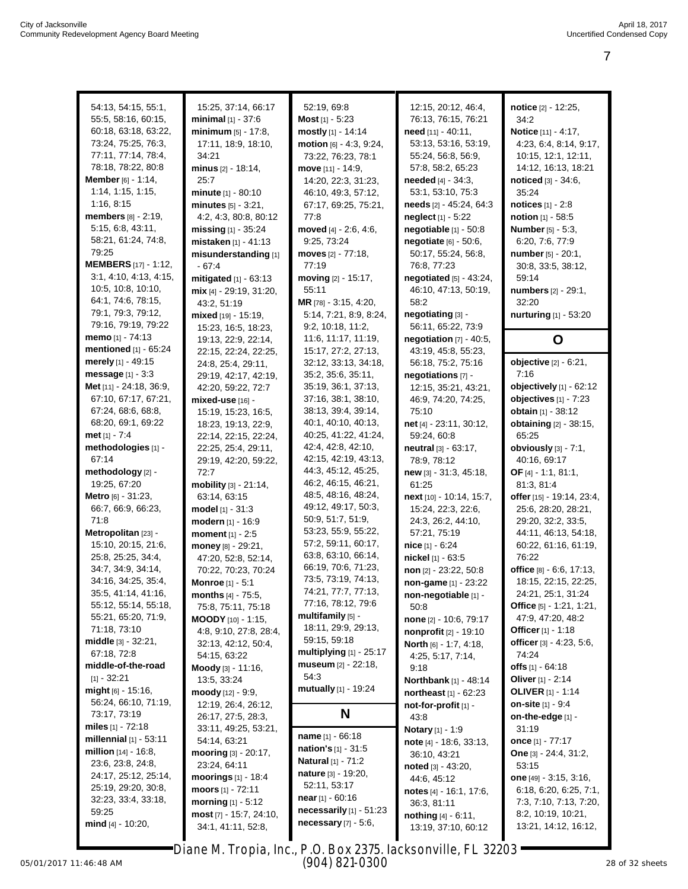54:13, 54:15, 55:1, 55:5, 58:16, 60:15, 60:18, 63:18, 63:22, 73:24, 75:25, 76:3, 77:11, 77:14, 78:4, 78:18, 78:22, 80:8
**Member** [6] - 1:14, 1:14, 1:15, 1:15, 1:16, 8:15
**members** [8] - 2:19, 5:15, 6:8, 43:11, 58:21, 61:24, 74:8, 79:25
**MEMBERS** [17] - 1:12, 3:1, 4:10, 4:13, 4:15, 10:5, 10:8, 10:10, 64:1, 74:6, 78:15, 79:1, 79:3, 79:12, 79:16, 79:19, 79:22
**memo** [1] - 74:13
**mentioned** [1] - 65:24
**merely** [1] - 49:15
**message** [1] - 3:3
**Met** [11] - 24:18, 36:9, 67:10, 67:17, 67:21, 67:24, 68:6, 68:8, 68:20, 69:1, 69:22
**met** [1] - 7:4
**methodologies** [1] - 67:14
**methodology** [2] - 19:25, 67:20
**Metro** [6] - 31:23, 66:7, 66:9, 66:23, 71:8
**Metropolitan** [23] - 15:10, 20:15, 21:6, 25:8, 25:25, 34:4, 34:7, 34:9, 34:14, 34:16, 34:25, 35:4, 35:5, 41:14, 41:16, 55:12, 55:14, 55:18, 55:21, 65:20, 71:9, 71:18, 73:10
**middle** [3] - 32:21, 67:18, 72:8
**middle-of-the-road** [1] - 32:21
**might** [6] - 15:16, 56:24, 66:10, 71:19, 73:17, 73:19
**miles** [1] - 72:18
**millennial** [1] - 53:11
**million** [14] - 16:8, 23:6, 23:8, 24:8, 24:17, 25:12, 25:14, 25:19, 29:20, 30:8, 32:23, 33:4, 33:18, 59:25
**mind** [4] - 10:20, 15:25, 37:14, 66:17
**minimal** [1] - 37:6
**minimum** [5] - 17:8, 17:11, 18:9, 18:10, 34:21
**minus** [2] - 18:14, 25:7
**minute** [1] - 80:10
**minutes** [5] - 3:21, 4:2, 4:3, 80:8, 80:12
**missing** [1] - 35:24
**mistaken** [1] - 41:13
**misunderstanding** [1] - 67:4
**mitigated** [1] - 63:13
**mix** [4] - 29:19, 31:20, 43:2, 51:19
**mixed** [19] - 15:19, 15:23, 16:5, 18:23, 19:13, 22:9, 22:14, 22:15, 22:24, 22:25, 24:8, 25:4, 29:11, 29:19, 42:17, 42:19, 42:20, 59:22, 72:7
**mixed-use** [16] - 15:19, 15:23, 16:5, 18:23, 19:13, 22:9, 22:14, 22:15, 22:24, 22:25, 25:4, 29:11, 29:19, 42:20, 59:22, 72:7
**mobility** [3] - 21:14, 63:14, 63:15
**model** [1] - 31:3
**modern** [1] - 16:9
**moment** [1] - 2:5
**money** [8] - 29:21, 47:20, 52:8, 52:14, 70:22, 70:23, 70:24
**Monroe** [1] - 5:1
**months** [4] - 75:5, 75:8, 75:11, 75:18
**MOODY** [10] - 1:15, 4:8, 9:10, 27:8, 28:4, 32:13, 42:12, 50:4, 54:15, 63:22
**Moody** [3] - 11:16, 13:5, 33:24
**moody** [12] - 9:9, 12:19, 26:4, 26:12, 26:17, 27:5, 28:3, 33:11, 49:25, 53:21, 54:14, 63:21
**mooring** [3] - 20:17, 23:24, 64:11
**moorings** [1] - 18:4
**moors** [1] - 72:11
**morning** [1] - 5:12
**most** [7] - 15:7, 24:10, 34:1, 41:11, 52:8, 52:19, 69:8
**Most** [1] - 5:23
**mostly** [1] - 14:14
**motion** [6] - 4:3, 9:24, 73:22, 76:23, 78:1
**move** [11] - 14:9, 14:20, 22:3, 31:23, 46:10, 49:3, 57:12, 67:17, 69:25, 75:21, 77:8
**moved** [4] - 2:6, 4:6, 9:25, 73:24
**moves** [2] - 77:18, 77:19
**moving** [2] - 15:17, 55:11
**MR** [78] - 3:15, 4:20, 5:14, 7:21, 8:9, 8:24, 9:2, 10:18, 11:2, 11:6, 11:17, 11:19, 15:17, 27:2, 27:13, 32:12, 33:13, 34:18, 35:2, 35:6, 35:11, 35:19, 36:1, 37:13, 37:16, 38:1, 38:10, 38:13, 39:4, 39:14, 40:1, 40:10, 40:13, 40:25, 41:22, 41:24, 42:4, 42:8, 42:10, 42:15, 42:19, 43:13, 44:3, 45:12, 45:25, 46:2, 46:15, 46:21, 48:5, 48:16, 48:24, 49:12, 49:17, 50:3, 50:9, 51:7, 51:9, 53:23, 55:9, 55:22, 57:2, 59:11, 60:17, 63:8, 63:10, 66:14, 66:19, 70:6, 71:23, 73:5, 73:19, 74:13, 74:21, 77:7, 77:13, 77:16, 78:12, 79:6
**multifamily** [5] - 18:11, 29:9, 29:13, 59:15, 59:18
**multiplying** [1] - 25:17
**museum** [2] - 22:18, 54:3
**mutually** [1] - 19:24

## N

**name** [1] - 66:18
**nation's** [1] - 31:5
**Natural** [1] - 71:2
**nature** [3] - 19:20, 52:11, 53:17
**near** [1] - 60:16
**necessarily** [1] - 51:23
**necessary** [7] - 5:6, 12:15, 20:12, 46:4, 76:13, 76:15, 76:21
**need** [11] - 40:11, 53:13, 53:16, 53:19, 55:24, 56:8, 56:9, 57:8, 58:2, 65:23
**needed** [4] - 34:3, 53:1, 53:10, 75:3
**needs** [2] - 45:24, 64:3
**neglect** [1] - 5:22
**negotiable** [1] - 50:8
**negotiate** [6] - 50:6, 50:17, 55:24, 56:8, 76:8, 77:23
**negotiated** [5] - 43:24, 46:10, 47:13, 50:19, 58:2
**negotiating** [3] - 56:11, 65:22, 73:9
**negotiation** [7] - 40:5, 43:19, 45:8, 55:23, 56:18, 75:2, 75:16
**negotiations** [7] - 12:15, 35:21, 43:21, 46:9, 74:20, 74:25, 75:10
**net** [4] - 23:11, 30:12, 59:24, 60:8
**neutral** [3] - 63:17, 78:9, 78:12
**new** [3] - 31:3, 45:18, 61:25
**next** [10] - 10:14, 15:7, 15:24, 22:3, 22:6, 24:3, 26:2, 44:10, 57:21, 75:19
**nice** [1] - 6:24
**nickel** [1] - 63:5
**non** [2] - 23:22, 50:8
**non-game** [1] - 23:22
**non-negotiable** [1] - 50:8
**none** [2] - 10:6, 79:17
**nonprofit** [2] - 19:10
**North** [6] - 1:7, 4:18, 4:25, 5:17, 7:14, 9:18
**Northbank** [1] - 48:14
**northeast** [1] - 62:23
**not-for-profit** [1] - 43:8
**Notary** [1] - 1:9
**note** [4] - 18:6, 33:13, 36:10, 43:21
**noted** [3] - 43:20, 44:6, 45:12
**notes** [4] - 16:1, 17:6, 36:3, 81:11
**nothing** [4] - 6:11, 13:19, 37:10, 60:12
**notice** [2] - 12:25, 34:2
**Notice** [11] - 4:17, 4:23, 6:4, 8:14, 9:17, 10:15, 12:1, 12:11, 14:12, 16:13, 18:21
**noticed** [3] - 34:6, 35:24
**notices** [1] - 2:8
**notion** [1] - 58:5
**Number** [5] - 5:3, 6:20, 7:6, 77:9
**number** [5] - 20:1, 30:8, 33:5, 38:12, 59:14
**numbers** [2] - 29:1, 32:20
**nurturing** [1] - 53:20

## O

**objective** [2] - 6:21, 7:16
**objectively** [1] - 62:12
**objectives** [1] - 7:23
**obtain** [1] - 38:12
**obtaining** [2] - 38:15, 65:25
**obviously** [3] - 7:1, 40:16, 69:17
**OF** [4] - 1:1, 81:1, 81:3, 81:4
**offer** [15] - 19:14, 23:4, 25:6, 28:20, 28:21, 29:20, 32:2, 33:5, 44:11, 46:13, 54:18, 60:22, 61:16, 61:19, 76:22
**office** [8] - 6:6, 17:13, 18:15, 22:15, 22:25, 24:21, 25:1, 31:24
**Office** [5] - 1:21, 1:21, 47:9, 47:20, 48:2
**Officer** [1] - 1:18
**officer** [3] - 4:23, 5:6, 74:24
**offs** [1] - 64:18
**Oliver** [1] - 2:14
**OLIVER** [1] - 1:14
**on-site** [1] - 9:4
**on-the-edge** [1] - 31:19
**once** [1] - 77:17
**One** [3] - 24:4, 31:2, 53:15
**one** [49] - 3:15, 3:16, 6:18, 6:20, 6:25, 7:1, 7:3, 7:10, 7:13, 7:20, 8:2, 10:19, 10:21, 13:21, 14:12, 16:12,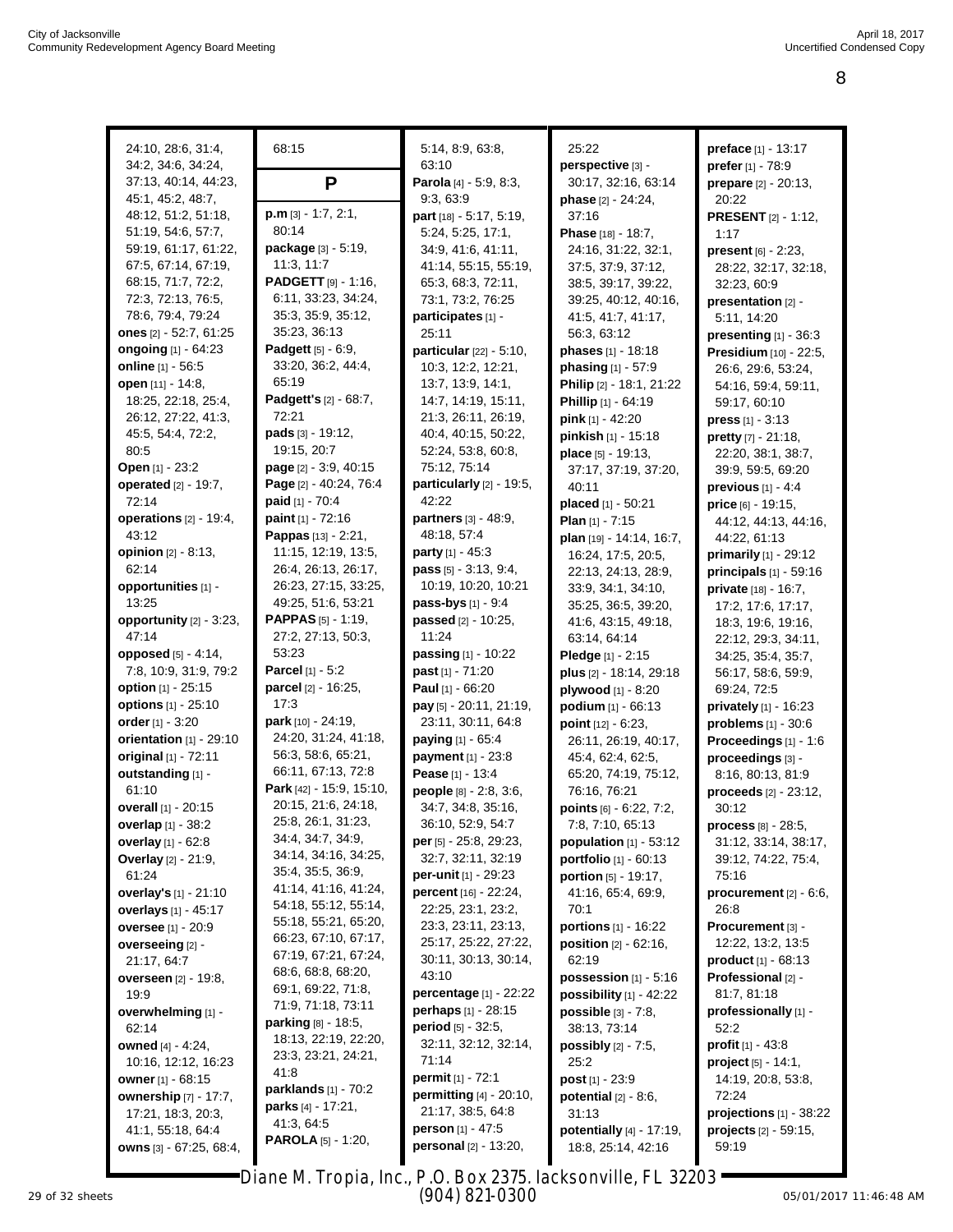24:10, 28:6, 31:4, 34:2, 34:6, 34:24, 37:13, 40:14, 44:23, 45:1, 45:2, 48:7, 48:12, 51:2, 51:18, 51:19, 54:6, 57:7, 59:19, 61:17, 61:22, 67:5, 67:14, 67:19, 68:15, 71:7, 72:2, 72:3, 72:13, 76:5, 78:6, 79:4, 79:24
**ones** [2] - 52:7, 61:25
**ongoing** [1] - 64:23
**online** [1] - 56:5
**open** [11] - 14:8, 18:25, 22:18, 25:4, 26:12, 27:22, 41:3, 45:5, 54:4, 72:2, 80:5
**Open** [1] - 23:2
**operated** [2] - 19:7, 72:14
**operations** [2] - 19:4, 43:12
**opinion** [2] - 8:13, 62:14
**opportunities** [1] - 13:25
**opportunity** [2] - 3:23, 47:14
**opposed** [5] - 4:14, 7:8, 10:9, 31:9, 79:2
**option** [1] - 25:15
**options** [1] - 25:10
**order** [1] - 3:20
**orientation** [1] - 29:10
**original** [1] - 72:11
**outstanding** [1] - 61:10
**overall** [1] - 20:15
**overlap** [1] - 38:2
**overlay** [1] - 62:8
**Overlay** [2] - 21:9, 61:24
**overlay's** [1] - 21:10
**overlays** [1] - 45:17
**oversee** [1] - 20:9
**overseeing** [2] - 21:17, 64:7
**overseen** [2] - 19:8, 19:9
**overwhelming** [1] - 62:14
**owned** [4] - 4:24, 10:16, 12:12, 16:23
**owner** [1] - 68:15
**ownership** [7] - 17:7, 17:21, 18:3, 20:3, 41:1, 55:18, 64:4
**owns** [3] - 67:25, 68:4, 68:15

## P

**p.m** [3] - 1:7, 2:1, 80:14
**package** [3] - 5:19, 11:3, 11:7
**PADGETT** [9] - 1:16, 6:11, 33:23, 34:24, 35:3, 35:9, 35:12, 35:23, 36:13
**Padgett** [5] - 6:9, 33:20, 36:2, 44:4, 65:19
**Padgett's** [2] - 68:7, 72:21
**pads** [3] - 19:12, 19:15, 20:7
**page** [2] - 3:9, 40:15
**Page** [2] - 40:24, 76:4
**paid** [1] - 70:4
**paint** [1] - 72:16
**Pappas** [13] - 2:21, 11:15, 12:19, 13:5, 26:4, 26:13, 26:17, 26:23, 27:15, 33:25, 49:25, 51:6, 53:21
**PAPPAS** [5] - 1:19, 27:2, 27:13, 50:3, 53:23
**Parcel** [1] - 5:2
**parcel** [2] - 16:25, 17:3
**park** [10] - 24:19, 24:20, 31:24, 41:18, 56:3, 58:6, 65:21, 66:11, 67:13, 72:8
**Park** [42] - 15:9, 15:10, 20:15, 21:6, 24:18, 25:8, 26:1, 31:23, 34:4, 34:7, 34:9, 34:14, 34:16, 34:25, 35:4, 35:5, 36:9, 41:14, 41:16, 41:24, 54:18, 55:12, 55:14, 55:18, 55:21, 65:20, 66:23, 67:10, 67:17, 67:19, 67:21, 67:24, 68:6, 68:8, 68:20, 69:1, 69:22, 71:8, 71:9, 71:18, 73:11
**parking** [8] - 18:5, 18:13, 22:19, 22:20, 23:3, 23:21, 24:21, 41:8
**parklands** [1] - 70:2
**parks** [4] - 17:21, 41:3, 64:5
**PAROLA** [5] - 1:20, 5:14, 8:9, 63:8, 63:10
**Parola** [4] - 5:9, 8:3, 9:3, 63:9
**part** [18] - 5:17, 5:19, 5:24, 5:25, 17:1, 34:9, 41:6, 41:11, 41:14, 55:15, 55:19, 65:3, 68:3, 72:11, 73:1, 73:2, 76:25
**participates** [1] - 25:11
**particular** [22] - 5:10, 10:3, 12:2, 12:21, 13:7, 13:9, 14:1, 14:7, 14:19, 15:11, 21:3, 26:11, 26:19, 40:4, 40:15, 50:22, 52:24, 53:8, 60:8, 75:12, 75:14
**particularly** [2] - 19:5, 42:22
**partners** [3] - 48:9, 48:18, 57:4
**party** [1] - 45:3
**pass** [5] - 3:13, 9:4, 10:19, 10:20, 10:21
**pass-bys** [1] - 9:4
**passed** [2] - 10:25, 11:24
**passing** [1] - 10:22
**past** [1] - 71:20
**Paul** [1] - 66:20
**pay** [5] - 20:11, 21:19, 23:11, 30:11, 64:8
**paying** [1] - 65:4
**payment** [1] - 23:8
**Pease** [1] - 13:4
**people** [8] - 2:8, 3:6, 34:7, 34:8, 35:16, 36:10, 52:9, 54:7
**per** [5] - 25:8, 29:23, 32:7, 32:11, 32:19
**per-unit** [1] - 29:23
**percent** [16] - 22:24, 22:25, 23:1, 23:2, 23:3, 23:11, 23:13, 25:17, 25:22, 27:22, 30:11, 30:13, 30:14, 43:10
**percentage** [1] - 22:22
**perhaps** [1] - 28:15
**period** [5] - 32:5, 32:11, 32:12, 32:14, 71:14
**permit** [1] - 72:1
**permitting** [4] - 20:10, 21:17, 38:5, 64:8
**person** [1] - 47:5
**personal** [2] - 13:20, 25:22
**perspective** [3] - 30:17, 32:16, 63:14
**phase** [2] - 24:24, 37:16
**Phase** [18] - 18:7, 24:16, 31:22, 32:1, 37:5, 37:9, 37:12, 38:5, 39:17, 39:22, 39:25, 40:12, 40:16, 41:5, 41:7, 41:17, 56:3, 63:12
**phases** [1] - 18:18
**phasing** [1] - 57:9
**Philip** [2] - 18:1, 21:22
**Phillip** [1] - 64:19
**pink** [1] - 42:20
**pinkish** [1] - 15:18
**place** [5] - 19:13, 37:17, 37:19, 37:20, 40:11
**placed** [1] - 50:21
**Plan** [1] - 7:15
**plan** [19] - 14:14, 16:7, 16:24, 17:5, 20:5, 22:13, 24:13, 28:9, 33:9, 34:1, 34:10, 35:25, 36:5, 39:20, 41:6, 43:15, 49:18, 63:14, 64:14
**Pledge** [1] - 2:15
**plus** [2] - 18:14, 29:18
**plywood** [1] - 8:20
**podium** [1] - 66:13
**point** [12] - 6:23, 26:11, 26:19, 40:17, 45:4, 62:4, 62:5, 65:20, 74:19, 75:12, 76:16, 76:21
**points** [6] - 6:22, 7:2, 7:8, 7:10, 65:13
**population** [1] - 53:12
**portfolio** [1] - 60:13
**portion** [5] - 19:17, 41:16, 65:4, 69:9, 70:1
**portions** [1] - 16:22
**position** [2] - 62:16, 62:19
**possession** [1] - 5:16
**possibility** [1] - 42:22
**possible** [3] - 7:8, 38:13, 73:14
**possibly** [2] - 7:5, 25:2
**post** [1] - 23:9
**potential** [2] - 8:6, 31:13
**potentially** [4] - 17:19, 18:8, 25:14, 42:16
**preface** [1] - 13:17
**prefer** [1] - 78:9
**prepare** [2] - 20:13, 20:22
**PRESENT** [2] - 1:12, 1:17
**present** [6] - 2:23, 28:22, 32:17, 32:18, 32:23, 60:9
**presentation** [2] - 5:11, 14:20
**presenting** [1] - 36:3
**Presidium** [10] - 22:5, 26:6, 29:6, 53:24, 54:16, 59:4, 59:11, 59:17, 60:10
**press** [1] - 3:13
**pretty** [7] - 21:18, 22:20, 38:1, 38:7, 39:9, 59:5, 69:20
**previous** [1] - 4:4
**price** [6] - 19:15, 44:12, 44:13, 44:16, 44:22, 61:13
**primarily** [1] - 29:12
**principals** [1] - 59:16
**private** [18] - 16:7, 17:2, 17:6, 17:17, 18:3, 19:6, 19:16, 22:12, 29:3, 34:11, 34:25, 35:4, 35:7, 56:17, 58:6, 59:9, 69:24, 72:5
**privately** [1] - 16:23
**problems** [1] - 30:6
**Proceedings** [1] - 1:6
**proceedings** [3] - 8:16, 80:13, 81:9
**proceeds** [2] - 23:12, 30:12
**process** [8] - 28:5, 31:12, 33:14, 38:17, 39:12, 74:22, 75:4, 75:16
**procurement** [2] - 6:6, 26:8
**Procurement** [3] - 12:22, 13:2, 13:5
**product** [1] - 68:13
**Professional** [2] - 81:7, 81:18
**professionally** [1] - 52:2
**profit** [1] - 43:8
**project** [5] - 14:1, 14:19, 20:8, 53:8, 72:24
**projections** [1] - 38:22
**projects** [2] - 59:15, 59:19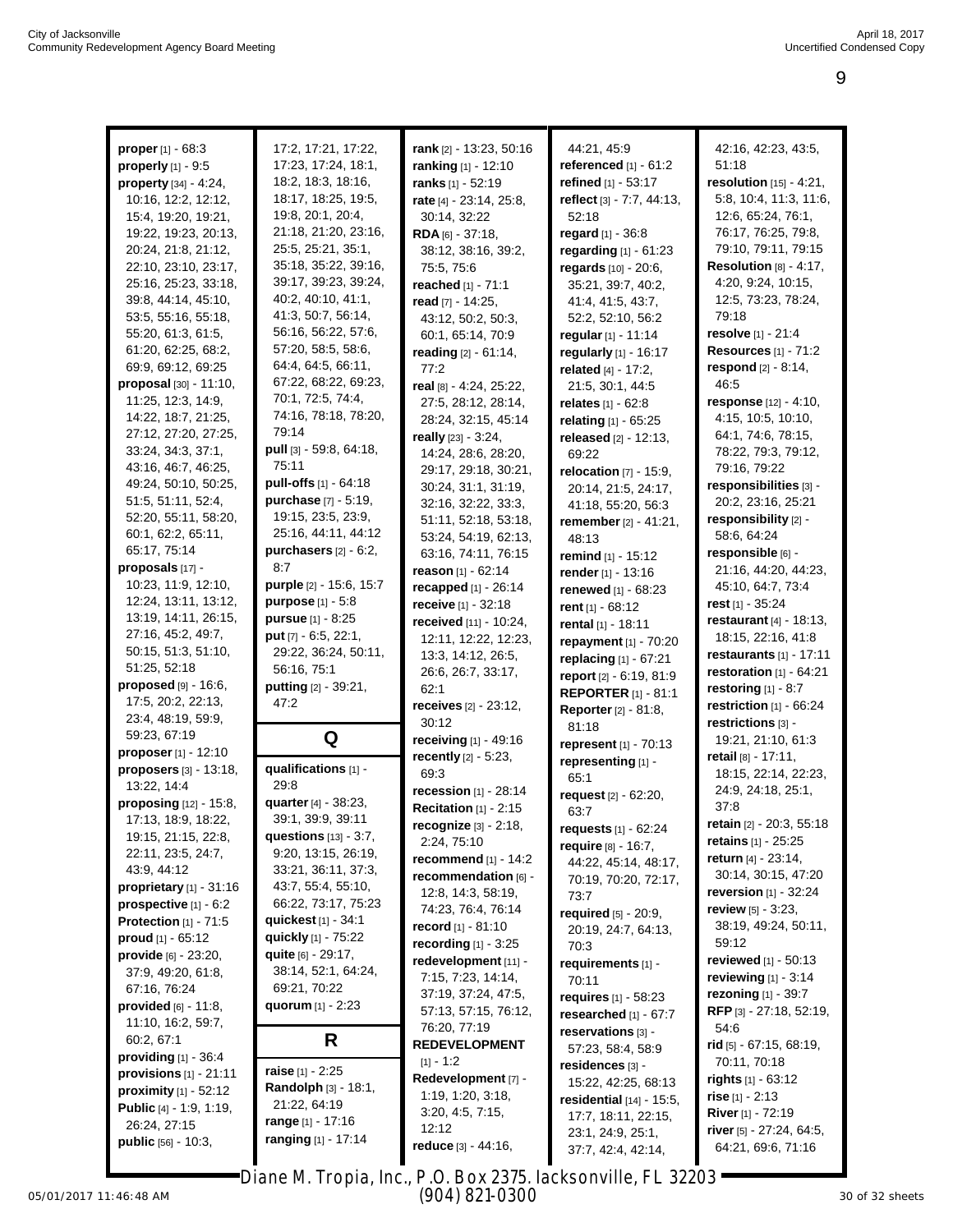**proper** [1] - 68:3
**properly** [1] - 9:5
**property** [34] - 4:24, 10:16, 12:2, 12:12, 15:4, 19:20, 19:21, 19:22, 19:23, 20:13, 20:24, 21:8, 21:12, 22:10, 23:10, 23:17, 25:16, 25:23, 33:18, 39:8, 44:14, 45:10, 53:5, 55:16, 55:18, 55:20, 61:3, 61:5, 61:20, 62:25, 68:2, 69:9, 69:12, 69:25
**proposal** [30] - 11:10, 11:25, 12:3, 14:9, 14:22, 18:7, 21:25, 27:12, 27:20, 27:25, 33:24, 34:3, 37:1, 43:16, 46:7, 46:25, 49:24, 50:10, 50:25, 51:5, 51:11, 52:4, 52:20, 55:11, 58:20, 60:1, 62:2, 65:11, 65:17, 75:14
**proposals** [17] - 10:23, 11:9, 12:10, 12:24, 13:11, 13:12, 13:19, 14:11, 26:15, 27:16, 45:2, 49:7, 50:15, 51:3, 51:10, 51:25, 52:18
**proposed** [9] - 16:6, 17:5, 20:2, 22:13, 23:4, 48:19, 59:9, 59:23, 67:19
**proposer** [1] - 12:10
**proposers** [3] - 13:18, 13:22, 14:4
**proposing** [12] - 15:8, 17:13, 18:9, 18:22, 19:15, 21:15, 22:8, 22:11, 23:5, 24:7, 43:9, 44:12
**proprietary** [1] - 31:16
**prospective** [1] - 6:2
**Protection** [1] - 71:5
**proud** [1] - 65:12
**provide** [6] - 23:20, 37:9, 49:20, 61:8, 67:16, 76:24
**provided** [6] - 11:8, 11:10, 16:2, 59:7, 60:2, 67:1
**providing** [1] - 36:4
**provisions** [1] - 21:11
**proximity** [1] - 52:12
**Public** [4] - 1:9, 1:19, 26:24, 27:15
**public** [56] - 10:3, 17:2, 17:21, 17:22, 17:23, 17:24, 18:1, 18:2, 18:3, 18:16, 18:17, 18:25, 19:5, 19:8, 20:1, 20:4, 21:18, 21:20, 23:16, 25:5, 25:21, 35:1, 35:18, 35:22, 39:16, 39:17, 39:23, 39:24, 40:2, 40:10, 41:1, 41:3, 50:7, 56:14, 56:16, 56:22, 57:6, 57:20, 58:5, 58:6, 64:4, 64:5, 66:11, 67:22, 68:22, 69:23, 70:1, 72:5, 74:4, 74:16, 78:18, 78:20, 79:14
**pull** [3] - 59:8, 64:18, 75:11
**pull-offs** [1] - 64:18
**purchase** [7] - 5:19, 19:15, 23:5, 23:9, 25:16, 44:11, 44:12
**purchasers** [2] - 6:2, 8:7
**purple** [2] - 15:6, 15:7
**purpose** [1] - 5:8
**pursue** [1] - 8:25
**put** [7] - 6:5, 22:1, 29:22, 36:24, 50:11, 56:16, 75:1
**putting** [2] - 39:21, 47:2

## Q

**qualifications** [1] - 29:8
**quarter** [4] - 38:23, 39:1, 39:9, 39:11
**questions** [13] - 3:7, 9:20, 13:15, 26:19, 33:21, 36:11, 37:3, 43:7, 55:4, 55:10, 66:22, 73:17, 75:23
**quickest** [1] - 34:1
**quickly** [1] - 75:22
**quite** [6] - 29:17, 38:14, 52:1, 64:24, 69:21, 70:22
**quorum** [1] - 2:23

## R

**raise** [1] - 2:25
**Randolph** [3] - 18:1, 21:22, 64:19
**range** [1] - 17:16
**ranging** [1] - 17:14
**rank** [2] - 13:23, 50:16
**ranking** [1] - 12:10
**ranks** [1] - 52:19
**rate** [4] - 23:14, 25:8, 30:14, 32:22
**RDA** [6] - 37:18, 38:12, 38:16, 39:2, 75:5, 75:6
**reached** [1] - 71:1
**read** [7] - 14:25, 43:12, 50:2, 50:3, 60:1, 65:14, 70:9
**reading** [2] - 61:14, 77:2
**real** [8] - 4:24, 25:22, 27:5, 28:12, 28:14, 28:24, 32:15, 45:14
**really** [23] - 3:24, 14:24, 28:6, 28:20, 29:17, 29:18, 30:21, 30:24, 31:1, 31:19, 32:16, 32:22, 33:3, 51:11, 52:18, 53:18, 53:24, 54:19, 62:13, 63:16, 74:11, 76:15
**reason** [1] - 62:14
**recapped** [1] - 26:14
**receive** [1] - 32:18
**received** [11] - 10:24, 12:11, 12:22, 12:23, 13:3, 14:12, 26:5, 26:6, 26:7, 33:17, 62:1
**receives** [2] - 23:12, 30:12
**receiving** [1] - 49:16
**recently** [2] - 5:23, 69:3
**recession** [1] - 28:14
**Recitation** [1] - 2:15
**recognize** [3] - 2:18, 2:24, 75:10
**recommend** [1] - 14:2
**recommendation** [6] - 12:8, 14:3, 58:19, 74:23, 76:4, 76:14
**record** [1] - 81:10
**recording** [1] - 3:25
**redevelopment** [11] - 7:15, 7:23, 14:14, 37:19, 37:24, 47:5, 57:13, 57:15, 76:12, 76:20, 77:19
**REDEVELOPMENT** [1] - 1:2
**Redevelopment** [7] - 1:19, 1:20, 3:18, 3:20, 4:5, 7:15, 12:12
**reduce** [3] - 44:16, 44:21, 45:9
**referenced** [1] - 61:2
**refined** [1] - 53:17
**reflect** [3] - 7:7, 44:13, 52:18
**regard** [1] - 36:8
**regarding** [1] - 61:23
**regards** [10] - 20:6, 35:21, 39:7, 40:2, 41:4, 41:5, 43:7, 52:2, 52:10, 56:2
**regular** [1] - 11:14
**regularly** [1] - 16:17
**related** [4] - 17:2, 21:5, 30:1, 44:5
**relates** [1] - 62:8
**relating** [1] - 65:25
**released** [2] - 12:13, 69:22
**relocation** [7] - 15:9, 20:14, 21:5, 24:17, 41:18, 55:20, 56:3
**remember** [2] - 41:21, 48:13
**remind** [1] - 15:12
**render** [1] - 13:16
**renewed** [1] - 68:23
**rent** [1] - 68:12
**rental** [1] - 18:11
**repayment** [1] - 70:20
**replacing** [1] - 67:21
**report** [2] - 6:19, 81:9
**REPORTER** [1] - 81:1
**Reporter** [2] - 81:8, 81:18
**represent** [1] - 70:13
**representing** [1] - 65:1
**request** [2] - 62:20, 63:7
**requests** [1] - 62:24
**require** [8] - 16:7, 44:22, 45:14, 48:17, 70:19, 70:20, 72:17, 73:7
**required** [5] - 20:9, 20:19, 24:7, 64:13, 70:3
**requirements** [1] - 70:11
**requires** [1] - 58:23
**researched** [1] - 67:7
**reservations** [3] - 57:23, 58:4, 58:9
**residences** [3] - 15:22, 42:25, 68:13
**residential** [14] - 15:5, 17:7, 18:11, 22:15, 23:1, 24:9, 25:1, 37:7, 42:4, 42:14, 42:16, 42:23, 43:5, 51:18
**resolution** [15] - 4:21, 5:8, 10:4, 11:3, 11:6, 12:6, 65:24, 76:1, 76:17, 76:25, 79:8, 79:10, 79:11, 79:15
**Resolution** [8] - 4:17, 4:20, 9:24, 10:15, 12:5, 73:23, 78:24, 79:18
**resolve** [1] - 21:4
**Resources** [1] - 71:2
**respond** [2] - 8:14, 46:5
**response** [12] - 4:10, 4:15, 10:5, 10:10, 64:1, 74:6, 78:15, 78:22, 79:3, 79:12, 79:16, 79:22
**responsibilities** [3] - 20:2, 23:16, 25:21
**responsibility** [2] - 58:6, 64:24
**responsible** [6] - 21:16, 44:20, 44:23, 45:10, 64:7, 73:4
**rest** [1] - 35:24
**restaurant** [4] - 18:13, 18:15, 22:16, 41:8
**restaurants** [1] - 17:11
**restoration** [1] - 64:21
**restoring** [1] - 8:7
**restriction** [1] - 66:24
**restrictions** [3] - 19:21, 21:10, 61:3
**retail** [8] - 17:11, 18:15, 22:14, 22:23, 24:9, 24:18, 25:1, 37:8
**retain** [2] - 20:3, 55:18
**retains** [1] - 25:25
**return** [4] - 23:14, 30:14, 30:15, 47:20
**reversion** [1] - 32:24
**review** [5] - 3:23, 38:19, 49:24, 50:11, 59:12
**reviewed** [1] - 50:13
**reviewing** [1] - 3:14
**rezoning** [1] - 39:7
**RFP** [3] - 27:18, 52:19, 54:6
**rid** [5] - 67:15, 68:19, 70:11, 70:18
**rights** [1] - 63:12
**rise** [1] - 2:13
**River** [1] - 72:19
**river** [5] - 27:24, 64:5, 64:21, 69:6, 71:16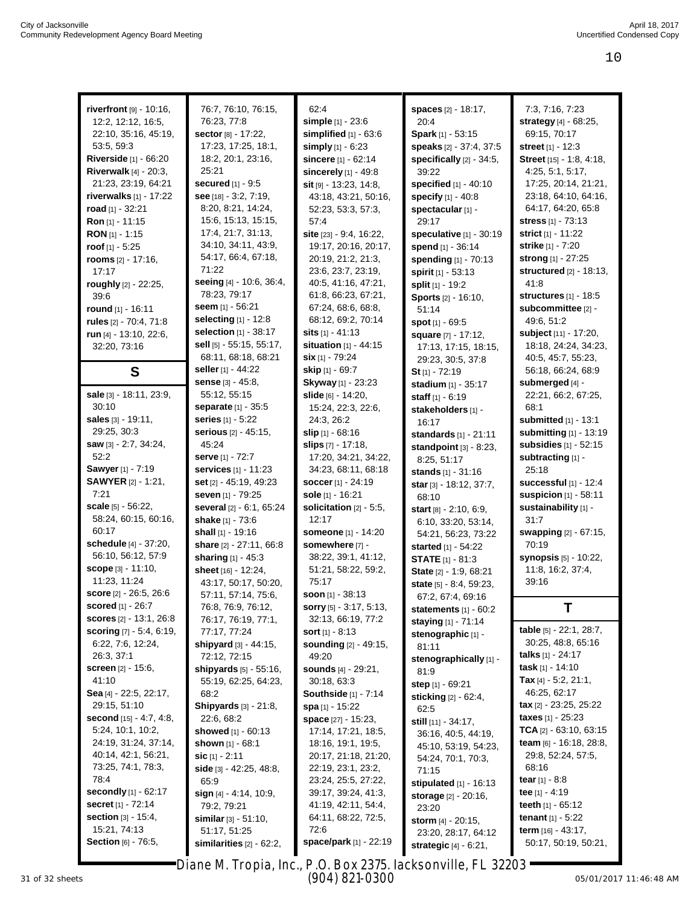**riverfront** [9] - 10:16, 12:2, 12:12, 16:5, 22:10, 35:16, 45:19, 53:5, 59:3
**Riverside** [1] - 66:20
**Riverwalk** [4] - 20:3, 21:23, 23:19, 64:21
**riverwalks** [1] - 17:22
**road** [1] - 32:21
**Ron** [1] - 11:15
**RON** [1] - 1:15
**roof** [1] - 5:25
**rooms** [2] - 17:16, 17:17
**roughly** [2] - 22:25, 39:6
**round** [1] - 16:11
**rules** [2] - 70:4, 71:8
**run** [4] - 13:10, 22:6, 32:20, 73:16

## S

**sale** [3] - 18:11, 23:9, 30:10
**sales** [3] - 19:11, 29:25, 30:3
**saw** [3] - 2:7, 34:24, 52:2
**Sawyer** [1] - 7:19
**SAWYER** [2] - 1:21, 7:21
**scale** [5] - 56:22, 58:24, 60:15, 60:16, 60:17
**schedule** [4] - 37:20, 56:10, 56:12, 57:9
**scope** [3] - 11:10, 11:23, 11:24
**score** [2] - 26:5, 26:6
**scored** [1] - 26:7
**scores** [2] - 13:1, 26:8
**scoring** [7] - 5:4, 6:19, 6:22, 7:6, 12:24, 26:3, 37:1
**screen** [2] - 15:6, 41:10
**Sea** [4] - 22:5, 22:17, 29:15, 51:10
**second** [15] - 4:7, 4:8, 5:24, 10:1, 10:2, 24:19, 31:24, 37:14, 40:14, 42:1, 56:21, 73:25, 74:1, 78:3, 78:4
**secondly** [1] - 62:17
**secret** [1] - 72:14
**section** [3] - 15:4, 15:21, 74:13
**Section** [6] - 76:5, 76:7, 76:10, 76:15, 76:23, 77:8
**sector** [8] - 17:22, 17:23, 17:25, 18:1, 18:2, 20:1, 23:16, 25:21
**secured** [1] - 9:5
**see** [18] - 3:2, 7:19, 8:20, 8:21, 14:24, 15:6, 15:13, 15:15, 17:4, 21:7, 31:13, 34:10, 34:11, 43:9, 54:17, 66:4, 67:18, 71:22
**seeing** [4] - 10:6, 36:4, 78:23, 79:17
**seem** [1] - 56:21
**selecting** [1] - 12:8
**selection** [1] - 38:17
**sell** [5] - 55:15, 55:17, 68:11, 68:18, 68:21
**seller** [1] - 44:22
**sense** [3] - 45:8, 55:12, 55:15
**separate** [1] - 35:5
**series** [1] - 5:22
**serious** [2] - 45:15, 45:24
**serve** [1] - 72:7
**services** [1] - 11:23
**set** [2] - 45:19, 49:23
**seven** [1] - 79:25
**several** [2] - 6:1, 65:24
**shake** [1] - 73:6
**shall** [1] - 19:16
**share** [2] - 27:11, 66:8
**sharing** [1] - 45:3
**sheet** [16] - 12:24, 43:17, 50:17, 50:20, 57:11, 57:14, 75:6, 76:8, 76:9, 76:12, 76:17, 76:19, 77:1, 77:17, 77:24
**shipyard** [3] - 44:15, 72:12, 72:15
**shipyards** [5] - 55:16, 55:19, 62:25, 64:23, 68:2
**Shipyards** [3] - 21:8, 22:6, 68:2
**showed** [1] - 60:13
**shown** [1] - 68:1
**sic** [1] - 2:11
**side** [3] - 42:25, 48:8, 65:9
**sign** [4] - 4:14, 10:9, 79:2, 79:21
**similar** [3] - 51:10, 51:17, 51:25
**similarities** [2] - 62:2, 62:4
**simple** [1] - 23:6
**simplified** [1] - 63:6
**simply** [1] - 6:23
**sincere** [1] - 62:14
**sincerely** [1] - 49:8
**sit** [9] - 13:23, 14:8, 43:18, 43:21, 50:16, 52:23, 53:3, 57:3, 57:4
**site** [23] - 9:4, 16:22, 19:17, 20:16, 20:17, 20:19, 21:2, 21:3, 23:6, 23:7, 23:19, 40:5, 41:16, 47:21, 61:8, 66:23, 67:21, 67:24, 68:6, 68:8, 68:12, 69:2, 70:14
**sits** [1] - 41:13
**situation** [1] - 44:15
**six** [1] - 79:24
**skip** [1] - 69:7
**Skyway** [1] - 23:23
**slide** [6] - 14:20, 15:24, 22:3, 22:6, 24:3, 26:2
**slip** [1] - 68:16
**slips** [7] - 17:18, 17:20, 34:21, 34:22, 34:23, 68:11, 68:18
**soccer** [1] - 24:19
**sole** [1] - 16:21
**solicitation** [2] - 5:5, 12:17
**someone** [1] - 14:20
**somewhere** [7] - 38:22, 39:1, 41:12, 51:21, 58:22, 59:2, 75:17
**soon** [1] - 38:13
**sorry** [5] - 3:17, 5:13, 32:13, 66:19, 77:2
**sort** [1] - 8:13
**sounding** [2] - 49:15, 49:20
**sounds** [4] - 29:21, 30:18, 63:3
**Southside** [1] - 7:14
**spa** [1] - 15:22
**space** [27] - 15:23, 17:14, 17:21, 18:5, 18:16, 19:1, 19:5, 20:17, 21:18, 21:20, 22:19, 23:1, 23:2, 23:24, 25:5, 27:22, 39:17, 39:24, 41:3, 41:19, 42:11, 54:4, 64:11, 68:22, 72:5, 72:6
**space/park** [1] - 22:19
**spaces** [2] - 18:17, 20:4
**Spark** [1] - 53:15
**speaks** [2] - 37:4, 37:5
**specifically** [2] - 34:5, 39:22
**specified** [1] - 40:10
**specify** [1] - 40:8
**spectacular** [1] - 29:17
**speculative** [1] - 30:19
**spend** [1] - 36:14
**spending** [1] - 70:13
**spirit** [1] - 53:13
**split** [1] - 19:2
**Sports** [2] - 16:10, 51:14
**spot** [1] - 69:5
**square** [7] - 17:12, 17:13, 17:15, 18:15, 29:23, 30:5, 37:8
**St** [1] - 72:19
**stadium** [1] - 35:17
**staff** [1] - 6:19
**stakeholders** [1] - 16:17
**standards** [1] - 21:11
**standpoint** [3] - 8:23, 8:25, 51:17
**stands** [1] - 31:16
**star** [3] - 18:12, 37:7, 68:10
**start** [8] - 2:10, 6:9, 6:10, 33:20, 53:14, 54:21, 56:23, 73:22
**started** [1] - 54:22
**STATE** [1] - 81:3
**State** [2] - 1:9, 68:21
**state** [5] - 8:4, 59:23, 67:2, 67:4, 69:16
**statements** [1] - 60:2
**staying** [1] - 71:14
**stenographic** [1] - 81:11
**stenographically** [1] - 81:9
**step** [1] - 69:21
**sticking** [2] - 62:4, 62:5
**still** [11] - 34:17, 36:16, 40:5, 44:19, 45:10, 53:19, 54:23, 54:24, 70:1, 70:3, 71:15
**stipulated** [1] - 16:13
**storage** [2] - 20:16, 23:20
**storm** [4] - 20:15, 23:20, 28:17, 64:12
**strategic** [4] - 6:21, 7:3, 7:16, 7:23
**strategy** [4] - 68:25, 69:15, 70:17
**street** [1] - 12:3
**Street** [15] - 1:8, 4:18, 4:25, 5:1, 5:17, 17:25, 20:14, 21:21, 23:18, 64:10, 64:16, 64:17, 64:20, 65:8
**stress** [1] - 73:13
**strict** [1] - 11:22
**strike** [1] - 7:20
**strong** [1] - 27:25
**structured** [2] - 18:13, 41:8
**structures** [1] - 18:5
**subcommittee** [2] - 49:6, 51:2
**subject** [11] - 17:20, 18:18, 24:24, 34:23, 40:5, 45:7, 55:23, 56:18, 66:24, 68:9
**submerged** [4] - 22:21, 66:2, 67:25, 68:1
**submitted** [1] - 13:1
**submitting** [1] - 13:19
**subsidies** [1] - 52:15
**subtracting** [1] - 25:18
**successful** [1] - 12:4
**suspicion** [1] - 58:11
**sustainability** [1] - 31:7
**swapping** [2] - 67:15, 70:19
**synopsis** [5] - 10:22, 11:8, 16:2, 37:4, 39:16

## T

**table** [5] - 22:1, 28:7, 30:25, 48:8, 65:16
**talks** [1] - 24:17
**task** [1] - 14:10
**Tax** [4] - 5:2, 21:1, 46:25, 62:17
**tax** [2] - 23:25, 25:22
**taxes** [1] - 25:23
**TCA** [2] - 63:10, 63:15
**team** [6] - 16:18, 28:8, 29:8, 52:24, 57:5, 68:16
**tear** [1] - 8:8
**tee** [1] - 4:19
**teeth** [1] - 65:12
**tenant** [1] - 5:22
**term** [16] - 43:17, 50:17, 50:19, 50:21,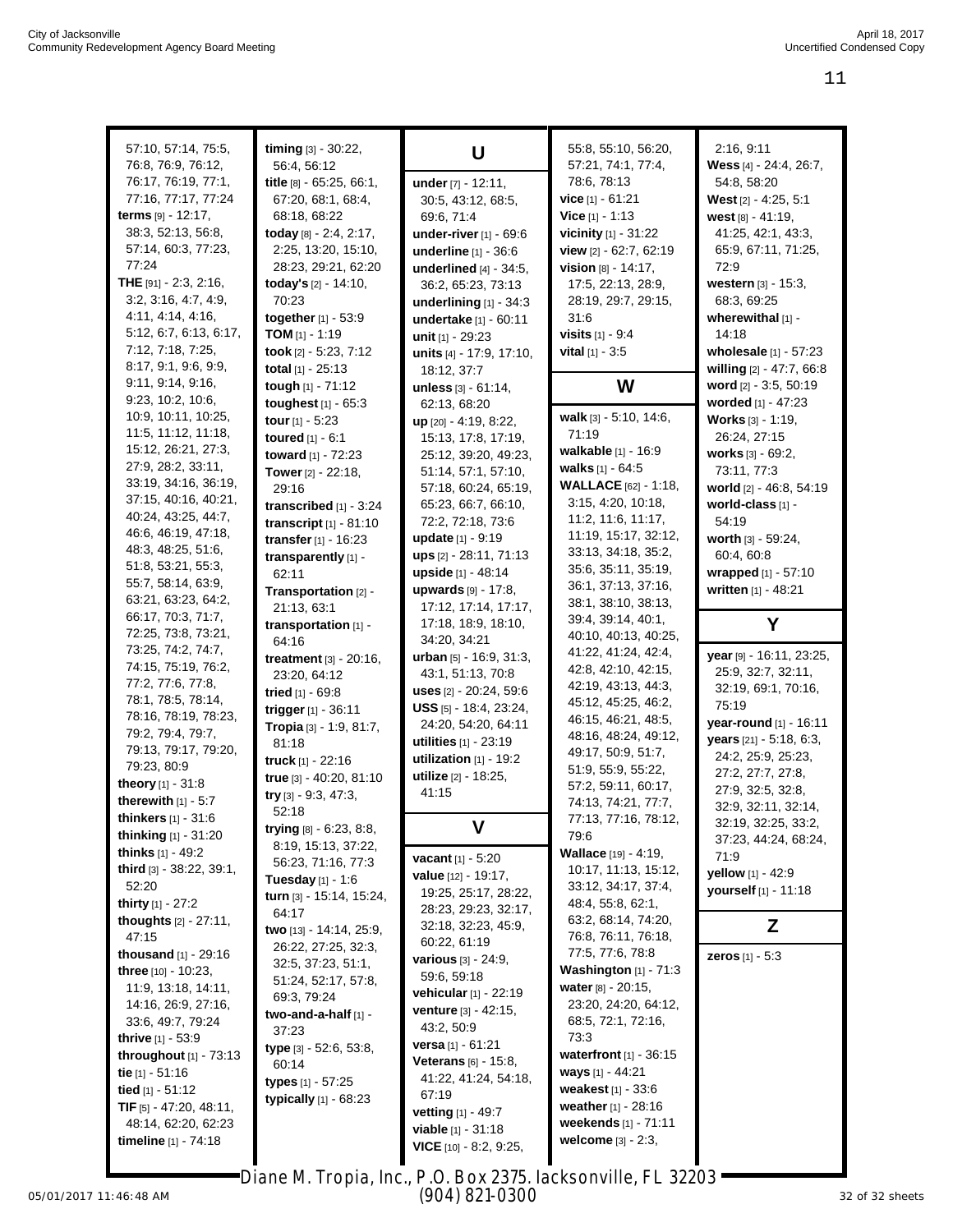57:10, 57:14, 75:5, 76:8, 76:9, 76:12, 76:17, 76:19, 77:1, 77:16, 77:17, 77:24
**terms** [9] - 12:17, 38:3, 52:13, 56:8, 57:14, 60:3, 77:23, 77:24
**THE** [91] - 2:3, 2:16, 3:2, 3:16, 4:7, 4:9, 4:11, 4:14, 4:16, 5:12, 6:7, 6:13, 6:17, 7:12, 7:18, 7:25, 8:17, 9:1, 9:6, 9:9, 9:11, 9:14, 9:16, 9:23, 10:2, 10:6, 10:9, 10:11, 10:25, 11:5, 11:12, 11:18, 15:12, 26:21, 27:3, 27:9, 28:2, 33:11, 33:19, 34:16, 36:19, 37:15, 40:16, 40:21, 40:24, 43:25, 44:7, 46:6, 46:19, 47:18, 48:3, 48:25, 51:6, 51:8, 53:21, 55:3, 55:7, 58:14, 63:9, 63:21, 63:23, 64:2, 66:17, 70:3, 71:7, 72:25, 73:8, 73:21, 73:25, 74:2, 74:7, 74:15, 75:19, 76:2, 77:2, 77:6, 77:8, 78:1, 78:5, 78:14, 78:16, 78:19, 78:23, 79:2, 79:4, 79:7, 79:13, 79:17, 79:20, 79:23, 80:9
**theory** [1] - 31:8
**therewith** [1] - 5:7
**thinkers** [1] - 31:6
**thinking** [1] - 31:20
**thinks** [1] - 49:2
**third** [3] - 38:22, 39:1, 52:20
**thirty** [1] - 27:2
**thoughts** [2] - 27:11, 47:15
**thousand** [1] - 29:16
**three** [10] - 10:23, 11:9, 13:18, 14:11, 14:16, 26:9, 27:16, 33:6, 49:7, 79:24
**thrive** [1] - 53:9
**throughout** [1] - 73:13
**tie** [1] - 51:16
**tied** [1] - 51:12
**TIF** [5] - 47:20, 48:11, 48:14, 62:20, 62:23
**timeline** [1] - 74:18
**timing** [3] - 30:22, 56:4, 56:12
**title** [8] - 65:25, 66:1, 67:20, 68:1, 68:4, 68:18, 68:22
**today** [8] - 2:4, 2:17, 2:25, 13:20, 15:10, 28:23, 29:21, 62:20
**today's** [2] - 14:10, 70:23
**together** [1] - 53:9
**TOM** [1] - 1:19
**took** [2] - 5:23, 7:12
**total** [1] - 25:13
**tough** [1] - 71:12
**toughest** [1] - 65:3
**tour** [1] - 5:23
**toured** [1] - 6:1
**toward** [1] - 72:23
**Tower** [2] - 22:18, 29:16
**transcribed** [1] - 3:24
**transcript** [1] - 81:10
**transfer** [1] - 16:23
**transparently** [1] - 62:11
**Transportation** [2] - 21:13, 63:1
**transportation** [1] - 64:16
**treatment** [3] - 20:16, 23:20, 64:12
**tried** [1] - 69:8
**trigger** [1] - 36:11
**Tropia** [3] - 1:9, 81:7, 81:18
**truck** [1] - 22:16
**true** [3] - 40:20, 81:10
**try** [3] - 9:3, 47:3, 52:18
**trying** [8] - 6:23, 8:8, 8:19, 15:13, 37:22, 56:23, 71:16, 77:3
**Tuesday** [1] - 1:6
**turn** [3] - 15:14, 15:24, 64:17
**two** [13] - 14:14, 25:9, 26:22, 27:25, 32:3, 32:5, 37:23, 51:1, 51:24, 52:17, 57:8, 69:3, 79:24
**two-and-a-half** [1] - 37:23
**type** [3] - 52:6, 53:8, 60:14
**types** [1] - 57:25
**typically** [1] - 68:23

## U

**under** [7] - 12:11, 30:5, 43:12, 68:5, 69:6, 71:4
**under-river** [1] - 69:6
**underline** [1] - 36:6
**underlined** [4] - 34:5, 36:2, 65:23, 73:13
**underlining** [1] - 34:3
**undertake** [1] - 60:11
**unit** [1] - 29:23
**units** [4] - 17:9, 17:10, 18:12, 37:7
**unless** [3] - 61:14, 62:13, 68:20
**up** [20] - 4:19, 8:22, 15:13, 17:8, 17:19, 25:12, 39:20, 49:23, 51:14, 57:1, 57:10, 57:18, 60:24, 65:19, 65:23, 66:7, 66:10, 72:2, 72:18, 73:6
**update** [1] - 9:19
**ups** [2] - 28:11, 71:13
**upside** [1] - 48:14
**upwards** [9] - 17:8, 17:12, 17:14, 17:17, 17:18, 18:9, 18:10, 34:20, 34:21
**urban** [5] - 16:9, 31:3, 43:1, 51:13, 70:8
**uses** [2] - 20:24, 59:6
**USS** [5] - 18:4, 23:24, 24:20, 54:20, 64:11
**utilities** [1] - 23:19
**utilization** [1] - 19:2
**utilize** [2] - 18:25, 41:15

## V

**vacant** [1] - 5:20
**value** [12] - 19:17, 19:25, 25:17, 28:22, 28:23, 29:23, 32:17, 32:18, 32:23, 45:9, 60:22, 61:19
**various** [3] - 24:9, 59:6, 59:18
**vehicular** [1] - 22:19
**venture** [3] - 42:15, 43:2, 50:9
**versa** [1] - 61:21
**Veterans** [6] - 15:8, 41:22, 41:24, 54:18, 67:19
**vetting** [1] - 49:7
**viable** [1] - 31:18
**VICE** [10] - 8:2, 9:25, 55:8, 55:10, 56:20, 57:21, 74:1, 77:4, 78:6, 78:13
**vice** [1] - 61:21
**Vice** [1] - 1:13
**vicinity** [1] - 31:22
**view** [2] - 62:7, 62:19
**vision** [8] - 14:17, 17:5, 22:13, 28:9, 28:19, 29:7, 29:15, 31:6
**visits** [1] - 9:4
**vital** [1] - 3:5

## W

**walk** [3] - 5:10, 14:6, 71:19
**walkable** [1] - 16:9
**walks** [1] - 64:5
**WALLACE** [62] - 1:18, 3:15, 4:20, 10:18, 11:2, 11:6, 11:17, 11:19, 15:17, 32:12, 33:13, 34:18, 35:2, 35:6, 35:11, 35:19, 36:1, 37:13, 37:16, 38:1, 38:10, 38:13, 39:4, 39:14, 40:1, 40:10, 40:13, 40:25, 41:22, 41:24, 42:4, 42:8, 42:10, 42:15, 42:19, 43:13, 44:3, 45:12, 45:25, 46:2, 46:15, 46:21, 48:5, 48:16, 48:24, 49:12, 49:17, 50:9, 51:7, 51:9, 55:9, 55:22, 57:2, 59:11, 60:17, 74:13, 74:21, 77:7, 77:13, 77:16, 78:12, 79:6
**Wallace** [19] - 4:19, 10:17, 11:13, 15:12, 33:12, 34:17, 37:4, 48:4, 55:8, 62:1, 63:2, 68:14, 74:20, 76:8, 76:11, 76:18, 77:5, 77:6, 78:8
**Washington** [1] - 71:3
**water** [8] - 20:15, 23:20, 24:20, 64:12, 68:5, 72:1, 72:16, 73:3
**waterfront** [1] - 36:15
**ways** [1] - 44:21
**weakest** [1] - 33:6
**weather** [1] - 28:16
**weekends** [1] - 71:11
**welcome** [3] - 2:3, 2:16, 9:11
**Wess** [4] - 24:4, 26:7, 54:8, 58:20
**West** [2] - 4:25, 5:1
**west** [8] - 41:19, 41:25, 42:1, 43:3, 65:9, 67:11, 71:25, 72:9
**western** [3] - 15:3, 68:3, 69:25
**wherewithal** [1] - 14:18
**wholesale** [1] - 57:23
**willing** [2] - 47:7, 66:8
**word** [2] - 3:5, 50:19
**worded** [1] - 47:23
**Works** [3] - 1:19, 26:24, 27:15
**works** [3] - 69:2, 73:11, 77:3
**world** [2] - 46:8, 54:19
**world-class** [1] - 54:19
**worth** [3] - 59:24, 60:4, 60:8
**wrapped** [1] - 57:10
**written** [1] - 48:21

## Y

**year** [9] - 16:11, 23:25, 25:9, 32:7, 32:11, 32:19, 69:1, 70:16, 75:19
**year-round** [1] - 16:11
**years** [21] - 5:18, 6:3, 24:2, 25:9, 25:23, 27:2, 27:7, 27:8, 27:9, 32:5, 32:8, 32:9, 32:11, 32:14, 32:19, 32:25, 33:2, 37:23, 44:24, 68:24, 71:9
**yellow** [1] - 42:9
**yourself** [1] - 11:18

## Z

**zeros** [1] - 5:3